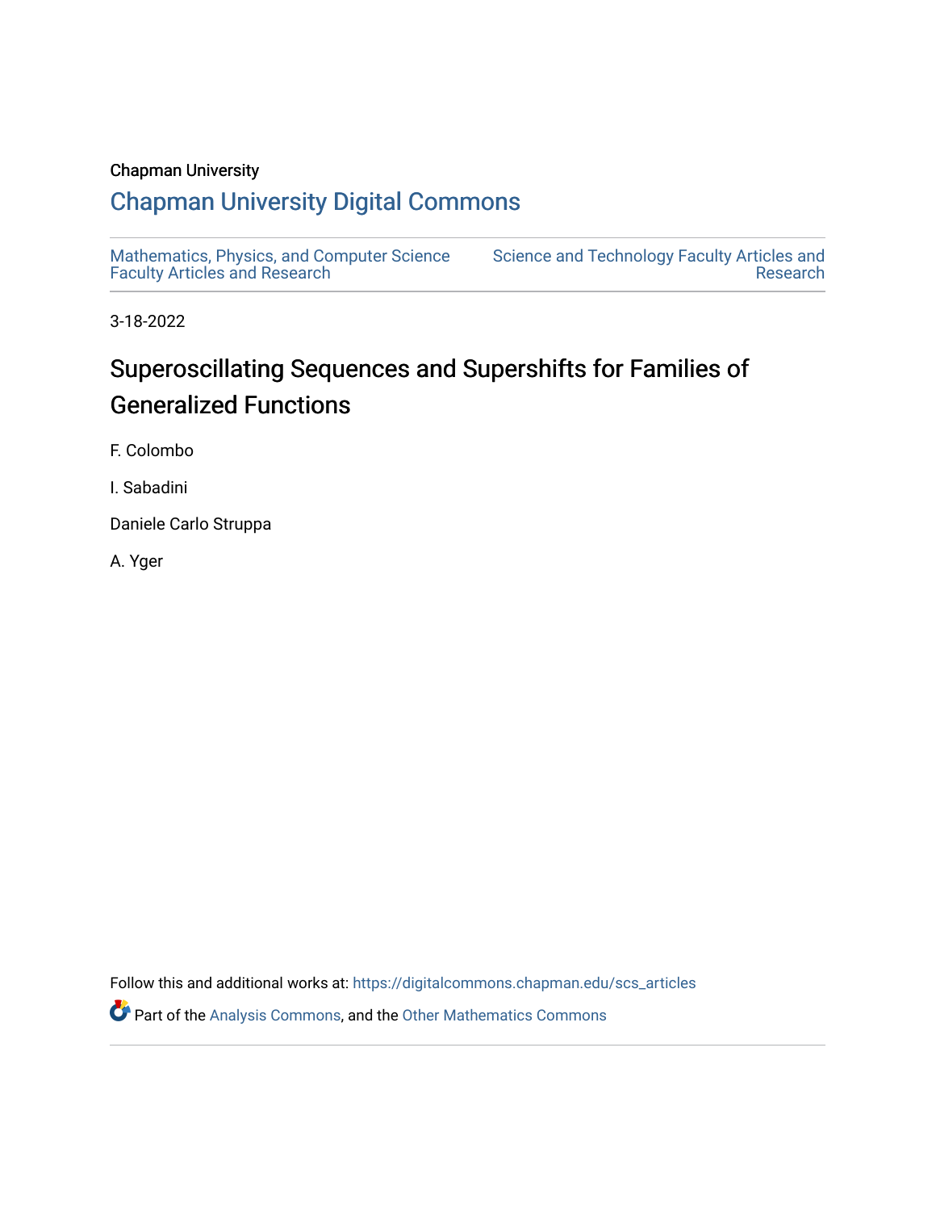Chapman University

## Chapman University Digital Commons

Mathematics, Physics, and Computer Science Faculty Articles and Research

Science and Technology Faculty Articles and Research

3-18-2022

# Superoscillating Sequences and Supershifts for Families of Generalized Functions

F. Colombo

I. Sabadini

Daniele Carlo Struppa

A. Yger

Follow this and additional works at: https://digitalcommons.chapman.edu/scs_articles

Part of the Analysis Commons, and the Other Mathematics Commons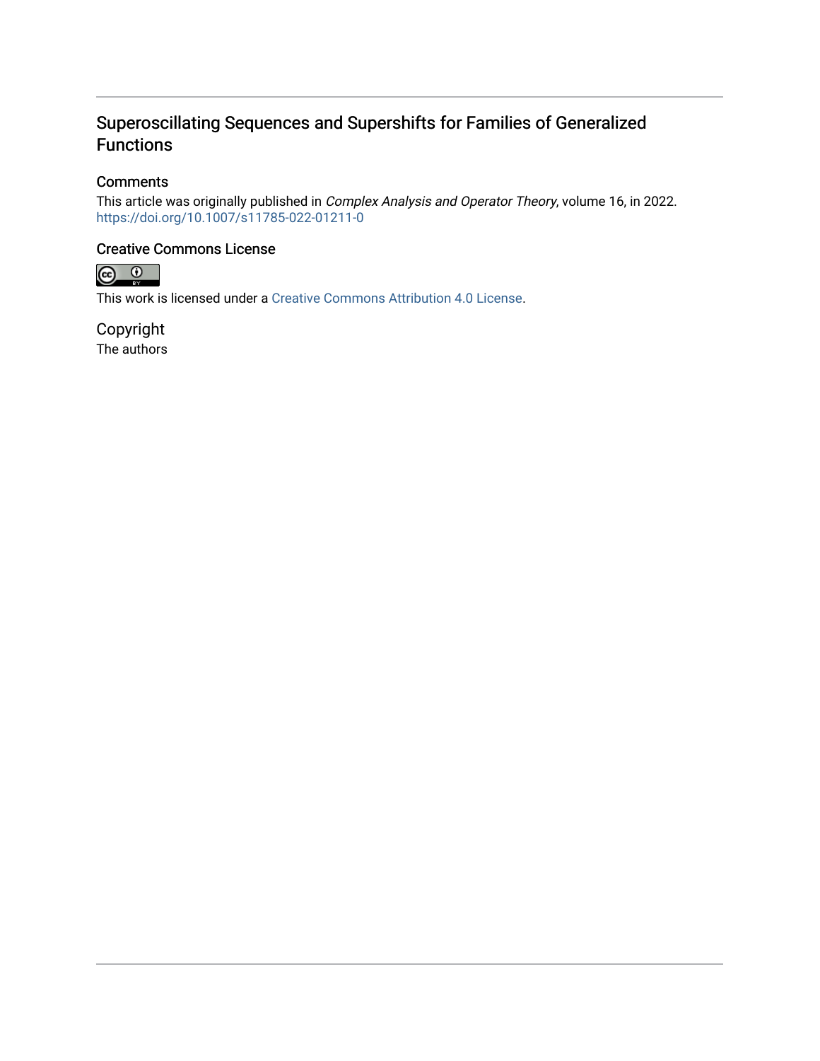# Superoscillating Sequences and Supershifts for Families of Generalized Functions

## Comments

This article was originally published in *Complex Analysis and Operator Theory*, volume 16, in 2022. https://doi.org/10.1007/s11785-022-01211-0

## Creative Commons License

This work is licensed under a Creative Commons Attribution 4.0 License.

## Copyright

The authors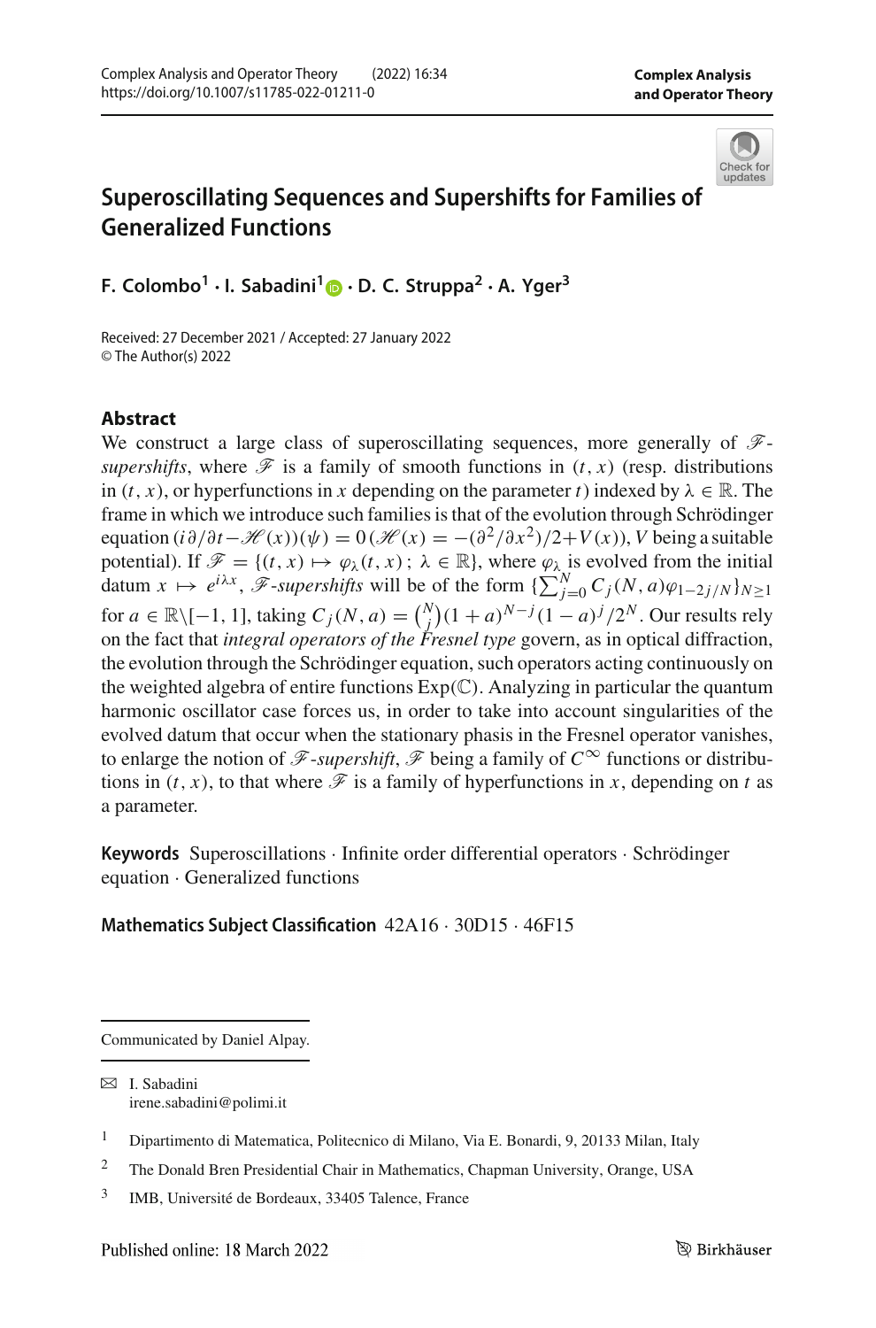# Superoscillating Sequences and Supershifts for Families of Generalized Functions

**F. Colombo[1] · I. Sabadini[1] · D. C. Struppa[2] · A. Yger[3]**

Received: 27 December 2021 / Accepted: 27 January 2022
© The Author(s) 2022

## Abstract

We construct a large class of superoscillating sequences, more generally of $\mathscr{F}$-*supershifts*, where $\mathscr{F}$ is a family of smooth functions in $(t, x)$ (resp. distributions in $(t, x)$, or hyperfunctions in $x$ depending on the parameter $t$) indexed by $\lambda \in \mathbb{R}$. The frame in which we introduce such families is that of the evolution through Schrödinger equation $(i\partial/\partial t - \mathscr{H}(x))(\psi) = 0$ $(\mathscr{H}(x) = -(\partial^2/\partial x^2)/2 + V(x))$, $V$ being a suitable potential). If $\mathscr{F} = \{(t, x) \mapsto \varphi_\lambda(t, x)\,;\, \lambda \in \mathbb{R}\}$, where $\varphi_\lambda$ is evolved from the initial datum $x \mapsto e^{i\lambda x}$, $\mathscr{F}$-*supershifts* will be of the form $\{\sum_{j=0}^{N} C_j(N, a)\varphi_{1-2j/N}\}_{N \geq 1}$ for $a \in \mathbb{R}\setminus[-1, 1]$, taking $C_j(N, a) = \binom{N}{j}(1 + a)^{N-j}(1 - a)^j/2^N$. Our results rely on the fact that *integral operators of the Fresnel type* govern, as in optical diffraction, the evolution through the Schrödinger equation, such operators acting continuously on the weighted algebra of entire functions $\mathrm{Exp}(\mathbb{C})$. Analyzing in particular the quantum harmonic oscillator case forces us, in order to take into account singularities of the evolved datum that occur when the stationary phase in the Fresnel operator vanishes, to enlarge the notion of $\mathscr{F}$-*supershift*, $\mathscr{F}$ being a family of $C^\infty$ functions or distributions in $(t, x)$, to that where $\mathscr{F}$ is a family of hyperfunctions in $x$, depending on $t$ as a parameter.

**Keywords** Superoscillations · Infinite order differential operators · Schrödinger equation · Generalized functions

**Mathematics Subject Classification** 42A16 · 30D15 · 46F15

Communicated by Daniel Alpay.

✉ I. Sabadini
irene.sabadini@polimi.it

[1] Dipartimento di Matematica, Politecnico di Milano, Via E. Bonardi, 9, 20133 Milan, Italy

[2] The Donald Bren Presidential Chair in Mathematics, Chapman University, Orange, USA

[3] IMB, Université de Bordeaux, 33405 Talence, France

Published online: 18 March 2022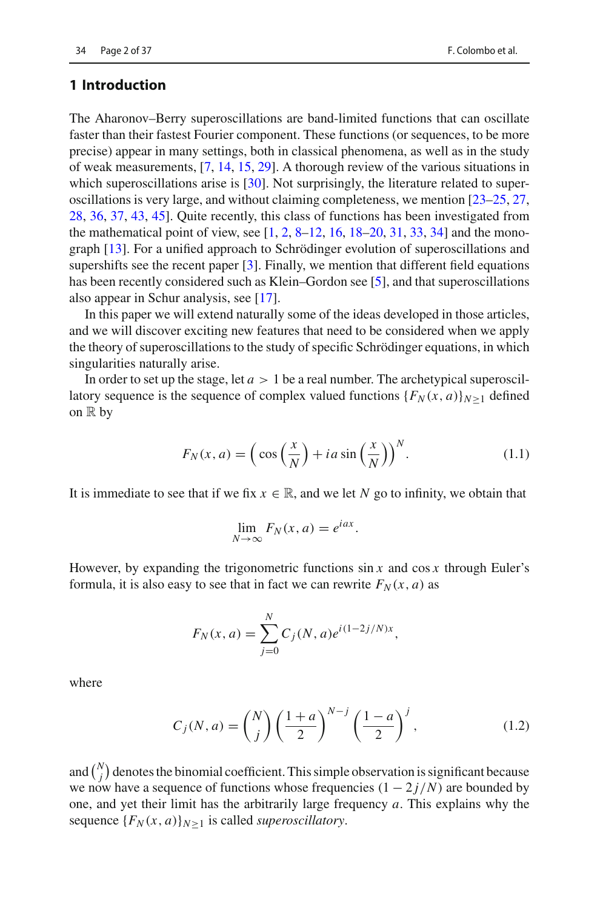## 1 Introduction

The Aharonov–Berry superoscillations are band-limited functions that can oscillate faster than their fastest Fourier component. These functions (or sequences, to be more precise) appear in many settings, both in classical phenomena, as well as in the study of weak measurements, [7, 14, 15, 29]. A thorough review of the various situations in which superoscillations arise is [30]. Not surprisingly, the literature related to superoscillations is very large, and without claiming completeness, we mention [23–25, 27, 28, 36, 37, 43, 45]. Quite recently, this class of functions has been investigated from the mathematical point of view, see [1, 2, 8–12, 16, 18–20, 31, 33, 34] and the monograph [13]. For a unified approach to Schrödinger evolution of superoscillations and supershifts see the recent paper [3]. Finally, we mention that different field equations has been recently considered such as Klein–Gordon see [5], and that superoscillations also appear in Schur analysis, see [17].

In this paper we will extend naturally some of the ideas developed in those articles, and we will discover exciting new features that need to be considered when we apply the theory of superoscillations to the study of specific Schrödinger equations, in which singularities naturally arise.

In order to set up the stage, let $a > 1$ be a real number. The archetypical superoscillatory sequence is the sequence of complex valued functions $\{F_N(x, a)\}_{N\geq 1}$ defined on $\mathbb{R}$ by

$$F_N(x,a) = \left( \cos\left(\frac{x}{N}\right) + ia\sin\left(\frac{x}{N}\right)\right)^N. \tag{1.1}$$

It is immediate to see that if we fix $x \in \mathbb{R}$, and we let $N$ go to infinity, we obtain that

$$\lim_{N\to\infty} F_N(x,a) = e^{iax}.$$

However, by expanding the trigonometric functions $\sin x$ and $\cos x$ through Euler's formula, it is also easy to see that in fact we can rewrite $F_N(x, a)$ as

$$F_N(x,a) = \sum_{j=0}^{N} C_j(N,a) e^{i(1-2j/N)x},$$

where

$$C_j(N,a) = \binom{N}{j}\left(\frac{1+a}{2}\right)^{N-j}\left(\frac{1-a}{2}\right)^{j}, \tag{1.2}$$

and $\binom{N}{j}$ denotes the binomial coefficient. This simple observation is significant because we now have a sequence of functions whose frequencies $(1 - 2j/N)$ are bounded by one, and yet their limit has the arbitrarily large frequency $a$. This explains why the sequence $\{F_N(x, a)\}_{N\geq 1}$ is called *superoscillatory*.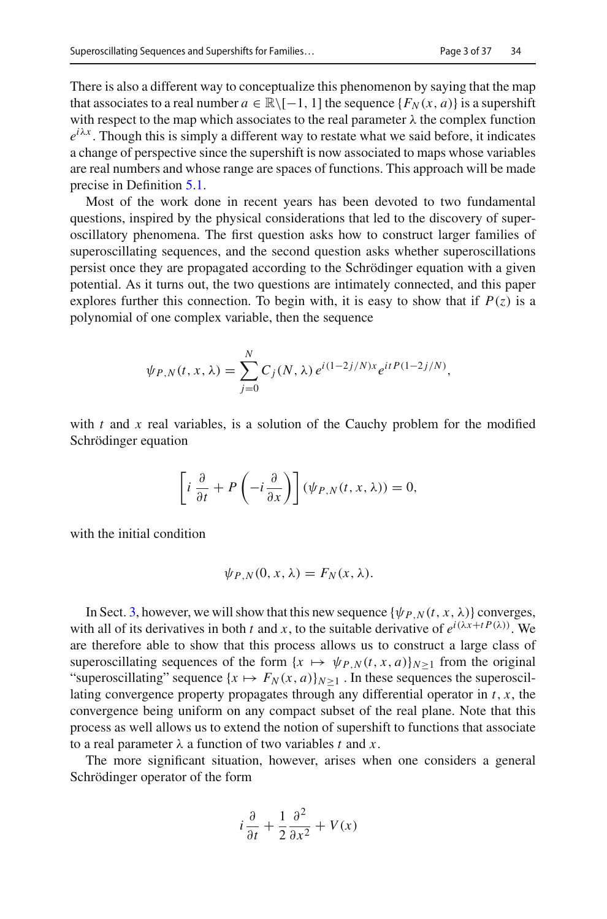There is also a different way to conceptualize this phenomenon by saying that the map that associates to a real number $a \in \mathbb{R}\backslash[-1, 1]$ the sequence $\{F_N(x, a)\}$ is a supershift with respect to the map which associates to the real parameter $\lambda$ the complex function $e^{i\lambda x}$. Though this is simply a different way to restate what we said before, it indicates a change of perspective since the supershift is now associated to maps whose variables are real numbers and whose range are spaces of functions. This approach will be made precise in Definition 5.1.

Most of the work done in recent years has been devoted to two fundamental questions, inspired by the physical considerations that led to the discovery of superoscillatory phenomena. The first question asks how to construct larger families of superoscillating sequences, and the second question asks whether superoscillations persist once they are propagated according to the Schrödinger equation with a given potential. As it turns out, the two questions are intimately connected, and this paper explores further this connection. To begin with, it is easy to show that if $P(z)$ is a polynomial of one complex variable, then the sequence

$$\psi_{P,N}(t, x, \lambda) = \sum_{j=0}^{N} C_j(N, \lambda)\, e^{i(1-2j/N)x} e^{itP(1-2j/N)},$$

with $t$ and $x$ real variables, is a solution of the Cauchy problem for the modified Schrödinger equation

$$\left[ i\,\frac{\partial}{\partial t} + P\left(-i\frac{\partial}{\partial x}\right) \right] (\psi_{P,N}(t, x, \lambda)) = 0,$$

with the initial condition

$$\psi_{P,N}(0, x, \lambda) = F_N(x, \lambda).$$

In Sect. 3, however, we will show that this new sequence $\{\psi_{P,N}(t, x, \lambda)\}$ converges, with all of its derivatives in both $t$ and $x$, to the suitable derivative of $e^{i(\lambda x + tP(\lambda))}$. We are therefore able to show that this process allows us to construct a large class of superoscillating sequences of the form $\{x \mapsto \psi_{P,N}(t, x, a)\}_{N \geq 1}$ from the original "superoscillating" sequence $\{x \mapsto F_N(x, a)\}_{N \geq 1}$ . In these sequences the superoscillating convergence property propagates through any differential operator in $t, x$, the convergence being uniform on any compact subset of the real plane. Note that this process as well allows us to extend the notion of supershift to functions that associate to a real parameter $\lambda$ a function of two variables $t$ and $x$.

The more significant situation, however, arises when one considers a general Schrödinger operator of the form

$$i\frac{\partial}{\partial t} + \frac{1}{2}\frac{\partial^2}{\partial x^2} + V(x)$$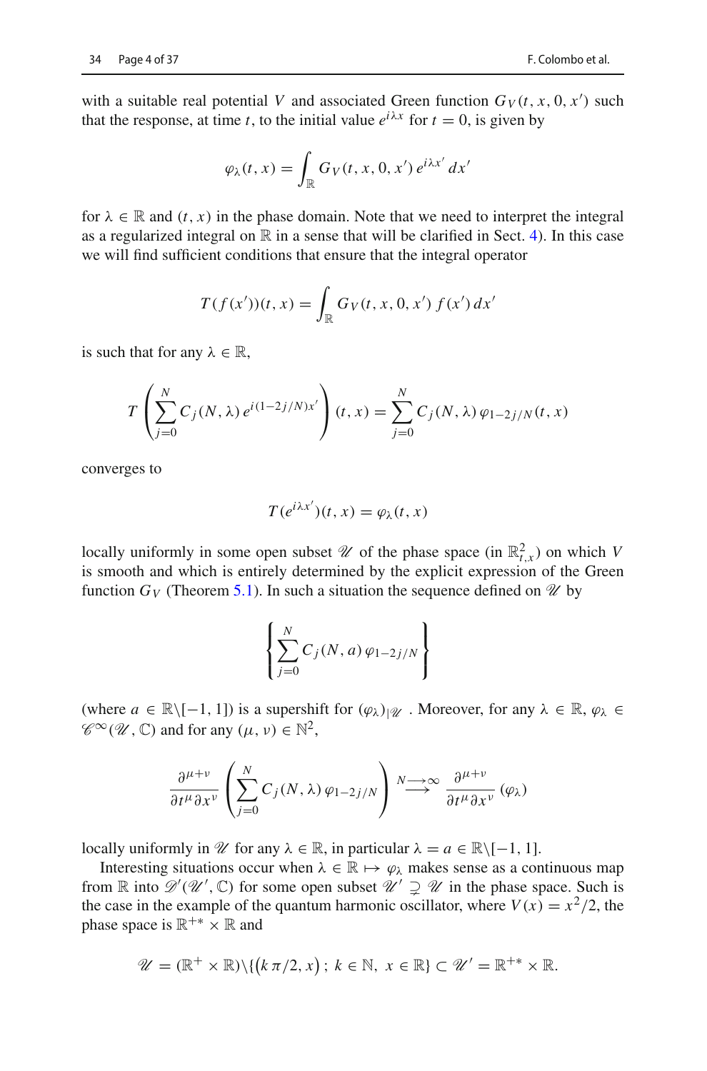with a suitable real potential $V$ and associated Green function $G_V(t, x, 0, x')$ such that the response, at time $t$, to the initial value $e^{i\lambda x}$ for $t = 0$, is given by

$$\varphi_\lambda(t, x) = \int_{\mathbb{R}} G_V(t, x, 0, x')\, e^{i\lambda x'}\, dx'$$

for $\lambda \in \mathbb{R}$ and $(t, x)$ in the phase domain. Note that we need to interpret the integral as a regularized integral on $\mathbb{R}$ in a sense that will be clarified in Sect. 4). In this case we will find sufficient conditions that ensure that the integral operator

$$T(f(x'))(t, x) = \int_{\mathbb{R}} G_V(t, x, 0, x')\, f(x')\, dx'$$

is such that for any $\lambda \in \mathbb{R}$,

$$T\left(\sum_{j=0}^{N} C_j(N, \lambda)\, e^{i(1-2j/N)x'}\right)(t, x) = \sum_{j=0}^{N} C_j(N, \lambda)\, \varphi_{1-2j/N}(t, x)$$

converges to

$$T(e^{i\lambda x'})(t, x) = \varphi_\lambda(t, x)$$

locally uniformly in some open subset $\mathscr{U}$ of the phase space (in $\mathbb{R}^2_{t,x}$) on which $V$ is smooth and which is entirely determined by the explicit expression of the Green function $G_V$ (Theorem 5.1). In such a situation the sequence defined on $\mathscr{U}$ by

$$\left\{\sum_{j=0}^{N} C_j(N, a)\, \varphi_{1-2j/N}\right\}$$

(where $a \in \mathbb{R}\setminus[-1, 1]$) is a supershift for $(\varphi_\lambda)_{|\mathscr{U}}$ . Moreover, for any $\lambda \in \mathbb{R}$, $\varphi_\lambda \in \mathscr{C}^\infty(\mathscr{U}, \mathbb{C})$ and for any $(\mu, \nu) \in \mathbb{N}^2$,

$$\frac{\partial^{\mu+\nu}}{\partial t^\mu \partial x^\nu}\left(\sum_{j=0}^{N} C_j(N, \lambda)\, \varphi_{1-2j/N}\right) \overset{N \longrightarrow \infty}{\longrightarrow} \frac{\partial^{\mu+\nu}}{\partial t^\mu \partial x^\nu}\,(\varphi_\lambda)$$

locally uniformly in $\mathscr{U}$ for any $\lambda \in \mathbb{R}$, in particular $\lambda = a \in \mathbb{R}\setminus[-1, 1]$.

Interesting situations occur when $\lambda \in \mathbb{R} \mapsto \varphi_\lambda$ makes sense as a continuous map from $\mathbb{R}$ into $\mathscr{D}'(\mathscr{U}', \mathbb{C})$ for some open subset $\mathscr{U}' \supsetneq \mathscr{U}$ in the phase space. Such is the case in the example of the quantum harmonic oscillator, where $V(x) = x^2/2$, the phase space is $\mathbb{R}^{+*} \times \mathbb{R}$ and

$$\mathscr{U} = (\mathbb{R}^+ \times \mathbb{R})\setminus\{(k\,\pi/2, x)\,;\; k \in \mathbb{N},\; x \in \mathbb{R}\} \subset \mathscr{U}' = \mathbb{R}^{+*} \times \mathbb{R}.$$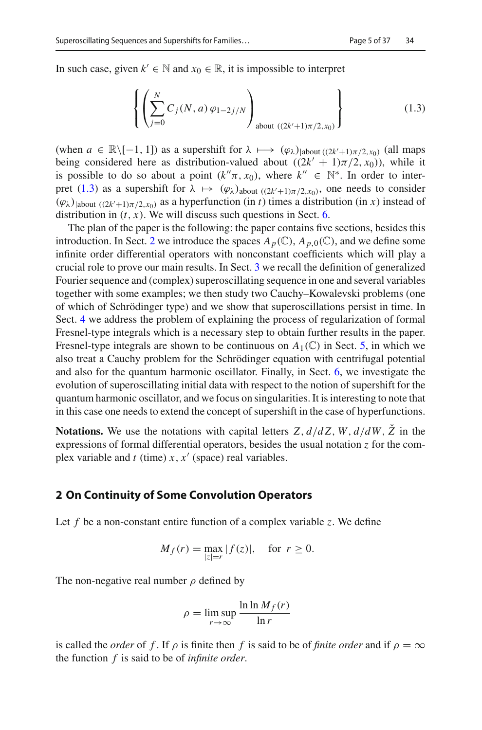In such case, given $k' \in \mathbb{N}$ and $x_0 \in \mathbb{R}$, it is impossible to interpret

$$\left\{ \left( \sum_{j=0}^{N} C_j(N,a)\, \varphi_{1-2j/N} \right)_{\text{about } ((2k'+1)\pi/2, x_0)} \right\} \tag{1.3}$$

(when $a \in \mathbb{R}\setminus[-1,1]$) as a supershift for $\lambda \longmapsto (\varphi_\lambda)_{|\text{about } ((2k'+1)\pi/2, x_0)}$ (all maps being considered here as distribution-valued about $((2k'+1)\pi/2, x_0)$), while it is possible to do so about a point $(k''\pi, x_0)$, where $k'' \in \mathbb{N}^*$. In order to interpret (1.3) as a supershift for $\lambda \mapsto (\varphi_\lambda)_{\text{about } ((2k'+1)\pi/2, x_0)}$, one needs to consider $(\varphi_\lambda)_{|\text{about } ((2k'+1)\pi/2, x_0)}$ as a hyperfunction (in $t$) times a distribution (in $x$) instead of distribution in $(t, x)$. We will discuss such questions in Sect. 6.

The plan of the paper is the following: the paper contains five sections, besides this introduction. In Sect. 2 we introduce the spaces $A_p(\mathbb{C})$, $A_{p,0}(\mathbb{C})$, and we define some infinite order differential operators with nonconstant coefficients which will play a crucial role to prove our main results. In Sect. 3 we recall the definition of generalized Fourier sequence and (complex) superoscillating sequence in one and several variables together with some examples; we then study two Cauchy–Kowalevski problems (one of which of Schrödinger type) and we show that superoscillations persist in time. In Sect. 4 we address the problem of explaining the process of regularization of formal Fresnel-type integrals which is a necessary step to obtain further results in the paper. Fresnel-type integrals are shown to be continuous on $A_1(\mathbb{C})$ in Sect. 5, in which we also treat a Cauchy problem for the Schrödinger equation with centrifugal potential and also for the quantum harmonic oscillator. Finally, in Sect. 6, we investigate the evolution of superoscillating initial data with respect to the notion of supershift for the quantum harmonic oscillator, and we focus on singularities. It is interesting to note that in this case one needs to extend the concept of supershift in the case of hyperfunctions.

**Notations.** We use the notations with capital letters $Z, d/dZ, W, d/dW, \check{Z}$ in the expressions of formal differential operators, besides the usual notation $z$ for the complex variable and $t$ (time) $x, x'$ (space) real variables.

## 2 On Continuity of Some Convolution Operators

Let $f$ be a non-constant entire function of a complex variable $z$. We define

$$M_f(r) = \max_{|z|=r} |f(z)|, \quad \text{for } r \geq 0.$$

The non-negative real number $\rho$ defined by

$$\rho = \limsup_{r\to\infty} \frac{\ln \ln M_f(r)}{\ln r}$$

is called the *order* of $f$. If $\rho$ is finite then $f$ is said to be of *finite order* and if $\rho = \infty$ the function $f$ is said to be of *infinite order*.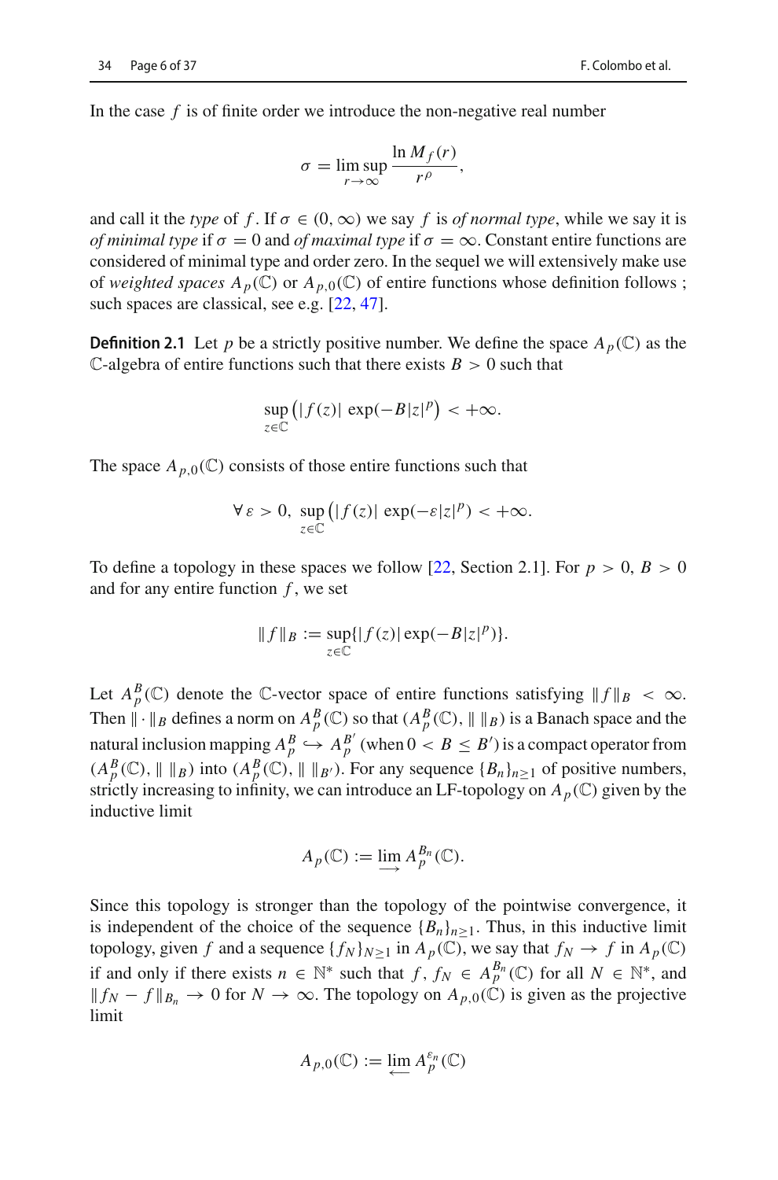In the case $f$ is of finite order we introduce the non-negative real number

$$\sigma = \limsup_{r \to \infty} \frac{\ln M_f(r)}{r^\rho},$$

and call it the *type* of $f$. If $\sigma \in (0, \infty)$ we say $f$ is *of normal type*, while we say it is *of minimal type* if $\sigma = 0$ and *of maximal type* if $\sigma = \infty$. Constant entire functions are considered of minimal type and order zero. In the sequel we will extensively make use of *weighted spaces* $A_p(\mathbb{C})$ or $A_{p,0}(\mathbb{C})$ of entire functions whose definition follows ; such spaces are classical, see e.g. [22, 47].

**Definition 2.1** Let $p$ be a strictly positive number. We define the space $A_p(\mathbb{C})$ as the $\mathbb{C}$-algebra of entire functions such that there exists $B > 0$ such that

$$\sup_{z \in \mathbb{C}} \left( |f(z)| \exp(-B|z|^p \right) < +\infty.$$

The space $A_{p,0}(\mathbb{C})$ consists of those entire functions such that

$$\forall \, \varepsilon > 0, \ \sup_{z \in \mathbb{C}} \left( |f(z)| \exp(-\varepsilon |z|^p \right) < +\infty.$$

To define a topology in these spaces we follow [22, Section 2.1]. For $p > 0$, $B > 0$ and for any entire function $f$, we set

$$\|f\|_B := \sup_{z \in \mathbb{C}} \{|f(z)| \exp(-B|z|^p)\}.$$

Let $A_p^B(\mathbb{C})$ denote the $\mathbb{C}$-vector space of entire functions satisfying $\|f\|_B < \infty$. Then $\| \cdot \|_B$ defines a norm on $A_p^B(\mathbb{C})$ so that $(A_p^B(\mathbb{C}), \| \ \|_B)$ is a Banach space and the natural inclusion mapping $A_p^B \hookrightarrow A_p^{B'}$ (when $0 < B \le B'$) is a compact operator from $(A_p^B(\mathbb{C}), \| \ \|_B)$ into $(A_p^B(\mathbb{C}), \| \ \|_{B'})$. For any sequence $\{B_n\}_{n \ge 1}$ of positive numbers, strictly increasing to infinity, we can introduce an LF-topology on $A_p(\mathbb{C})$ given by the inductive limit

$$A_p(\mathbb{C}) := \varinjlim A_p^{B_n}(\mathbb{C}).$$

Since this topology is stronger than the topology of the pointwise convergence, it is independent of the choice of the sequence $\{B_n\}_{n \ge 1}$. Thus, in this inductive limit topology, given $f$ and a sequence $\{f_N\}_{N \ge 1}$ in $A_p(\mathbb{C})$, we say that $f_N \to f$ in $A_p(\mathbb{C})$ if and only if there exists $n \in \mathbb{N}^*$ such that $f, f_N \in A_p^{B_n}(\mathbb{C})$ for all $N \in \mathbb{N}^*$, and $\|f_N - f\|_{B_n} \to 0$ for $N \to \infty$. The topology on $A_{p,0}(\mathbb{C})$ is given as the projective limit

$$A_{p,0}(\mathbb{C}) := \varprojlim A_p^{\varepsilon_n}(\mathbb{C})$$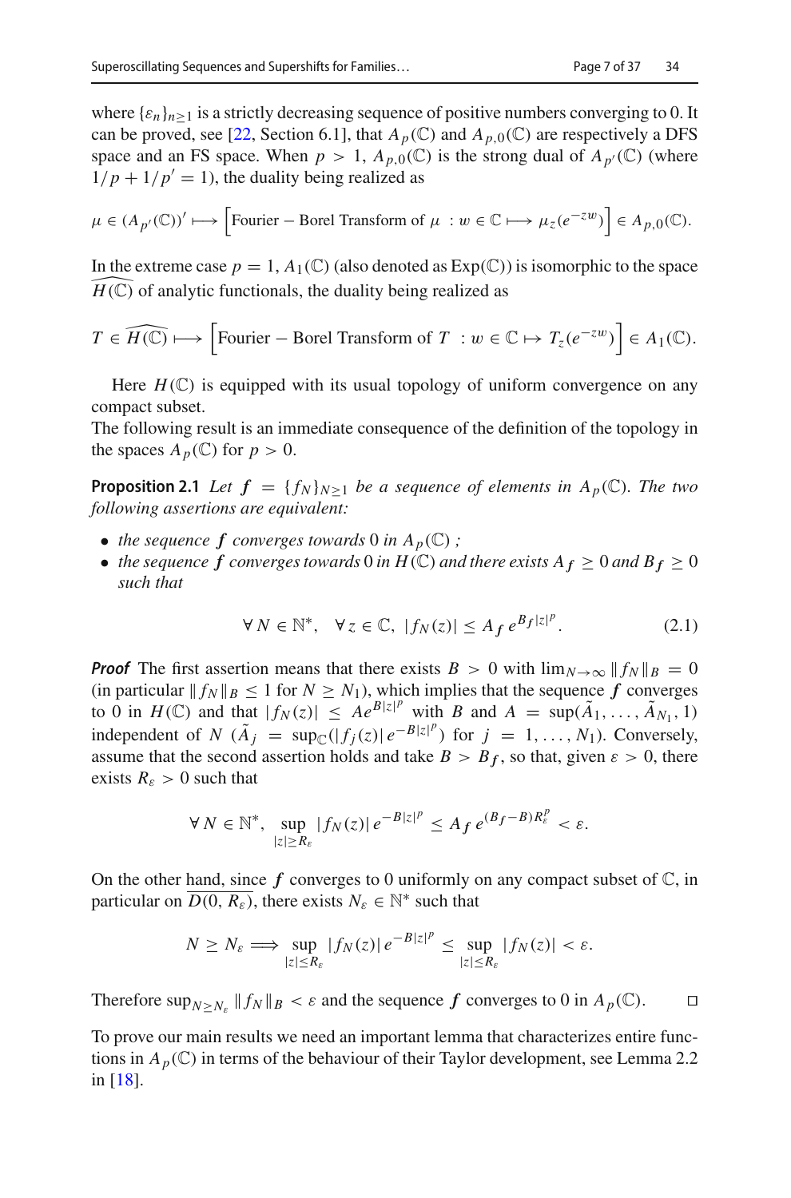where $\{\varepsilon_n\}_{n\geq 1}$ is a strictly decreasing sequence of positive numbers converging to 0. It can be proved, see [22, Section 6.1], that $A_p(\mathbb{C})$ and $A_{p,0}(\mathbb{C})$ are respectively a DFS space and an FS space. When $p > 1$, $A_{p,0}(\mathbb{C})$ is the strong dual of $A_{p'}(\mathbb{C})$ (where $1/p + 1/p' = 1$), the duality being realized as

$$\mu \in (A_{p'}(\mathbb{C}))' \longmapsto \Big[\text{Fourier} - \text{Borel Transform of } \mu \ : w \in \mathbb{C} \longmapsto \mu_z(e^{-zw})\Big] \in A_{p,0}(\mathbb{C}).$$

In the extreme case $p = 1$, $A_1(\mathbb{C})$ (also denoted as $\text{Exp}(\mathbb{C})$) is isomorphic to the space $\widehat{H(\mathbb{C})}$ of analytic functionals, the duality being realized as

$$T \in \widehat{H(\mathbb{C})} \longmapsto \Big[\text{Fourier} - \text{Borel Transform of } T \ : w \in \mathbb{C} \mapsto T_z(e^{-zw})\Big] \in A_1(\mathbb{C}).$$

Here $H(\mathbb{C})$ is equipped with its usual topology of uniform convergence on any compact subset.
The following result is an immediate consequence of the definition of the topology in the spaces $A_p(\mathbb{C})$ for $p > 0$.

**Proposition 2.1** *Let $\boldsymbol{f} = \{f_N\}_{N\geq 1}$ be a sequence of elements in $A_p(\mathbb{C})$. The two following assertions are equivalent:*

- *the sequence $\boldsymbol{f}$ converges towards 0 in $A_p(\mathbb{C})$ ;*
- *the sequence $\boldsymbol{f}$ converges towards 0 in $H(\mathbb{C})$ and there exists $A_{\boldsymbol{f}} \geq 0$ and $B_{\boldsymbol{f}} \geq 0$ such that*

$$\forall\, N \in \mathbb{N}^*, \quad \forall\, z \in \mathbb{C}, \ |f_N(z)| \leq A_{\boldsymbol{f}}\, e^{B_{\boldsymbol{f}}|z|^p}. \tag{2.1}$$

***Proof*** The first assertion means that there exists $B > 0$ with $\lim_{N\to\infty} \|f_N\|_B = 0$ (in particular $\|f_N\|_B \leq 1$ for $N \geq N_1$), which implies that the sequence $\boldsymbol{f}$ converges to 0 in $H(\mathbb{C})$ and that $|f_N(z)| \leq Ae^{B|z|^p}$ with $B$ and $A = \sup(\tilde{A}_1, \ldots, \tilde{A}_{N_1}, 1)$ independent of $N$ ($\tilde{A}_j = \sup_{\mathbb{C}}(|f_j(z)|\, e^{-B|z|^p})$ for $j = 1, \ldots, N_1$). Conversely, assume that the second assertion holds and take $B > B_{\boldsymbol{f}}$, so that, given $\varepsilon > 0$, there exists $R_\varepsilon > 0$ such that

$$\forall\, N \in \mathbb{N}^*, \ \sup_{|z|\geq R_\varepsilon} |f_N(z)|\, e^{-B|z|^p} \leq A_{\boldsymbol{f}}\, e^{(B_{\boldsymbol{f}}-B)R_\varepsilon^p} < \varepsilon.$$

On the other hand, since $\boldsymbol{f}$ converges to 0 uniformly on any compact subset of $\mathbb{C}$, in particular on $\overline{D(0, R_\varepsilon)}$, there exists $N_\varepsilon \in \mathbb{N}^*$ such that

$$N \geq N_\varepsilon \Longrightarrow \sup_{|z|\leq R_\varepsilon} |f_N(z)|\, e^{-B|z|^p} \leq \sup_{|z|\leq R_\varepsilon} |f_N(z)| < \varepsilon.$$

Therefore $\sup_{N\geq N_\varepsilon} \|f_N\|_B < \varepsilon$ and the sequence $\boldsymbol{f}$ converges to 0 in $A_p(\mathbb{C})$. $\square$

To prove our main results we need an important lemma that characterizes entire functions in $A_p(\mathbb{C})$ in terms of the behaviour of their Taylor development, see Lemma 2.2 in [18].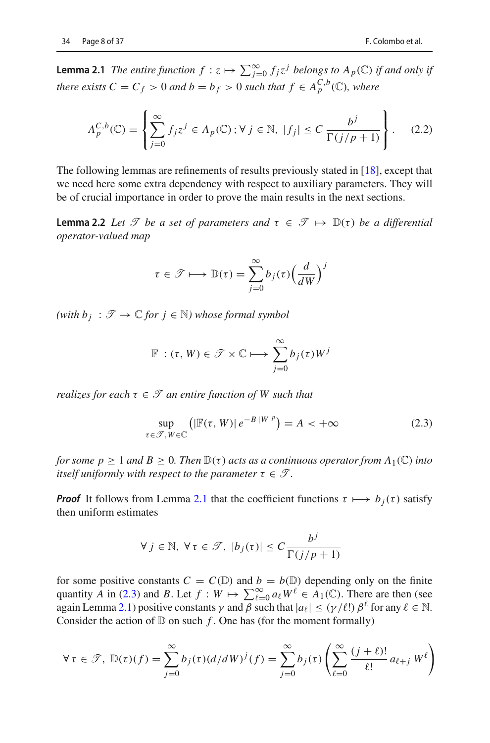**Lemma 2.1** *The entire function* $f : z \mapsto \sum_{j=0}^{\infty} f_j z^j$ *belongs to* $A_p(\mathbb{C})$ *if and only if there exists* $C = C_f > 0$ *and* $b = b_f > 0$ *such that* $f \in A_p^{C,b}(\mathbb{C})$*, where*

$$A_p^{C,b}(\mathbb{C}) = \left\{ \sum_{j=0}^{\infty} f_j z^j \in A_p(\mathbb{C})\,;\, \forall\, j \in \mathbb{N},\ |f_j| \leq C\, \frac{b^j}{\Gamma(j/p+1)} \right\}. \tag{2.2}$$

The following lemmas are refinements of results previously stated in [18], except that we need here some extra dependency with respect to auxiliary parameters. They will be of crucial importance in order to prove the main results in the next sections.

**Lemma 2.2** *Let* $\mathscr{T}$ *be a set of parameters and* $\tau \in \mathscr{T} \mapsto \mathbb{D}(\tau)$ *be a differential operator-valued map*

$$\tau \in \mathscr{T} \longmapsto \mathbb{D}(\tau) = \sum_{j=0}^{\infty} b_j(\tau) \Big(\frac{d}{dW}\Big)^j$$

*(with* $b_j : \mathscr{T} \to \mathbb{C}$ *for* $j \in \mathbb{N}$*) whose formal symbol*

$$\mathbb{F} : (\tau, W) \in \mathscr{T} \times \mathbb{C} \longmapsto \sum_{j=0}^{\infty} b_j(\tau) W^j$$

*realizes for each* $\tau \in \mathscr{T}$ *an entire function of* $W$ *such that*

$$\sup_{\tau \in \mathscr{T}, W \in \mathbb{C}} \big( |\mathbb{F}(\tau, W)|\, e^{-B\,|W|^p} \big) = A < +\infty \tag{2.3}$$

*for some* $p \geq 1$ *and* $B \geq 0$*. Then* $\mathbb{D}(\tau)$ *acts as a continuous operator from* $A_1(\mathbb{C})$ *into itself uniformly with respect to the parameter* $\tau \in \mathscr{T}$*.*

***Proof*** It follows from Lemma 2.1 that the coefficient functions $\tau \longmapsto b_j(\tau)$ satisfy then uniform estimates

$$\forall\, j \in \mathbb{N},\ \forall\, \tau \in \mathscr{T},\ |b_j(\tau)| \leq C \frac{b^j}{\Gamma(j/p+1)}$$

for some positive constants $C = C(\mathbb{D})$ and $b = b(\mathbb{D})$ depending only on the finite quantity $A$ in (2.3) and $B$. Let $f : W \mapsto \sum_{\ell=0}^{\infty} a_\ell W^\ell \in A_1(\mathbb{C})$. There are then (see again Lemma 2.1) positive constants $\gamma$ and $\beta$ such that $|a_\ell| \leq (\gamma/\ell!)\, \beta^\ell$ for any $\ell \in \mathbb{N}$. Consider the action of $\mathbb{D}$ on such $f$. One has (for the moment formally)

$$\forall\, \tau \in \mathscr{T},\ \mathbb{D}(\tau)(f) = \sum_{j=0}^{\infty} b_j(\tau) (d/dW)^j (f) = \sum_{j=0}^{\infty} b_j(\tau) \left( \sum_{\ell=0}^{\infty} \frac{(j+\ell)!}{\ell!}\, a_{\ell+j}\, W^\ell \right)$$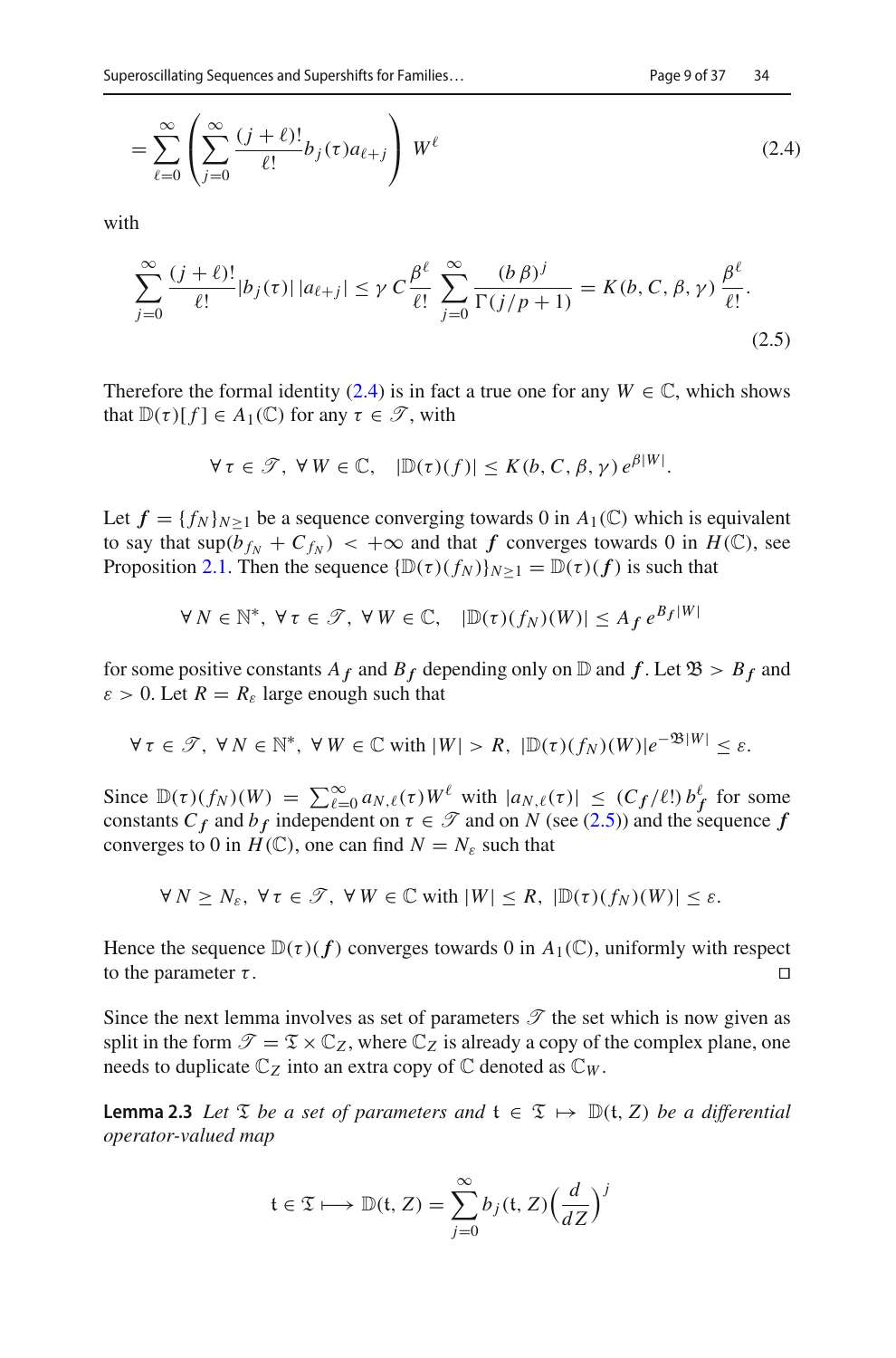$$= \sum_{\ell=0}^{\infty} \left( \sum_{j=0}^{\infty} \frac{(j+\ell)!}{\ell!} b_j(\tau) a_{\ell+j} \right) W^\ell \tag{2.4}$$

with

$$\sum_{j=0}^{\infty} \frac{(j+\ell)!}{\ell!} |b_j(\tau)|\, |a_{\ell+j}| \leq \gamma\, C \frac{\beta^\ell}{\ell!} \sum_{j=0}^{\infty} \frac{(b\,\beta)^j}{\Gamma(j/p+1)} = K(b, C, \beta, \gamma)\, \frac{\beta^\ell}{\ell!}. \tag{2.5}$$

Therefore the formal identity (2.4) is in fact a true one for any $W \in \mathbb{C}$, which shows that $\mathbb{D}(\tau)[f] \in A_1(\mathbb{C})$ for any $\tau \in \mathscr{T}$, with

$$\forall\, \tau \in \mathscr{T},\ \forall\, W \in \mathbb{C}, \quad |\mathbb{D}(\tau)(f)| \leq K(b, C, \beta, \gamma)\, e^{\beta |W|}.$$

Let $\boldsymbol{f} = \{f_N\}_{N \geq 1}$ be a sequence converging towards 0 in $A_1(\mathbb{C})$ which is equivalent to say that $\sup(b_{f_N} + C_{f_N}) < +\infty$ and that $\boldsymbol{f}$ converges towards 0 in $H(\mathbb{C})$, see Proposition 2.1. Then the sequence $\{\mathbb{D}(\tau)(f_N)\}_{N \geq 1} = \mathbb{D}(\tau)(\boldsymbol{f})$ is such that

$$\forall\, N \in \mathbb{N}^*,\ \forall\, \tau \in \mathscr{T},\ \forall\, W \in \mathbb{C}, \quad |\mathbb{D}(\tau)(f_N)(W)| \leq A_{\boldsymbol{f}}\, e^{B_{\boldsymbol{f}} |W|}$$

for some positive constants $A_{\boldsymbol{f}}$ and $B_{\boldsymbol{f}}$ depending only on $\mathbb{D}$ and $\boldsymbol{f}$. Let $\mathfrak{B} > B_{\boldsymbol{f}}$ and $\varepsilon > 0$. Let $R = R_\varepsilon$ large enough such that

$$\forall\, \tau \in \mathscr{T},\ \forall\, N \in \mathbb{N}^*,\ \forall\, W \in \mathbb{C} \text{ with } |W| > R,\ |\mathbb{D}(\tau)(f_N)(W)| e^{-\mathfrak{B}|W|} \leq \varepsilon.$$

Since $\mathbb{D}(\tau)(f_N)(W) = \sum_{\ell=0}^{\infty} a_{N,\ell}(\tau) W^\ell$ with $|a_{N,\ell}(\tau)| \leq (C_{\boldsymbol{f}}/\ell!)\, b_{\boldsymbol{f}}^\ell$ for some constants $C_{\boldsymbol{f}}$ and $b_{\boldsymbol{f}}$ independent on $\tau \in \mathscr{T}$ and on $N$ (see (2.5)) and the sequence $\boldsymbol{f}$ converges to 0 in $H(\mathbb{C})$, one can find $N = N_\varepsilon$ such that

$$\forall\, N \geq N_\varepsilon,\ \forall\, \tau \in \mathscr{T},\ \forall\, W \in \mathbb{C} \text{ with } |W| \leq R,\ |\mathbb{D}(\tau)(f_N)(W)| \leq \varepsilon.$$

Hence the sequence $\mathbb{D}(\tau)(\boldsymbol{f})$ converges towards 0 in $A_1(\mathbb{C})$, uniformly with respect to the parameter $\tau$. □

Since the next lemma involves as set of parameters $\mathscr{T}$ the set which is now given as split in the form $\mathscr{T} = \mathfrak{T} \times \mathbb{C}_Z$, where $\mathbb{C}_Z$ is already a copy of the complex plane, one needs to duplicate $\mathbb{C}_Z$ into an extra copy of $\mathbb{C}$ denoted as $\mathbb{C}_W$.

**Lemma 2.3** *Let $\mathfrak{T}$ be a set of parameters and $\mathfrak{t} \in \mathfrak{T} \mapsto \mathbb{D}(\mathfrak{t}, Z)$ be a differential operator-valued map*

$$\mathfrak{t} \in \mathfrak{T} \longmapsto \mathbb{D}(\mathfrak{t}, Z) = \sum_{j=0}^{\infty} b_j(\mathfrak{t}, Z) \Big(\frac{d}{dZ}\Big)^j$$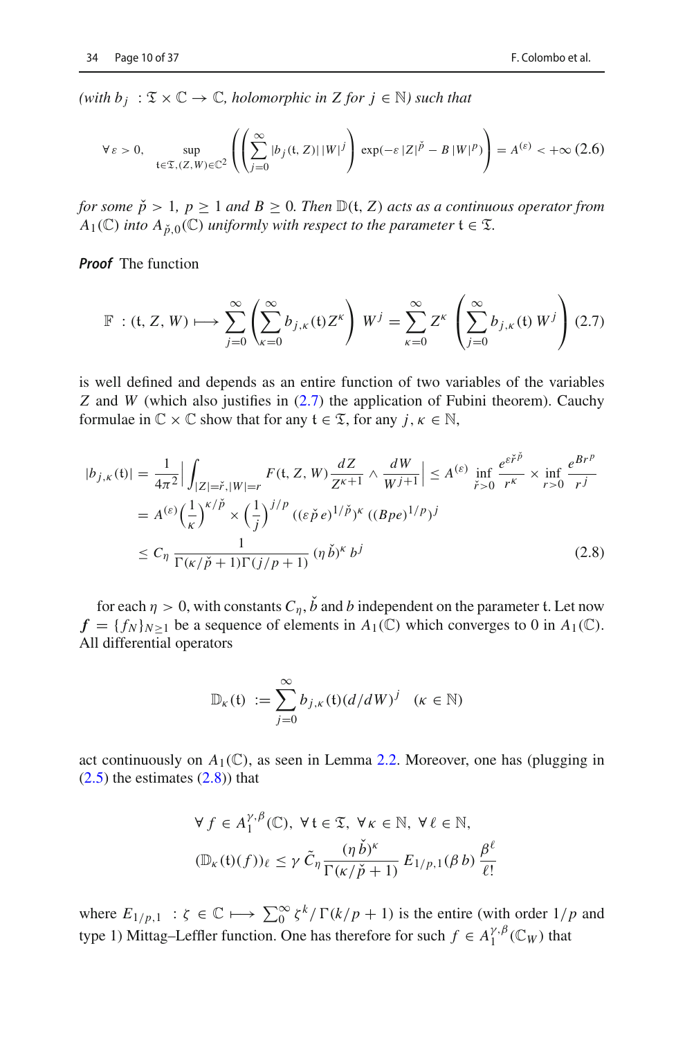*(with $b_j : \mathfrak{T} \times \mathbb{C} \to \mathbb{C}$, holomorphic in $Z$ for $j \in \mathbb{N}$) such that*

$$\forall\, \varepsilon > 0, \quad \sup_{\mathfrak{t} \in \mathfrak{T}, (Z,W) \in \mathbb{C}^2} \left( \left( \sum_{j=0}^{\infty} |b_j(\mathfrak{t}, Z)|\, |W|^j \right) \exp(-\varepsilon\, |Z|^{\check{p}} - B\, |W|^p) \right) = A^{(\varepsilon)} < +\infty \quad (2.6)$$

*for some $\check{p} > 1$, $p \geq 1$ and $B \geq 0$. Then $\mathbb{D}(\mathfrak{t}, Z)$ acts as a continuous operator from $A_1(\mathbb{C})$ into $A_{\check{p},0}(\mathbb{C})$ uniformly with respect to the parameter $\mathfrak{t} \in \mathfrak{T}$.*

***Proof*** The function

$$\mathbb{F} : (\mathfrak{t}, Z, W) \longmapsto \sum_{j=0}^{\infty} \left( \sum_{\kappa=0}^{\infty} b_{j,\kappa}(\mathfrak{t}) Z^{\kappa} \right) W^j = \sum_{\kappa=0}^{\infty} Z^{\kappa} \left( \sum_{j=0}^{\infty} b_{j,\kappa}(\mathfrak{t})\, W^j \right) \quad (2.7)$$

is well defined and depends as an entire function of two variables of the variables $Z$ and $W$ (which also justifies in (2.7) the application of Fubini theorem). Cauchy formulae in $\mathbb{C} \times \mathbb{C}$ show that for any $\mathfrak{t} \in \mathfrak{T}$, for any $j, \kappa \in \mathbb{N}$,

$$\begin{aligned}
|b_{j,\kappa}(\mathfrak{t})| &= \frac{1}{4\pi^2} \Big| \int_{|Z|=\check{r}, |W|=r} F(\mathfrak{t}, Z, W) \frac{dZ}{Z^{\kappa+1}} \wedge \frac{dW}{W^{j+1}} \Big| \leq A^{(\varepsilon)} \inf_{\check{r}>0} \frac{e^{\varepsilon \check{r}^{\check{p}}}}{r^{\kappa}} \times \inf_{r>0} \frac{e^{Br^p}}{r^j} \\
&= A^{(\varepsilon)} \Big(\frac{1}{\kappa}\Big)^{\kappa/\check{p}} \times \Big(\frac{1}{j}\Big)^{j/p} ((\varepsilon \check{p}\, e)^{1/\check{p}})^{\kappa}\, ((Bpe)^{1/p})^j \\
&\leq C_{\eta}\, \frac{1}{\Gamma(\kappa/\check{p}+1)\Gamma(j/p+1)}\, (\eta\, \check{b})^{\kappa}\, b^j
\end{aligned} \quad (2.8)$$

for each $\eta > 0$, with constants $C_{\eta}$, $\check{b}$ and $b$ independent on the parameter $\mathfrak{t}$. Let now $\boldsymbol{f} = \{f_N\}_{N \geq 1}$ be a sequence of elements in $A_1(\mathbb{C})$ which converges to 0 in $A_1(\mathbb{C})$. All differential operators

$$\mathbb{D}_{\kappa}(\mathfrak{t}) := \sum_{j=0}^{\infty} b_{j,\kappa}(\mathfrak{t}) (d/dW)^j \quad (\kappa \in \mathbb{N})$$

act continuously on $A_1(\mathbb{C})$, as seen in Lemma 2.2. Moreover, one has (plugging in (2.5) the estimates (2.8)) that

$$\begin{gathered}
\forall\, f \in A_1^{\gamma,\beta}(\mathbb{C}),\ \forall\, \mathfrak{t} \in \mathfrak{T},\ \forall\, \kappa \in \mathbb{N},\ \forall\, \ell \in \mathbb{N}, \\
(\mathbb{D}_{\kappa}(\mathfrak{t})(f))_{\ell} \leq \gamma\, \tilde{C}_{\eta}\, \frac{(\eta\, \check{b})^{\kappa}}{\Gamma(\kappa/\check{p}+1)}\, E_{1/p,1}(\beta\, b)\, \frac{\beta^{\ell}}{\ell!}
\end{gathered}$$

where $E_{1/p,1} : \zeta \in \mathbb{C} \longmapsto \sum_0^{\infty} \zeta^k / \Gamma(k/p+1)$ is the entire (with order $1/p$ and type 1) Mittag–Leffler function. One has therefore for such $f \in A_1^{\gamma,\beta}(\mathbb{C}_W)$ that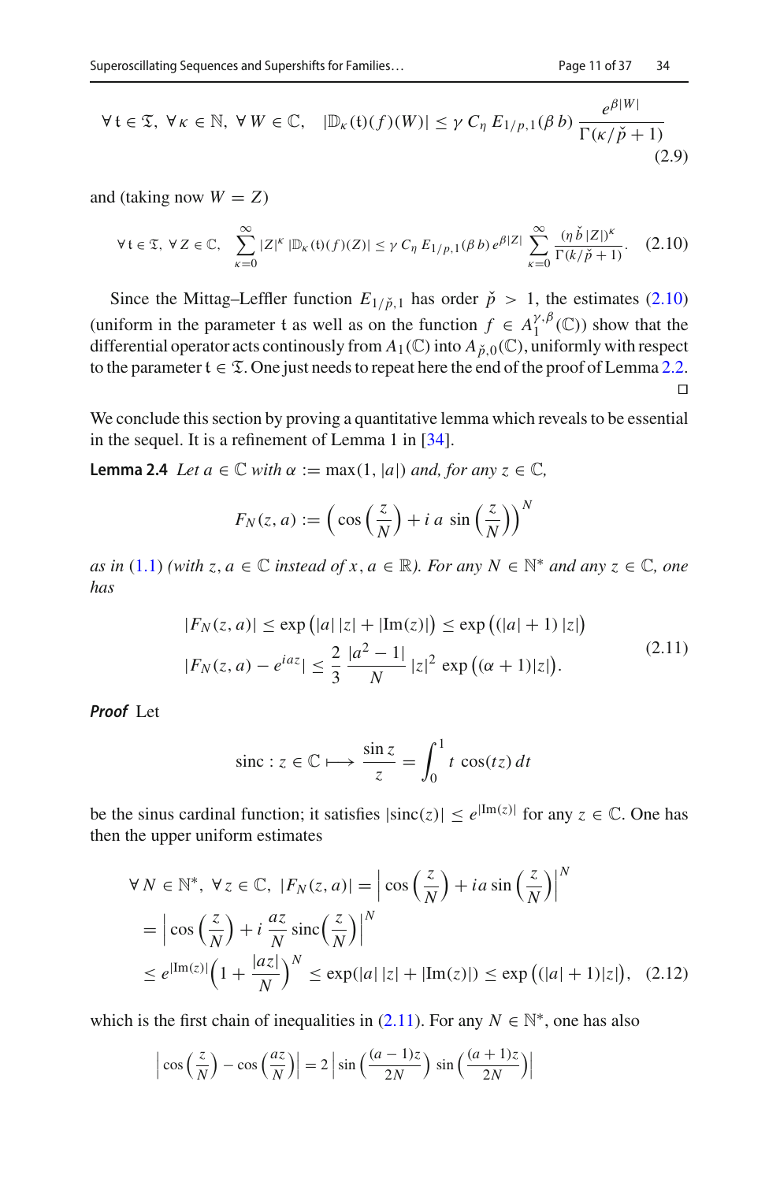$$\forall \mathfrak{t} \in \mathfrak{T},\ \forall \kappa \in \mathbb{N},\ \forall W \in \mathbb{C}, \quad |\mathbb{D}_\kappa(\mathfrak{t})(f)(W)| \le \gamma\, C_\eta\, E_{1/p,1}(\beta\, b)\, \frac{e^{\beta |W|}}{\Gamma(\kappa/\check{p}+1)} \tag{2.9}$$

and (taking now $W = Z$)

$$\forall \mathfrak{t} \in \mathfrak{T},\ \forall Z \in \mathbb{C}, \quad \sum_{\kappa=0}^{\infty} |Z|^\kappa\, |\mathbb{D}_\kappa(\mathfrak{t})(f)(Z)| \le \gamma\, C_\eta\, E_{1/p,1}(\beta\, b)\, e^{\beta |Z|} \sum_{\kappa=0}^{\infty} \frac{(\eta\, \check{b}\, |Z|)^\kappa}{\Gamma(k/\check{p}+1)}. \tag{2.10}$$

Since the Mittag–Leffler function $E_{1/\check{p},1}$ has order $\check{p} > 1$, the estimates (2.10) (uniform in the parameter $\mathfrak{t}$ as well as on the function $f \in A_1^{\gamma,\beta}(\mathbb{C})$) show that the differential operator acts continously from $A_1(\mathbb{C})$ into $A_{\check{p},0}(\mathbb{C})$, uniformly with respect to the parameter $\mathfrak{t} \in \mathfrak{T}$. One just needs to repeat here the end of the proof of Lemma 2.2. $\square$

We conclude this section by proving a quantitative lemma which reveals to be essential in the sequel. It is a refinement of Lemma 1 in [34].

**Lemma 2.4** *Let $a \in \mathbb{C}$ with $\alpha := \max(1, |a|)$ and, for any $z \in \mathbb{C}$,*

$$F_N(z,a) := \Big(\cos\Big(\frac{z}{N}\Big) + i\, a\, \sin\Big(\frac{z}{N}\Big)\Big)^N$$

*as in (1.1) (with $z, a \in \mathbb{C}$ instead of $x, a \in \mathbb{R}$). For any $N \in \mathbb{N}^*$ and any $z \in \mathbb{C}$, one has*

$$\begin{aligned} |F_N(z,a)| &\le \exp\big(|a|\,|z| + |\mathrm{Im}(z)|\big) \le \exp\big((|a|+1)\,|z|\big) \\ |F_N(z,a) - e^{iaz}| &\le \frac{2}{3}\, \frac{|a^2-1|}{N}\, |z|^2\, \exp\big((\alpha+1)|z|\big). \end{aligned} \tag{2.11}$$

***Proof*** Let

$$\mathrm{sinc} : z \in \mathbb{C} \longmapsto \frac{\sin z}{z} = \int_0^1 t\, \cos(tz)\, dt$$

be the sinus cardinal function; it satisfies $|\mathrm{sinc}(z)| \le e^{|\mathrm{Im}(z)|}$ for any $z \in \mathbb{C}$. One has then the upper uniform estimates

$$\begin{aligned} \forall N \in \mathbb{N}^*,\ \forall z \in \mathbb{C},\ |F_N(z,a)| &= \Big|\cos\Big(\frac{z}{N}\Big) + ia \sin\Big(\frac{z}{N}\Big)\Big|^N \\ &= \Big|\cos\Big(\frac{z}{N}\Big) + i\,\frac{az}{N}\,\mathrm{sinc}\Big(\frac{z}{N}\Big)\Big|^N \\ &\le e^{|\mathrm{Im}(z)|}\Big(1 + \frac{|az|}{N}\Big)^N \le \exp(|a|\,|z| + |\mathrm{Im}(z)|) \le \exp\big((|a|+1)|z|\big), \end{aligned} \tag{2.12}$$

which is the first chain of inequalities in (2.11). For any $N \in \mathbb{N}^*$, one has also

$$\Big|\cos\Big(\frac{z}{N}\Big) - \cos\Big(\frac{az}{N}\Big)\Big| = 2\,\Big|\sin\Big(\frac{(a-1)z}{2N}\Big)\, \sin\Big(\frac{(a+1)z}{2N}\Big)\Big|$$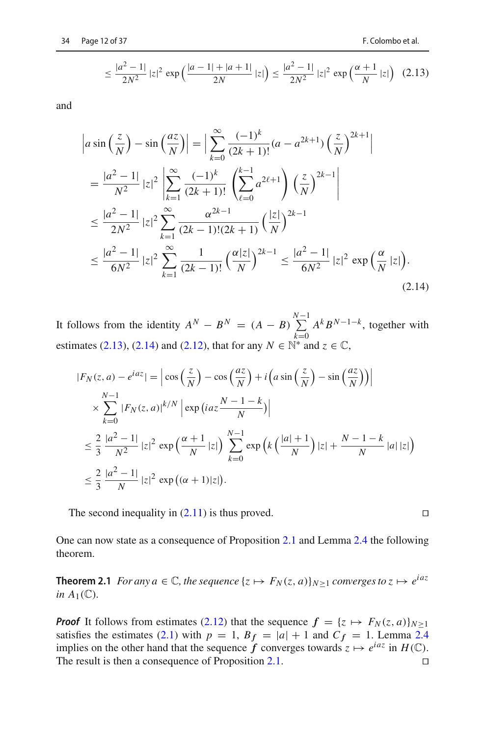$$\leq \frac{|a^2-1|}{2N^2}|z|^2 \exp\left(\frac{|a-1|+|a+1|}{2N}|z|\right) \leq \frac{|a^2-1|}{2N^2}|z|^2 \exp\left(\frac{\alpha+1}{N}|z|\right) \quad (2.13)$$

and

$$\begin{aligned}
\left|a\sin\left(\frac{z}{N}\right)-\sin\left(\frac{az}{N}\right)\right| &= \left|\sum_{k=0}^{\infty}\frac{(-1)^k}{(2k+1)!}(a-a^{2k+1})\left(\frac{z}{N}\right)^{2k+1}\right| \\
&= \frac{|a^2-1|}{N^2}|z|^2\left|\sum_{k=1}^{\infty}\frac{(-1)^k}{(2k+1)!}\left(\sum_{\ell=0}^{k-1}a^{2\ell+1}\right)\left(\frac{z}{N}\right)^{2k-1}\right| \\
&\leq \frac{|a^2-1|}{2N^2}|z|^2\sum_{k=1}^{\infty}\frac{\alpha^{2k-1}}{(2k-1)!(2k+1)}\left(\frac{|z|}{N}\right)^{2k-1} \\
&\leq \frac{|a^2-1|}{6N^2}|z|^2\sum_{k=1}^{\infty}\frac{1}{(2k-1)!}\left(\frac{\alpha|z|}{N}\right)^{2k-1} \leq \frac{|a^2-1|}{6N^2}|z|^2\exp\left(\frac{\alpha}{N}|z|\right).
\end{aligned} \quad (2.14)$$

It follows from the identity $A^N - B^N = (A-B)\sum_{k=0}^{N-1} A^k B^{N-1-k}$, together with estimates (2.13), (2.14) and (2.12), that for any $N \in \mathbb{N}^*$ and $z \in \mathbb{C}$,

$$\begin{aligned}
|F_N(z,a)-e^{iaz}| &= \left|\cos\left(\frac{z}{N}\right)-\cos\left(\frac{az}{N}\right)+i\left(a\sin\left(\frac{z}{N}\right)-\sin\left(\frac{az}{N}\right)\right)\right| \\
&\quad\times\sum_{k=0}^{N-1}|F_N(z,a)|^{k/N}\left|\exp\left(iaz\frac{N-1-k}{N}\right)\right| \\
&\leq \frac{2}{3}\frac{|a^2-1|}{N^2}|z|^2\exp\left(\frac{\alpha+1}{N}|z|\right)\sum_{k=0}^{N-1}\exp\left(k\left(\frac{|a|+1}{N}\right)|z|+\frac{N-1-k}{N}|a|\,|z|\right) \\
&\leq \frac{2}{3}\frac{|a^2-1|}{N}|z|^2\exp\big((\alpha+1)|z|\big).
\end{aligned}$$

The second inequality in (2.11) is thus proved. ◻

One can now state as a consequence of Proposition 2.1 and Lemma 2.4 the following theorem.

**Theorem 2.1** *For any $a \in \mathbb{C}$, the sequence $\{z \mapsto F_N(z,a)\}_{N\geq 1}$ converges to $z \mapsto e^{iaz}$ in $A_1(\mathbb{C})$.*

***Proof*** It follows from estimates (2.12) that the sequence $\boldsymbol{f} = \{z \mapsto F_N(z,a)\}_{N\geq 1}$ satisfies the estimates (2.1) with $p = 1$, $B_{\boldsymbol{f}} = |a|+1$ and $C_{\boldsymbol{f}} = 1$. Lemma 2.4 implies on the other hand that the sequence $\boldsymbol{f}$ converges towards $z \mapsto e^{iaz}$ in $H(\mathbb{C})$. The result is then a consequence of Proposition 2.1. ◻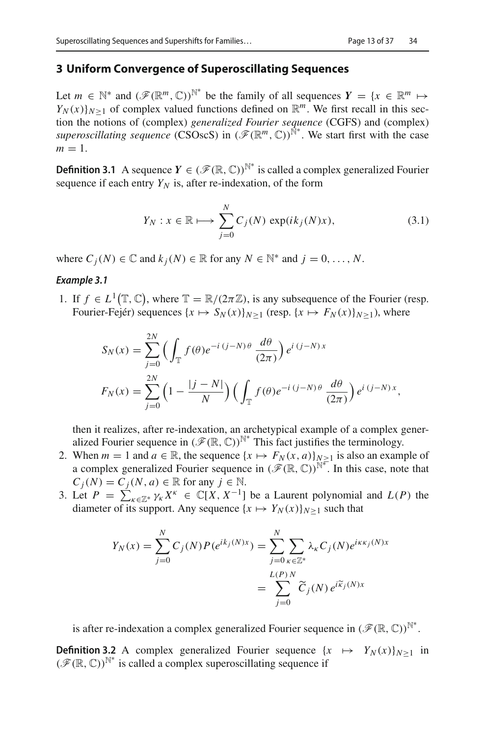## 3 Uniform Convergence of Superoscillating Sequences

Let $m \in \mathbb{N}^*$ and $(\mathscr{F}(\mathbb{R}^m, \mathbb{C}))^{\mathbb{N}^*}$ be the family of all sequences $\boldsymbol{Y} = \{x \in \mathbb{R}^m \mapsto Y_N(x)\}_{N \geq 1}$ of complex valued functions defined on $\mathbb{R}^m$. We first recall in this section the notions of (complex) *generalized Fourier sequence* (CGFS) and (complex) *superoscillating sequence* (CSOscS) in $(\mathscr{F}(\mathbb{R}^m, \mathbb{C}))^{\mathbb{N}^*}$. We start first with the case $m = 1$.

**Definition 3.1** A sequence $\boldsymbol{Y} \in (\mathscr{F}(\mathbb{R}, \mathbb{C}))^{\mathbb{N}^*}$ is called a complex generalized Fourier sequence if each entry $Y_N$ is, after re-indexation, of the form

$$Y_N : x \in \mathbb{R} \longmapsto \sum_{j=0}^{N} C_j(N) \exp(ik_j(N)x), \tag{3.1}$$

where $C_j(N) \in \mathbb{C}$ and $k_j(N) \in \mathbb{R}$ for any $N \in \mathbb{N}^*$ and $j = 0, \ldots, N$.

***Example 3.1***

1. If $f \in L^1\big(\mathbb{T}, \mathbb{C}\big)$, where $\mathbb{T} = \mathbb{R}/(2\pi\mathbb{Z})$, is any subsequence of the Fourier (resp. Fourier-Fejér) sequences $\{x \mapsto S_N(x)\}_{N \geq 1}$ (resp. $\{x \mapsto F_N(x)\}_{N \geq 1}$), where

$$\begin{aligned} S_N(x) &= \sum_{j=0}^{2N} \Big( \int_{\mathbb{T}} f(\theta) e^{-i\,(j-N)\,\theta}\, \frac{d\theta}{(2\pi)} \Big)\, e^{i\,(j-N)\,x} \\ F_N(x) &= \sum_{j=0}^{2N} \Big(1 - \frac{|j-N|}{N}\Big) \Big( \int_{\mathbb{T}} f(\theta) e^{-i\,(j-N)\,\theta}\, \frac{d\theta}{(2\pi)} \Big)\, e^{i\,(j-N)\,x}, \end{aligned}$$

   then it realizes, after re-indexation, an archetypical example of a complex generalized Fourier sequence in $(\mathscr{F}(\mathbb{R}, \mathbb{C}))^{\mathbb{N}^*}$ This fact justifies the terminology.

2. When $m = 1$ and $a \in \mathbb{R}$, the sequence $\{x \mapsto F_N(x, a)\}_{N \geq 1}$ is also an example of a complex generalized Fourier sequence in $(\mathscr{F}(\mathbb{R}, \mathbb{C}))^{\mathbb{N}^*}$. In this case, note that $C_j(N) = C_j(N, a) \in \mathbb{R}$ for any $j \in \mathbb{N}$.

3. Let $P = \sum_{\kappa \in \mathbb{Z}^*} \gamma_\kappa X^\kappa \in \mathbb{C}[X, X^{-1}]$ be a Laurent polynomial and $L(P)$ the diameter of its support. Any sequence $\{x \mapsto Y_N(x)\}_{N \geq 1}$ such that

$$\begin{aligned} Y_N(x) = \sum_{j=0}^{N} C_j(N) P(e^{ik_j(N)x}) &= \sum_{j=0}^{N} \sum_{\kappa \in \mathbb{Z}^*} \lambda_\kappa C_j(N) e^{i\kappa k_j(N)x} \\ &= \sum_{j=0}^{L(P)\,N} \widetilde{C}_j(N)\, e^{i\widetilde{\kappa}_j(N)x} \end{aligned}$$

   is after re-indexation a complex generalized Fourier sequence in $(\mathscr{F}(\mathbb{R}, \mathbb{C}))^{\mathbb{N}^*}$.

**Definition 3.2** A complex generalized Fourier sequence $\{x \mapsto Y_N(x)\}_{N \geq 1}$ in $(\mathscr{F}(\mathbb{R}, \mathbb{C}))^{\mathbb{N}^*}$ is called a complex superoscillating sequence if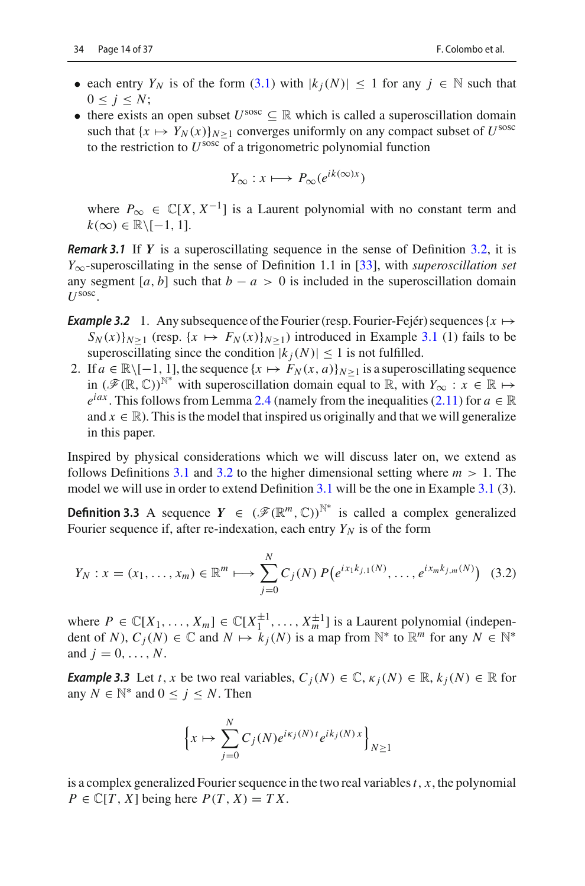- each entry $Y_N$ is of the form (3.1) with $|k_j(N)| \leq 1$ for any $j \in \mathbb{N}$ such that $0 \leq j \leq N$;
- there exists an open subset $U^{\text{sosc}} \subseteq \mathbb{R}$ which is called a superoscillation domain such that $\{x \mapsto Y_N(x)\}_{N\geq 1}$ converges uniformly on any compact subset of $U^{\text{sosc}}$ to the restriction to $U^{\text{sosc}}$ of a trigonometric polynomial function

$$Y_\infty : x \longmapsto P_\infty(e^{ik(\infty)x})$$

where $P_\infty \in \mathbb{C}[X, X^{-1}]$ is a Laurent polynomial with no constant term and $k(\infty) \in \mathbb{R}\setminus[-1, 1]$.

***Remark 3.1*** If $\boldsymbol{Y}$ is a superoscillating sequence in the sense of Definition 3.2, it is $Y_\infty$-superoscillating in the sense of Definition 1.1 in [33], with *superoscillation set* any segment $[a, b]$ such that $b - a > 0$ is included in the superoscillation domain $U^{\text{sosc}}$.

***Example 3.2*** 1. Any subsequence of the Fourier (resp. Fourier-Fejér) sequences $\{x \mapsto S_N(x)\}_{N\geq 1}$ (resp. $\{x \mapsto F_N(x)\}_{N\geq 1}$) introduced in Example 3.1 (1) fails to be superoscillating since the condition $|k_j(N)| \leq 1$ is not fulfilled.

2. If $a \in \mathbb{R}\setminus[-1, 1]$, the sequence $\{x \mapsto F_N(x, a)\}_{N\geq 1}$ is a superoscillating sequence in $(\mathscr{F}(\mathbb{R}, \mathbb{C}))^{\mathbb{N}^*}$ with superoscillation domain equal to $\mathbb{R}$, with $Y_\infty : x \in \mathbb{R} \mapsto e^{iax}$. This follows from Lemma 2.4 (namely from the inequalities (2.11) for $a \in \mathbb{R}$ and $x \in \mathbb{R}$). This is the model that inspired us originally and that we will generalize in this paper.

Inspired by physical considerations which we will discuss later on, we extend as follows Definitions 3.1 and 3.2 to the higher dimensional setting where $m > 1$. The model we will use in order to extend Definition 3.1 will be the one in Example 3.1 (3).

**Definition 3.3** A sequence $\boldsymbol{Y} \in (\mathscr{F}(\mathbb{R}^m, \mathbb{C}))^{\mathbb{N}^*}$ is called a complex generalized Fourier sequence if, after re-indexation, each entry $Y_N$ is of the form

$$Y_N : x = (x_1, \ldots, x_m) \in \mathbb{R}^m \longmapsto \sum_{j=0}^{N} C_j(N)\, P\big(e^{ix_1 k_{j,1}(N)}, \ldots, e^{ix_m k_{j,m}(N)}\big) \tag{3.2}$$

where $P \in \mathbb{C}[X_1, \ldots, X_m] \in \mathbb{C}[X_1^{\pm 1}, \ldots, X_m^{\pm 1}]$ is a Laurent polynomial (independent of $N$), $C_j(N) \in \mathbb{C}$ and $N \mapsto k_j(N)$ is a map from $\mathbb{N}^*$ to $\mathbb{R}^m$ for any $N \in \mathbb{N}^*$ and $j = 0, \ldots, N$.

***Example 3.3*** Let $t, x$ be two real variables, $C_j(N) \in \mathbb{C}$, $\kappa_j(N) \in \mathbb{R}$, $k_j(N) \in \mathbb{R}$ for any $N \in \mathbb{N}^*$ and $0 \leq j \leq N$. Then

$$\Big\{x \mapsto \sum_{j=0}^{N} C_j(N) e^{i\kappa_j(N)\,t} e^{ik_j(N)\,x}\Big\}_{N\geq 1}$$

is a complex generalized Fourier sequence in the two real variables $t, x$, the polynomial $P \in \mathbb{C}[T, X]$ being here $P(T, X) = TX$.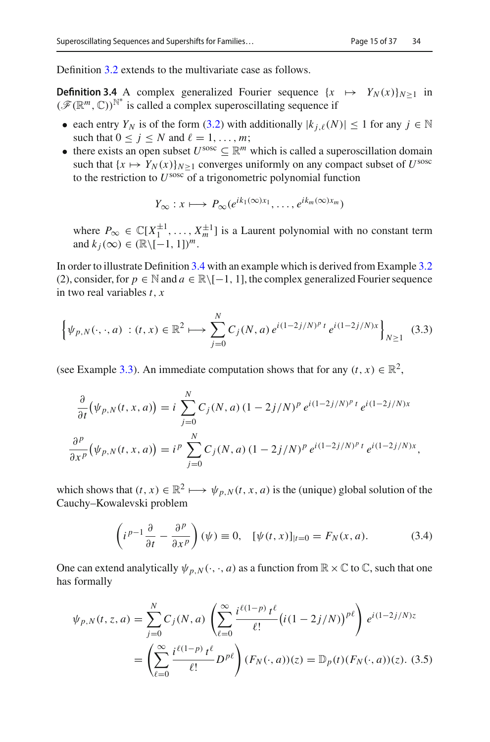Definition 3.2 extends to the multivariate case as follows.

**Definition 3.4** A complex generalized Fourier sequence $\{x \mapsto Y_N(x)\}_{N\geq 1}$ in $(\mathscr{F}(\mathbb{R}^m,\mathbb{C}))^{\mathbb{N}^*}$ is called a complex superoscillating sequence if

- each entry $Y_N$ is of the form (3.2) with additionally $|k_{j,\ell}(N)| \leq 1$ for any $j \in \mathbb{N}$ such that $0 \leq j \leq N$ and $\ell = 1,\ldots,m$;
- there exists an open subset $U^{\mathrm{sosc}} \subseteq \mathbb{R}^m$ which is called a superoscillation domain such that $\{x \mapsto Y_N(x)\}_{N\geq 1}$ converges uniformly on any compact subset of $U^{\mathrm{sosc}}$ to the restriction to $U^{\mathrm{sosc}}$ of a trigonometric polynomial function

$$Y_\infty : x \longmapsto P_\infty(e^{ik_1(\infty)x_1},\ldots,e^{ik_m(\infty)x_m})$$

where $P_\infty \in \mathbb{C}[X_1^{\pm 1},\ldots,X_m^{\pm 1}]$ is a Laurent polynomial with no constant term and $k_j(\infty) \in (\mathbb{R}\setminus[-1,1])^m$.

In order to illustrate Definition 3.4 with an example which is derived from Example 3.2 (2), consider, for $p \in \mathbb{N}$ and $a \in \mathbb{R}\setminus[-1,1]$, the complex generalized Fourier sequence in two real variables $t,x$

$$\left\{\psi_{p,N}(\cdot,\cdot,a)\ :(t,x)\in\mathbb{R}^2 \longmapsto \sum_{j=0}^{N} C_j(N,a)\, e^{i(1-2j/N)^p\,t}\, e^{i(1-2j/N)x}\right\}_{N\geq 1} \quad (3.3)$$

(see Example 3.3). An immediate computation shows that for any $(t,x)\in\mathbb{R}^2$,

$$\frac{\partial}{\partial t}\big(\psi_{p,N}(t,x,a)\big) = i\sum_{j=0}^{N} C_j(N,a)\,(1-2j/N)^p\, e^{i(1-2j/N)^p\,t}\, e^{i(1-2j/N)x}$$

$$\frac{\partial^p}{\partial x^p}\big(\psi_{p,N}(t,x,a)\big) = i^p\sum_{j=0}^{N} C_j(N,a)\,(1-2j/N)^p\, e^{i(1-2j/N)^p\,t}\, e^{i(1-2j/N)x},$$

which shows that $(t,x)\in\mathbb{R}^2 \longmapsto \psi_{p,N}(t,x,a)$ is the (unique) global solution of the Cauchy–Kowalevski problem

$$\left(i^{p-1}\frac{\partial}{\partial t} - \frac{\partial^p}{\partial x^p}\right)(\psi) \equiv 0, \quad [\psi(t,x)]_{|t=0} = F_N(x,a). \quad (3.4)$$

One can extend analytically $\psi_{p,N}(\cdot,\cdot,a)$ as a function from $\mathbb{R}\times\mathbb{C}$ to $\mathbb{C}$, such that one has formally

$$\begin{aligned}\psi_{p,N}(t,z,a) &= \sum_{j=0}^{N} C_j(N,a)\left(\sum_{\ell=0}^{\infty}\frac{i^{\ell(1-p)}\,t^\ell}{\ell!}\big(i(1-2j/N)\big)^{p\ell}\right) e^{i(1-2j/N)z}\\ &= \left(\sum_{\ell=0}^{\infty}\frac{i^{\ell(1-p)}\,t^\ell}{\ell!}D^{p\ell}\right)(F_N(\cdot,a))(z) = \mathbb{D}_p(t)(F_N(\cdot,a))(z). \quad (3.5)\end{aligned}$$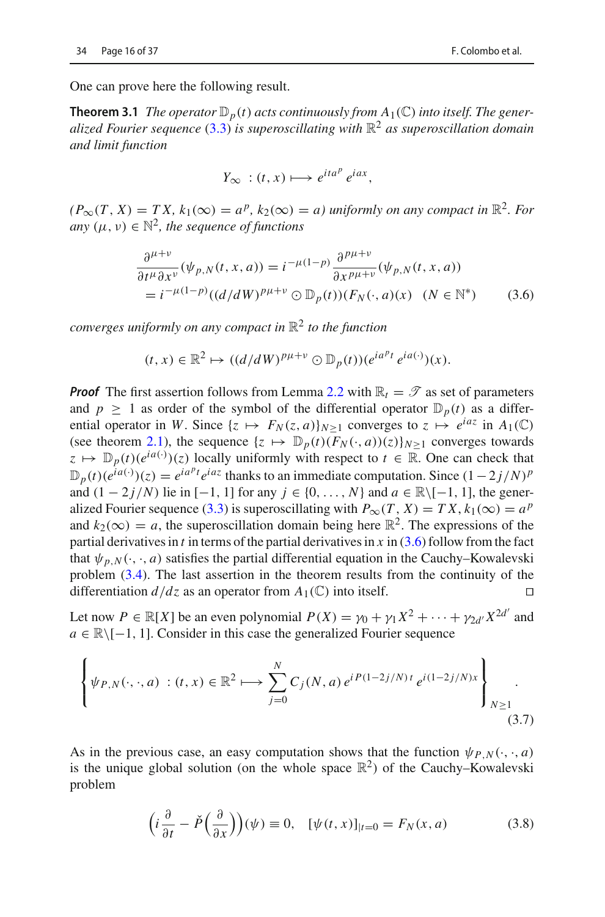One can prove here the following result.

**Theorem 3.1** *The operator $\mathbb{D}_p(t)$ acts continuously from $A_1(\mathbb{C})$ into itself. The generalized Fourier sequence (3.3) is superoscillating with $\mathbb{R}^2$ as superoscillation domain and limit function*

$$Y_\infty \;:\; (t,x) \longmapsto e^{ita^p}\, e^{iax},$$

*$(P_\infty(T,X) = TX,\ k_1(\infty) = a^p,\ k_2(\infty) = a)$ uniformly on any compact in $\mathbb{R}^2$. For any $(\mu,\nu) \in \mathbb{N}^2$, the sequence of functions*

$$\begin{aligned}
\frac{\partial^{\mu+\nu}}{\partial t^\mu \partial x^\nu}(\psi_{p,N}(t,x,a)) &= i^{-\mu(1-p)}\frac{\partial^{p\mu+\nu}}{\partial x^{p\mu+\nu}}(\psi_{p,N}(t,x,a)) \\
&= i^{-\mu(1-p)}((d/dW)^{p\mu+\nu} \odot \mathbb{D}_p(t))(F_N(\cdot,a)(x) \quad (N \in \mathbb{N}^*)
\end{aligned} \tag{3.6}$$

*converges uniformly on any compact in $\mathbb{R}^2$ to the function*

$$(t,x) \in \mathbb{R}^2 \mapsto ((d/dW)^{p\mu+\nu} \odot \mathbb{D}_p(t))(e^{ia^p t}\, e^{ia(\cdot)})(x).$$

***Proof*** The first assertion follows from Lemma 2.2 with $\mathbb{R}_t = \mathscr{T}$ as set of parameters and $p \geq 1$ as order of the symbol of the differential operator $\mathbb{D}_p(t)$ as a differential operator in $W$. Since $\{z \mapsto F_N(z,a)\}_{N\geq 1}$ converges to $z \mapsto e^{iaz}$ in $A_1(\mathbb{C})$ (see theorem 2.1), the sequence $\{z \mapsto \mathbb{D}_p(t)(F_N(\cdot,a))(z)\}_{N\geq 1}$ converges towards $z \mapsto \mathbb{D}_p(t)(e^{ia(\cdot)})(z)$ locally uniformly with respect to $t \in \mathbb{R}$. One can check that $\mathbb{D}_p(t)(e^{ia(\cdot)})(z) = e^{ia^p t}e^{iaz}$ thanks to an immediate computation. Since $(1-2j/N)^p$ and $(1-2j/N)$ lie in $[-1,1]$ for any $j \in \{0,\ldots,N\}$ and $a \in \mathbb{R}\setminus[-1,1]$, the generalized Fourier sequence (3.3) is superoscillating with $P_\infty(T,X) = TX, k_1(\infty) = a^p$ and $k_2(\infty) = a$, the superoscillation domain being here $\mathbb{R}^2$. The expressions of the partial derivatives in $t$ in terms of the partial derivatives in $x$ in (3.6) follow from the fact that $\psi_{p,N}(\cdot,\cdot,a)$ satisfies the partial differential equation in the Cauchy–Kowalevski problem (3.4). The last assertion in the theorem results from the continuity of the differentiation $d/dz$ as an operator from $A_1(\mathbb{C})$ into itself. $\square$

Let now $P \in \mathbb{R}[X]$ be an even polynomial $P(X) = \gamma_0 + \gamma_1 X^2 + \cdots + \gamma_{2d'}X^{2d'}$ and $a \in \mathbb{R}\setminus[-1,1]$. Consider in this case the generalized Fourier sequence

$$\left\{\psi_{P,N}(\cdot,\cdot,a) \;:\; (t,x) \in \mathbb{R}^2 \longmapsto \sum_{j=0}^{N} C_j(N,a)\, e^{iP(1-2j/N)t}\, e^{i(1-2j/N)x}\right\}_{N\geq 1}. \tag{3.7}$$

As in the previous case, an easy computation shows that the function $\psi_{P,N}(\cdot,\cdot,a)$ is the unique global solution (on the whole space $\mathbb{R}^2$) of the Cauchy–Kowalevski problem

$$\left(i\frac{\partial}{\partial t} - \check{P}\Big(\frac{\partial}{\partial x}\Big)\right)(\psi) \equiv 0, \quad [\psi(t,x)]_{|t=0} = F_N(x,a) \tag{3.8}$$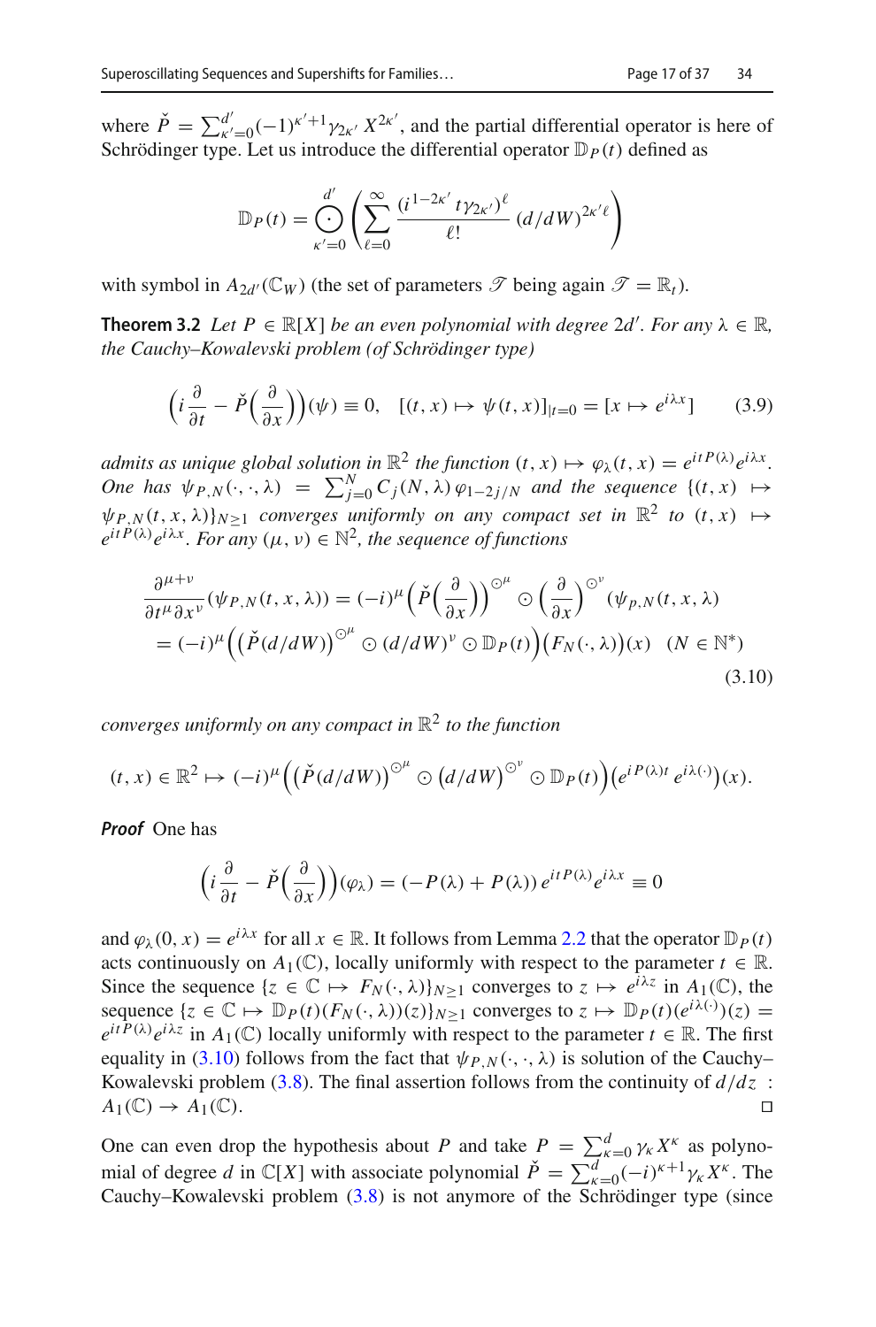where $\check{P} = \sum_{\kappa'=0}^{d'} (-1)^{\kappa'+1} \gamma_{2\kappa'}\, X^{2\kappa'}$, and the partial differential operator is here of Schrödinger type. Let us introduce the differential operator $\mathbb{D}_P(t)$ defined as

$$\mathbb{D}_P(t) = \bigodot_{\kappa'=0}^{d'} \left( \sum_{\ell=0}^{\infty} \frac{(i^{1-2\kappa'}\, t \gamma_{2\kappa'})^{\ell}}{\ell!}\, (d/dW)^{2\kappa'\ell} \right)$$

with symbol in $A_{2d'}(\mathbb{C}_W)$ (the set of parameters $\mathscr{T}$ being again $\mathscr{T} = \mathbb{R}_t$).

**Theorem 3.2** *Let $P \in \mathbb{R}[X]$ be an even polynomial with degree $2d'$. For any $\lambda \in \mathbb{R}$, the Cauchy–Kowalevski problem (of Schrödinger type)*

$$\Big( i \frac{\partial}{\partial t} - \check{P}\Big(\frac{\partial}{\partial x}\Big)\Big)(\psi) \equiv 0, \quad [(t,x) \mapsto \psi(t,x)]_{|t=0} = [x \mapsto e^{i\lambda x}] \tag{3.9}$$

*admits as unique global solution in $\mathbb{R}^2$ the function $(t,x) \mapsto \varphi_\lambda(t,x) = e^{itP(\lambda)} e^{i\lambda x}$. One has $\psi_{P,N}(\cdot,\cdot,\lambda) = \sum_{j=0}^{N} C_j(N,\lambda)\, \varphi_{1-2j/N}$ and the sequence $\{(t,x) \mapsto \psi_{P,N}(t,x,\lambda)\}_{N\geq 1}$ converges uniformly on any compact set in $\mathbb{R}^2$ to $(t,x) \mapsto e^{itP(\lambda)} e^{i\lambda x}$. For any $(\mu,\nu) \in \mathbb{N}^2$, the sequence of functions*

$$\begin{aligned} \frac{\partial^{\mu+\nu}}{\partial t^{\mu} \partial x^{\nu}} (\psi_{P,N}(t,x,\lambda)) &= (-i)^{\mu} \Big( \check{P}\Big(\frac{\partial}{\partial x}\Big)\Big)^{\odot^{\mu}} \odot \Big(\frac{\partial}{\partial x}\Big)^{\odot^{\nu}} (\psi_{p,N}(t,x,\lambda) \\ &= (-i)^{\mu} \Big( \big(\check{P}(d/dW)\big)^{\odot^{\mu}} \odot (d/dW)^{\nu} \odot \mathbb{D}_P(t) \Big) \big(F_N(\cdot,\lambda)\big)(x) \quad (N \in \mathbb{N}^*) \end{aligned} \tag{3.10}$$

*converges uniformly on any compact in $\mathbb{R}^2$ to the function*

$$(t,x) \in \mathbb{R}^2 \mapsto (-i)^{\mu} \Big( \big(\check{P}(d/dW)\big)^{\odot^{\mu}} \odot \big(d/dW\big)^{\odot^{\nu}} \odot \mathbb{D}_P(t) \Big) \big( e^{iP(\lambda)t}\, e^{i\lambda(\cdot)} \big)(x).$$

***Proof*** One has

$$\Big( i \frac{\partial}{\partial t} - \check{P}\Big(\frac{\partial}{\partial x}\Big)\Big)(\varphi_\lambda) = (-P(\lambda) + P(\lambda))\, e^{itP(\lambda)} e^{i\lambda x} \equiv 0$$

and $\varphi_\lambda(0,x) = e^{i\lambda x}$ for all $x \in \mathbb{R}$. It follows from Lemma 2.2 that the operator $\mathbb{D}_P(t)$ acts continuously on $A_1(\mathbb{C})$, locally uniformly with respect to the parameter $t \in \mathbb{R}$. Since the sequence $\{z \in \mathbb{C} \mapsto F_N(\cdot,\lambda)\}_{N\geq 1}$ converges to $z \mapsto e^{i\lambda z}$ in $A_1(\mathbb{C})$, the sequence $\{z \in \mathbb{C} \mapsto \mathbb{D}_P(t)(F_N(\cdot,\lambda))(z)\}_{N\geq 1}$ converges to $z \mapsto \mathbb{D}_P(t)(e^{i\lambda(\cdot)})(z) = e^{itP(\lambda)} e^{i\lambda z}$ in $A_1(\mathbb{C})$ locally uniformly with respect to the parameter $t \in \mathbb{R}$. The first equality in (3.10) follows from the fact that $\psi_{P,N}(\cdot,\cdot,\lambda)$ is solution of the Cauchy–Kowalevski problem (3.8). The final assertion follows from the continuity of $d/dz : A_1(\mathbb{C}) \to A_1(\mathbb{C})$. ☐

One can even drop the hypothesis about $P$ and take $P = \sum_{\kappa=0}^{d} \gamma_\kappa X^\kappa$ as polynomial of degree $d$ in $\mathbb{C}[X]$ with associate polynomial $\check{P} = \sum_{\kappa=0}^{d} (-i)^{\kappa+1} \gamma_\kappa X^\kappa$. The Cauchy–Kowalevski problem (3.8) is not anymore of the Schrödinger type (since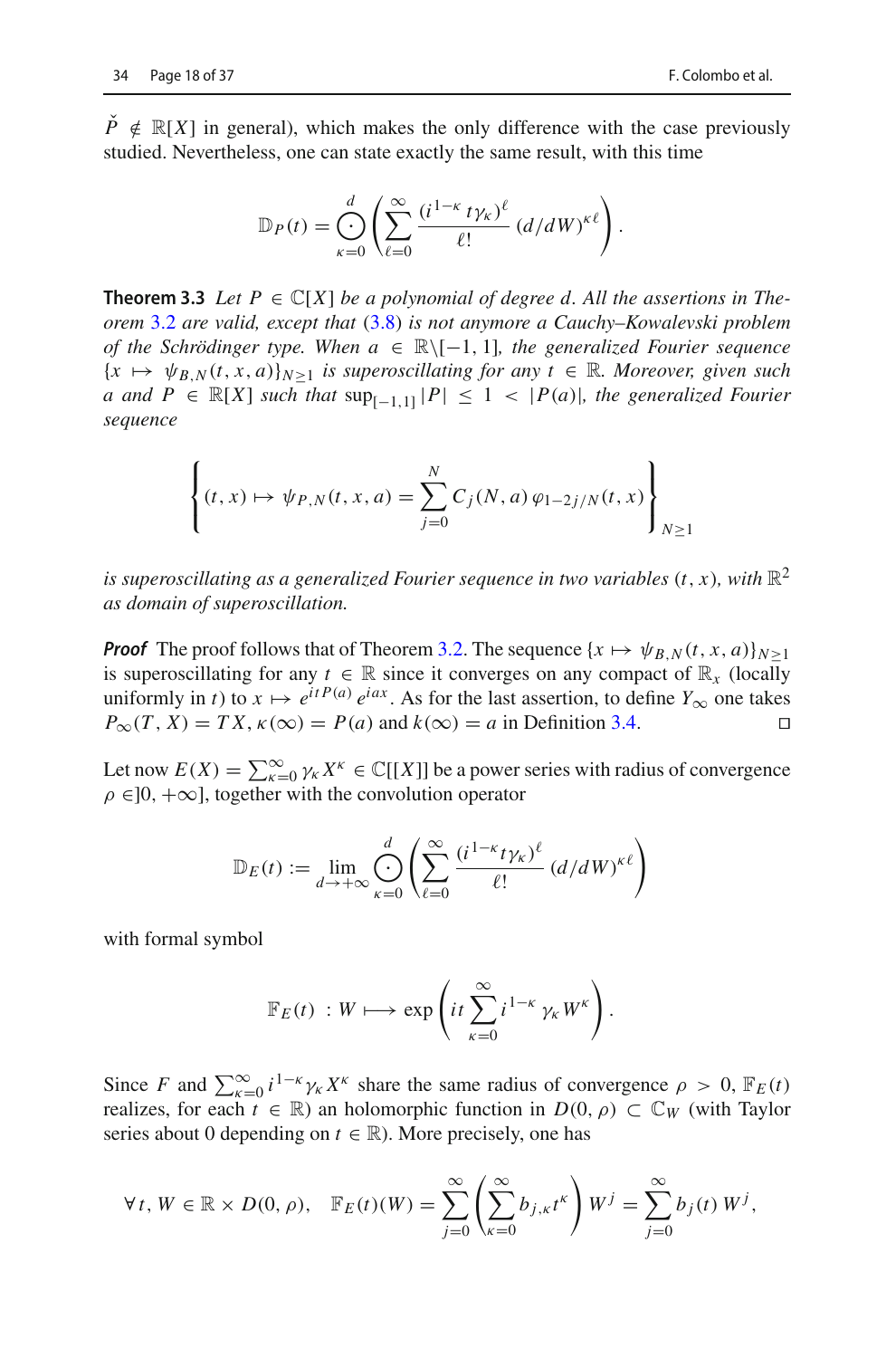$\check{P} \notin \mathbb{R}[X]$ in general), which makes the only difference with the case previously studied. Nevertheless, one can state exactly the same result, with this time

$$\mathbb{D}_P(t) = \bigodot_{\kappa=0}^{d} \left( \sum_{\ell=0}^{\infty} \frac{(i^{1-\kappa}\, t\gamma_\kappa)^\ell}{\ell!}\, (d/dW)^{\kappa\ell} \right).$$

**Theorem 3.3** *Let $P \in \mathbb{C}[X]$ be a polynomial of degree $d$. All the assertions in Theorem 3.2 are valid, except that (3.8) is not anymore a Cauchy–Kowalevski problem of the Schrödinger type. When $a \in \mathbb{R}\setminus[-1,1]$, the generalized Fourier sequence $\{x \mapsto \psi_{B,N}(t,x,a)\}_{N\geq 1}$ is superoscillating for any $t \in \mathbb{R}$. Moreover, given such $a$ and $P \in \mathbb{R}[X]$ such that $\sup_{[-1,1]} |P| \leq 1 < |P(a)|$, the generalized Fourier sequence*

$$\left\{ (t,x) \mapsto \psi_{P,N}(t,x,a) = \sum_{j=0}^{N} C_j(N,a)\, \varphi_{1-2j/N}(t,x) \right\}_{N\geq 1}$$

*is superoscillating as a generalized Fourier sequence in two variables $(t,x)$, with $\mathbb{R}^2$ as domain of superoscillation.*

***Proof*** The proof follows that of Theorem 3.2. The sequence $\{x \mapsto \psi_{B,N}(t,x,a)\}_{N\geq 1}$ is superoscillating for any $t \in \mathbb{R}$ since it converges on any compact of $\mathbb{R}_x$ (locally uniformly in $t$) to $x \mapsto e^{itP(a)}\, e^{iax}$. As for the last assertion, to define $Y_\infty$ one takes $P_\infty(T,X) = TX, \kappa(\infty) = P(a)$ and $k(\infty) = a$ in Definition 3.4. □

Let now $E(X) = \sum_{\kappa=0}^{\infty} \gamma_\kappa X^\kappa \in \mathbb{C}[[X]]$ be a power series with radius of convergence $\rho \in ]0,+\infty]$, together with the convolution operator

$$\mathbb{D}_E(t) := \lim_{d\to+\infty} \bigodot_{\kappa=0}^{d} \left( \sum_{\ell=0}^{\infty} \frac{(i^{1-\kappa} t\gamma_\kappa)^\ell}{\ell!}\, (d/dW)^{\kappa\ell} \right)$$

with formal symbol

$$\mathbb{F}_E(t) \ : W \longmapsto \exp\left( it \sum_{\kappa=0}^{\infty} i^{1-\kappa}\, \gamma_\kappa\, W^\kappa \right).$$

Since $F$ and $\sum_{\kappa=0}^{\infty} i^{1-\kappa}\gamma_\kappa X^\kappa$ share the same radius of convergence $\rho > 0$, $\mathbb{F}_E(t)$ realizes, for each $t \in \mathbb{R}$) an holomorphic function in $D(0,\rho) \subset \mathbb{C}_W$ (with Taylor series about 0 depending on $t \in \mathbb{R}$). More precisely, one has

$$\forall\, t, W \in \mathbb{R} \times D(0,\rho), \quad \mathbb{F}_E(t)(W) = \sum_{j=0}^{\infty} \left( \sum_{\kappa=0}^{\infty} b_{j,\kappa} t^\kappa \right) W^j = \sum_{j=0}^{\infty} b_j(t)\, W^j,$$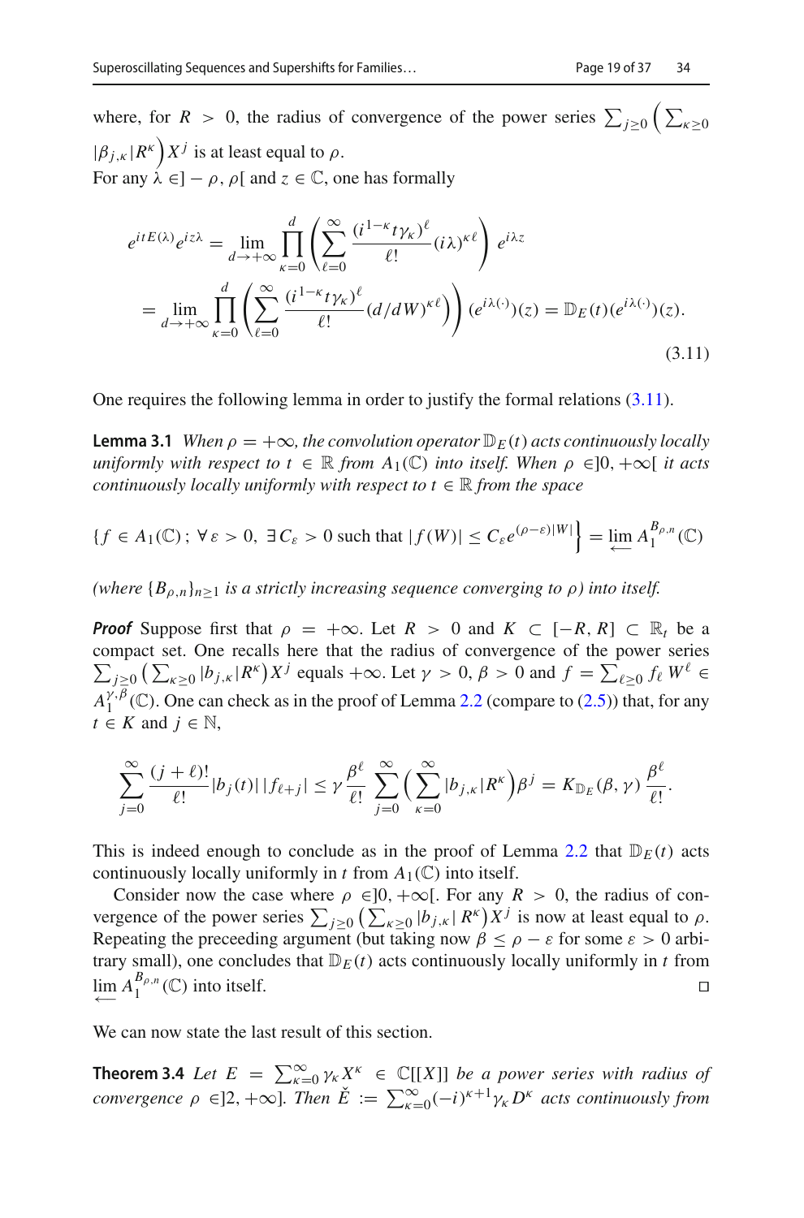where, for $R > 0$, the radius of convergence of the power series $\sum_{j\geq 0}\Big(\sum_{\kappa\geq 0} |\beta_{j,\kappa}|R^\kappa\Big)X^j$ is at least equal to $\rho$.
For any $\lambda \in ]-\rho,\rho[$ and $z\in\mathbb{C}$, one has formally

$$
\begin{aligned}
e^{itE(\lambda)}e^{iz\lambda} &= \lim_{d\to+\infty}\prod_{\kappa=0}^{d}\left(\sum_{\ell=0}^{\infty}\frac{(i^{1-\kappa}t\gamma_\kappa)^\ell}{\ell!}(i\lambda)^{\kappa\ell}\right)e^{i\lambda z}\\
&= \lim_{d\to+\infty}\prod_{\kappa=0}^{d}\left(\sum_{\ell=0}^{\infty}\frac{(i^{1-\kappa}t\gamma_\kappa)^\ell}{\ell!}(d/dW)^{\kappa\ell}\right)(e^{i\lambda(\cdot)})(z) = \mathbb{D}_E(t)(e^{i\lambda(\cdot)})(z).
\end{aligned}
\tag{3.11}
$$

One requires the following lemma in order to justify the formal relations (3.11).

**Lemma 3.1** *When $\rho=+\infty$, the convolution operator $\mathbb{D}_E(t)$ acts continuously locally uniformly with respect to $t\in\mathbb{R}$ from $A_1(\mathbb{C})$ into itself. When $\rho\in]0,+\infty[$ it acts continuously locally uniformly with respect to $t\in\mathbb{R}$ from the space*

$$
\Big\{f\in A_1(\mathbb{C})\,;\;\forall\,\varepsilon>0,\ \exists\, C_\varepsilon>0 \text{ such that } |f(W)|\leq C_\varepsilon e^{(\rho-\varepsilon)|W|}\Big\} = \varprojlim A_1^{B_{\rho,n}}(\mathbb{C})
$$

*(where $\{B_{\rho,n}\}_{n\geq 1}$ is a strictly increasing sequence converging to $\rho$) into itself.*

***Proof*** Suppose first that $\rho=+\infty$. Let $R>0$ and $K\subset[-R,R]\subset\mathbb{R}_t$ be a compact set. One recalls here that the radius of convergence of the power series $\sum_{j\geq 0}\big(\sum_{\kappa\geq 0}|b_{j,\kappa}|R^\kappa\big)X^j$ equals $+\infty$. Let $\gamma>0$, $\beta>0$ and $f=\sum_{\ell\geq 0}f_\ell W^\ell\in A_1^{\gamma,\beta}(\mathbb{C})$. One can check as in the proof of Lemma 2.2 (compare to (2.5)) that, for any $t\in K$ and $j\in\mathbb{N}$,

$$
\sum_{j=0}^{\infty}\frac{(j+\ell)!}{\ell!}|b_j(t)|\,|f_{\ell+j}|\leq \gamma\frac{\beta^\ell}{\ell!}\sum_{j=0}^{\infty}\Big(\sum_{\kappa=0}^{\infty}|b_{j,\kappa}|R^\kappa\Big)\beta^j = K_{\mathbb{D}_E}(\beta,\gamma)\,\frac{\beta^\ell}{\ell!}.
$$

This is indeed enough to conclude as in the proof of Lemma 2.2 that $\mathbb{D}_E(t)$ acts continuously locally uniformly in $t$ from $A_1(\mathbb{C})$ into itself.

Consider now the case where $\rho\in]0,+\infty[$. For any $R>0$, the radius of convergence of the power series $\sum_{j\geq 0}\big(\sum_{\kappa\geq 0}|b_{j,\kappa}|\,R^\kappa\big)X^j$ is now at least equal to $\rho$. Repeating the preceeding argument (but taking now $\beta\leq\rho-\varepsilon$ for some $\varepsilon>0$ arbitrary small), one concludes that $\mathbb{D}_E(t)$ acts continuously locally uniformly in $t$ from $\varprojlim A_1^{B_{\rho,n}}(\mathbb{C})$ into itself. $\square$

We can now state the last result of this section.

**Theorem 3.4** *Let $E=\sum_{\kappa=0}^{\infty}\gamma_\kappa X^\kappa\in\mathbb{C}[[X]]$ be a power series with radius of convergence $\rho\in]2,+\infty]$. Then $\check{E}:=\sum_{\kappa=0}^{\infty}(-i)^{\kappa+1}\gamma_\kappa D^\kappa$ acts continuously from*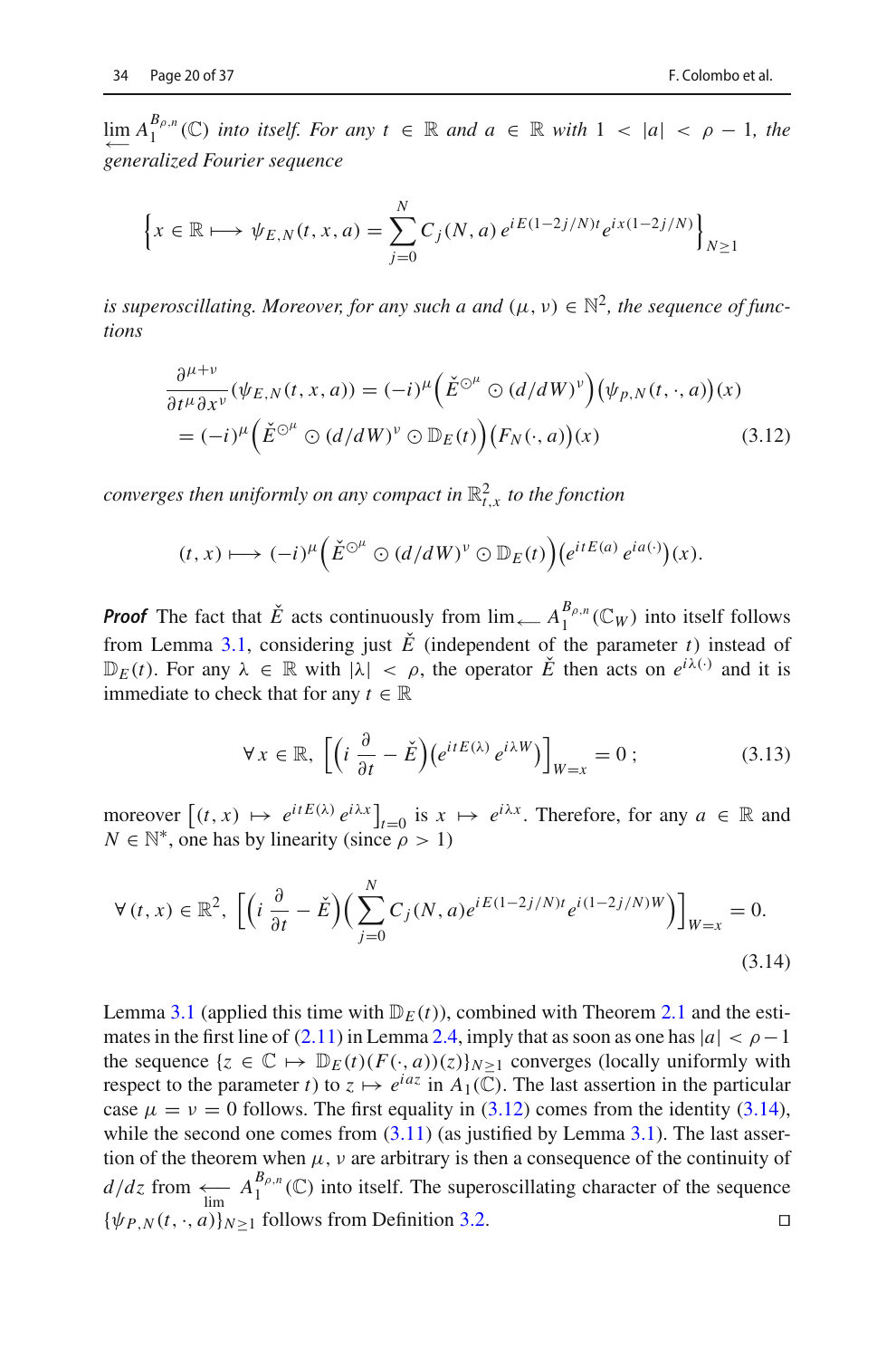*$\varprojlim A_1^{B_{\rho,n}}(\mathbb{C})$ into itself. For any $t \in \mathbb{R}$ and $a \in \mathbb{R}$ with $1 < |a| < \rho - 1$, the generalized Fourier sequence*

$$\left\{x \in \mathbb{R} \longmapsto \psi_{E,N}(t,x,a) = \sum_{j=0}^{N} C_j(N,a)\, e^{iE(1-2j/N)t} e^{ix(1-2j/N)}\right\}_{N\geq 1}$$

*is superoscillating. Moreover, for any such $a$ and $(\mu,\nu) \in \mathbb{N}^2$, the sequence of functions*

$$\begin{aligned}\frac{\partial^{\mu+\nu}}{\partial t^\mu \partial x^\nu}(\psi_{E,N}(t,x,a)) &= (-i)^\mu \Big(\check{E}^{\odot^\mu} \odot (d/dW)^\nu\Big)\Big(\psi_{p,N}(t,\cdot,a)\Big)(x)\\ &= (-i)^\mu \Big(\check{E}^{\odot^\mu} \odot (d/dW)^\nu \odot \mathbb{D}_E(t)\Big)\Big(F_N(\cdot,a)\Big)(x) \qquad (3.12)\end{aligned}$$

*converges then uniformly on any compact in $\mathbb{R}^2_{t,x}$ to the fonction*

$$(t,x) \longmapsto (-i)^\mu \Big(\check{E}^{\odot^\mu} \odot (d/dW)^\nu \odot \mathbb{D}_E(t)\Big)\Big(e^{itE(a)}\, e^{ia(\cdot)}\Big)(x).$$

***Proof*** The fact that $\check{E}$ acts continuously from $\lim_{\longleftarrow} A_1^{B_{\rho,n}}(\mathbb{C}_W)$ into itself follows from Lemma 3.1, considering just $\check{E}$ (independent of the parameter $t$) instead of $\mathbb{D}_E(t)$. For any $\lambda \in \mathbb{R}$ with $|\lambda| < \rho$, the operator $\check{E}$ then acts on $e^{i\lambda(\cdot)}$ and it is immediate to check that for any $t \in \mathbb{R}$

$$\forall\, x \in \mathbb{R},\ \left[\Big(i\,\frac{\partial}{\partial t} - \check{E}\Big)\Big(e^{itE(\lambda)}\, e^{i\lambda W}\Big)\right]_{W=x} = 0\,; \qquad (3.13)$$

moreover $\left[(t,x) \mapsto e^{itE(\lambda)}\, e^{i\lambda x}\right]_{t=0}$ is $x \mapsto e^{i\lambda x}$. Therefore, for any $a \in \mathbb{R}$ and $N \in \mathbb{N}^*$, one has by linearity (since $\rho > 1$)

$$\forall\,(t,x) \in \mathbb{R}^2,\ \left[\Big(i\,\frac{\partial}{\partial t} - \check{E}\Big)\Big(\sum_{j=0}^{N} C_j(N,a) e^{iE(1-2j/N)t} e^{i(1-2j/N)W}\Big)\right]_{W=x} = 0. \qquad (3.14)$$

Lemma 3.1 (applied this time with $\mathbb{D}_E(t)$), combined with Theorem 2.1 and the estimates in the first line of (2.11) in Lemma 2.4, imply that as soon as one has $|a| < \rho - 1$ the sequence $\{z \in \mathbb{C} \mapsto \mathbb{D}_E(t)(F(\cdot,a))(z)\}_{N\geq 1}$ converges (locally uniformly with respect to the parameter $t$) to $z \mapsto e^{iaz}$ in $A_1(\mathbb{C})$. The last assertion in the particular case $\mu = \nu = 0$ follows. The first equality in (3.12) comes from the identity (3.14), while the second one comes from (3.11) (as justified by Lemma 3.1). The last assertion of the theorem when $\mu, \nu$ are arbitrary is then a consequence of the continuity of $d/dz$ from $\varprojlim A_1^{B_{\rho,n}}(\mathbb{C})$ into itself. The superoscillating character of the sequence $\{\psi_{P,N}(t,\cdot,a)\}_{N\geq 1}$ follows from Definition 3.2. $\square$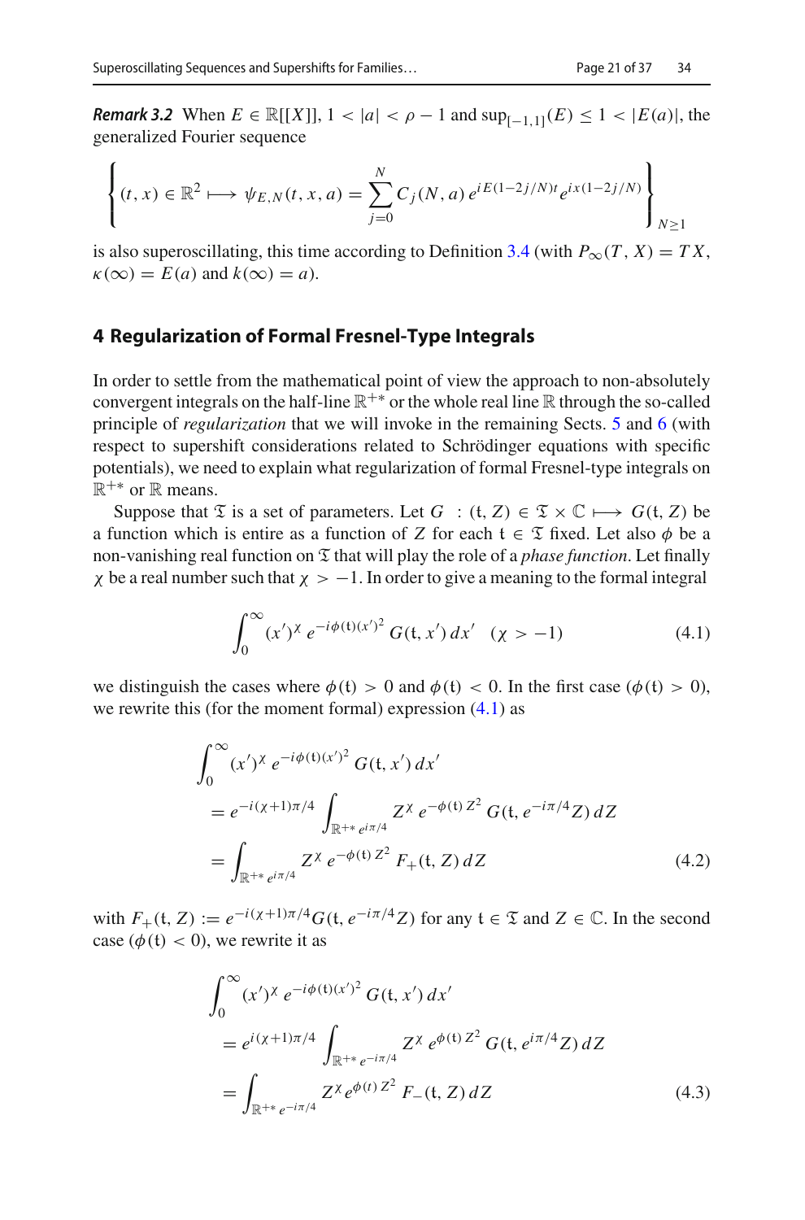***Remark 3.2*** When $E \in \mathbb{R}[[X]]$, $1 < |a| < \rho - 1$ and $\sup_{[-1,1]}(E) \leq 1 < |E(a)|$, the generalized Fourier sequence

$$\left\{ (t, x) \in \mathbb{R}^2 \longmapsto \psi_{E,N}(t, x, a) = \sum_{j=0}^{N} C_j(N, a)\, e^{iE(1-2j/N)t} e^{ix(1-2j/N)} \right\}_{N \geq 1}$$

is also superoscillating, this time according to Definition 3.4 (with $P_\infty(T, X) = TX$, $\kappa(\infty) = E(a)$ and $k(\infty) = a$).

## 4 Regularization of Formal Fresnel-Type Integrals

In order to settle from the mathematical point of view the approach to non-absolutely convergent integrals on the half-line $\mathbb{R}^{+*}$ or the whole real line $\mathbb{R}$ through the so-called principle of *regularization* that we will invoke in the remaining Sects. 5 and 6 (with respect to supershift considerations related to Schrödinger equations with specific potentials), we need to explain what regularization of formal Fresnel-type integrals on $\mathbb{R}^{+*}$ or $\mathbb{R}$ means.

Suppose that $\mathfrak{T}$ is a set of parameters. Let $G\ : (\mathfrak{t}, Z) \in \mathfrak{T} \times \mathbb{C} \longmapsto G(\mathfrak{t}, Z)$ be a function which is entire as a function of $Z$ for each $\mathfrak{t} \in \mathfrak{T}$ fixed. Let also $\phi$ be a non-vanishing real function on $\mathfrak{T}$ that will play the role of a *phase function*. Let finally $\chi$ be a real number such that $\chi > -1$. In order to give a meaning to the formal integral

$$\int_0^\infty (x')^\chi\, e^{-i\phi(\mathfrak{t})(x')^2}\, G(\mathfrak{t}, x')\, dx' \quad (\chi > -1) \tag{4.1}$$

we distinguish the cases where $\phi(\mathfrak{t}) > 0$ and $\phi(\mathfrak{t}) < 0$. In the first case ($\phi(\mathfrak{t}) > 0$), we rewrite this (for the moment formal) expression (4.1) as

$$\begin{aligned}
&\int_0^\infty (x')^\chi\, e^{-i\phi(\mathfrak{t})(x')^2}\, G(\mathfrak{t}, x')\, dx' \\
&= e^{-i(\chi+1)\pi/4} \int_{\mathbb{R}^{+*}\, e^{i\pi/4}} Z^\chi\, e^{-\phi(\mathfrak{t})\, Z^2}\, G(\mathfrak{t}, e^{-i\pi/4} Z)\, dZ \\
&= \int_{\mathbb{R}^{+*}\, e^{i\pi/4}} Z^\chi\, e^{-\phi(\mathfrak{t})\, Z^2}\, F_+(\mathfrak{t}, Z)\, dZ
\end{aligned} \tag{4.2}$$

with $F_+(\mathfrak{t}, Z) := e^{-i(\chi+1)\pi/4} G(\mathfrak{t}, e^{-i\pi/4} Z)$ for any $\mathfrak{t} \in \mathfrak{T}$ and $Z \in \mathbb{C}$. In the second case ($\phi(\mathfrak{t}) < 0$), we rewrite it as

$$\begin{aligned}
&\int_0^\infty (x')^\chi\, e^{-i\phi(\mathfrak{t})(x')^2}\, G(\mathfrak{t}, x')\, dx' \\
&= e^{i(\chi+1)\pi/4} \int_{\mathbb{R}^{+*}\, e^{-i\pi/4}} Z^\chi\, e^{\phi(\mathfrak{t})\, Z^2}\, G(\mathfrak{t}, e^{i\pi/4} Z)\, dZ \\
&= \int_{\mathbb{R}^{+*}\, e^{-i\pi/4}} Z^\chi\, e^{\phi(\mathfrak{t})\, Z^2}\, F_-(\mathfrak{t}, Z)\, dZ
\end{aligned} \tag{4.3}$$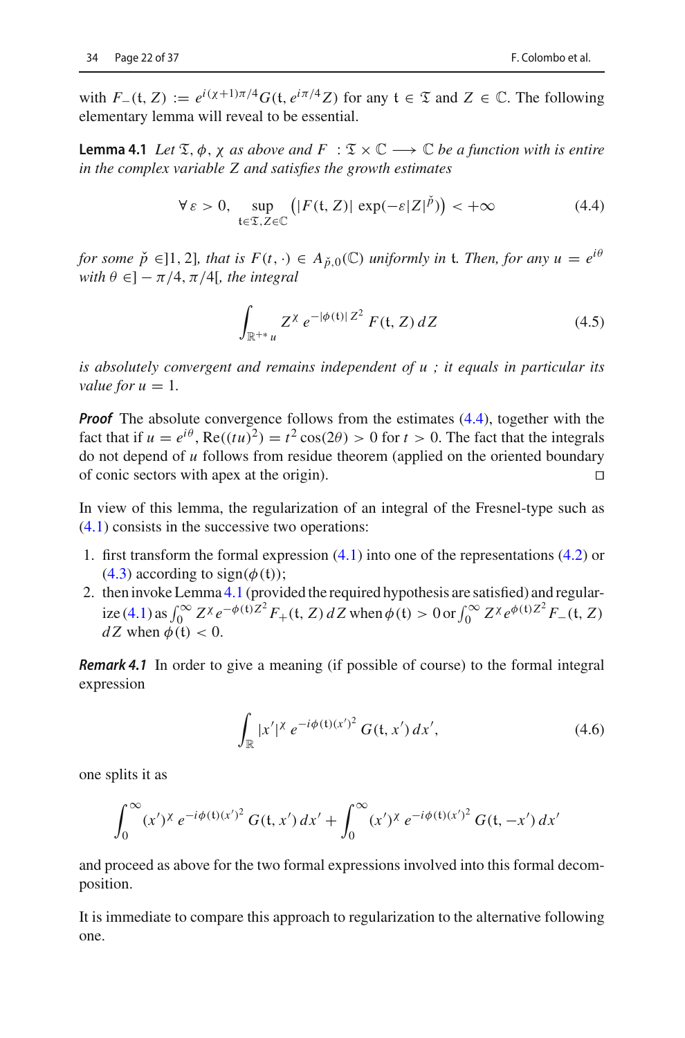with $F_-(\mathfrak{t}, Z) := e^{i(\chi+1)\pi/4} G(\mathfrak{t}, e^{i\pi/4} Z)$ for any $\mathfrak{t} \in \mathfrak{T}$ and $Z \in \mathbb{C}$. The following elementary lemma will reveal to be essential.

**Lemma 4.1** *Let $\mathfrak{T}, \phi, \chi$ as above and $F \ : \mathfrak{T} \times \mathbb{C} \longrightarrow \mathbb{C}$ be a function with is entire in the complex variable $Z$ and satisfies the growth estimates*

$$\forall\, \varepsilon > 0, \quad \sup_{\mathfrak{t} \in \mathfrak{T}, Z \in \mathbb{C}} \left( |F(\mathfrak{t}, Z)| \exp(-\varepsilon |Z|^{\check{p}}) \right) < +\infty \tag{4.4}$$

*for some $\check{p} \in ]1, 2]$, that is $F(t, \cdot) \in A_{\check{p},0}(\mathbb{C})$ uniformly in $\mathfrak{t}$. Then, for any $u = e^{i\theta}$ with $\theta \in ] - \pi/4, \pi/4[$, the integral*

$$\int_{\mathbb{R}^{+*} u} Z^{\chi}\, e^{-|\phi(\mathfrak{t})|\, Z^2}\, F(\mathfrak{t}, Z)\, dZ \tag{4.5}$$

*is absolutely convergent and remains independent of $u$ ; it equals in particular its value for $u = 1$.*

***Proof*** The absolute convergence follows from the estimates (4.4), together with the fact that if $u = e^{i\theta}$, $\mathrm{Re}((tu)^2) = t^2 \cos(2\theta) > 0$ for $t > 0$. The fact that the integrals do not depend of $u$ follows from residue theorem (applied on the oriented boundary of conic sectors with apex at the origin). $\square$

In view of this lemma, the regularization of an integral of the Fresnel-type such as (4.1) consists in the successive two operations:

1. first transform the formal expression (4.1) into one of the representations (4.2) or (4.3) according to $\mathrm{sign}(\phi(\mathfrak{t}))$;
2. then invoke Lemma 4.1 (provided the required hypothesis are satisfied) and regularize (4.1) as $\int_0^\infty Z^\chi e^{-\phi(\mathfrak{t}) Z^2} F_+(\mathfrak{t}, Z)\, dZ$ when $\phi(\mathfrak{t}) > 0$ or $\int_0^\infty Z^\chi e^{\phi(\mathfrak{t}) Z^2} F_-(\mathfrak{t}, Z)\, dZ$ when $\phi(\mathfrak{t}) < 0$.

***Remark 4.1*** In order to give a meaning (if possible of course) to the formal integral expression

$$\int_{\mathbb{R}} |x'|^{\chi}\, e^{-i\phi(\mathfrak{t})(x')^2}\, G(\mathfrak{t}, x')\, dx', \tag{4.6}$$

one splits it as

$$\int_0^\infty (x')^{\chi}\, e^{-i\phi(\mathfrak{t})(x')^2}\, G(\mathfrak{t}, x')\, dx' + \int_0^\infty (x')^{\chi}\, e^{-i\phi(\mathfrak{t})(x')^2}\, G(\mathfrak{t}, -x')\, dx'$$

and proceed as above for the two formal expressions involved into this formal decomposition.

It is immediate to compare this approach to regularization to the alternative following one.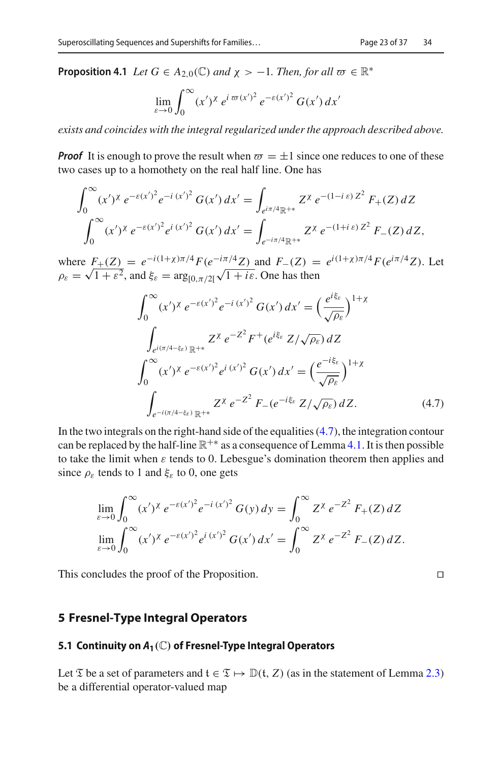**Proposition 4.1** *Let $G \in A_{2,0}(\mathbb{C})$ and $\chi > -1$. Then, for all $\varpi \in \mathbb{R}^*$*

$$\lim_{\varepsilon \to 0} \int_0^{\infty} (x')^{\chi}\, e^{i\,\varpi\,(x')^2}\, e^{-\varepsilon (x')^2}\, G(x')\, dx'$$

*exists and coincides with the integral regularized under the approach described above.*

***Proof*** It is enough to prove the result when $\varpi = \pm 1$ since one reduces to one of these two cases up to a homothety on the real half line. One has

$$\int_0^{\infty} (x')^{\chi}\, e^{-\varepsilon (x')^2} e^{-i\,(x')^2}\, G(x')\, dx' = \int_{e^{i\pi/4}\mathbb{R}^{+*}} Z^{\chi}\, e^{-(1-i\,\varepsilon)\,Z^2}\, F_+(Z)\, dZ$$
$$\int_0^{\infty} (x')^{\chi}\, e^{-\varepsilon (x')^2} e^{i\,(x')^2}\, G(x')\, dx' = \int_{e^{-i\pi/4}\mathbb{R}^{+*}} Z^{\chi}\, e^{-(1+i\,\varepsilon)\,Z^2}\, F_-(Z)\, dZ,$$

where $F_+(Z) = e^{-i(1+\chi)\pi/4} F(e^{-i\pi/4} Z)$ and $F_-(Z) = e^{i(1+\chi)\pi/4} F(e^{i\pi/4} Z)$. Let $\rho_\varepsilon = \sqrt{1+\varepsilon^2}$, and $\xi_\varepsilon = \arg_{[0,\pi/2[} \sqrt{1+i\varepsilon}$. One has then

$$\begin{aligned}
\int_0^{\infty} (x')^{\chi}\, e^{-\varepsilon (x')^2} e^{-i\,(x')^2}\, G(x')\, dx' &= \Big(\frac{e^{i\xi_\varepsilon}}{\sqrt{\rho_\varepsilon}}\Big)^{1+\chi} \\
&\int_{e^{i(\pi/4-\xi_\varepsilon)}\,\mathbb{R}^{+*}} Z^{\chi}\, e^{-Z^2} F^{+}(e^{i\xi_\varepsilon}\, Z/\sqrt{\rho_\varepsilon})\, dZ \\
\int_0^{\infty} (x')^{\chi}\, e^{-\varepsilon (x')^2} e^{i\,(x')^2}\, G(x')\, dx' &= \Big(\frac{e^{-i\xi_\varepsilon}}{\sqrt{\rho_\varepsilon}}\Big)^{1+\chi} \\
&\int_{e^{-i(\pi/4-\xi_\varepsilon)}\,\mathbb{R}^{+*}} Z^{\chi}\, e^{-Z^2}\, F_-(e^{-i\xi_\varepsilon}\, Z/\sqrt{\rho_\varepsilon})\, dZ.
\end{aligned} \tag{4.7}$$

In the two integrals on the right-hand side of the equalities (4.7), the integration contour can be replaced by the half-line $\mathbb{R}^{+*}$ as a consequence of Lemma 4.1. It is then possible to take the limit when $\varepsilon$ tends to 0. Lebesgue's domination theorem then applies and since $\rho_\varepsilon$ tends to 1 and $\xi_\varepsilon$ to 0, one gets

$$\lim_{\varepsilon \to 0} \int_0^{\infty} (x')^{\chi}\, e^{-\varepsilon (x')^2} e^{-i\,(x')^2}\, G(y)\, dy = \int_0^{\infty} Z^{\chi}\, e^{-Z^2}\, F_+(Z)\, dZ$$
$$\lim_{\varepsilon \to 0} \int_0^{\infty} (x')^{\chi}\, e^{-\varepsilon (x')^2} e^{i\,(x')^2}\, G(x')\, dx' = \int_0^{\infty} Z^{\chi}\, e^{-Z^2}\, F_-(Z)\, dZ.$$

This concludes the proof of the Proposition. □

## 5 Fresnel-Type Integral Operators

### 5.1 Continuity on $A_1(\mathbb{C})$ of Fresnel-Type Integral Operators

Let $\mathfrak{T}$ be a set of parameters and $\mathfrak{t} \in \mathfrak{T} \mapsto \mathbb{D}(\mathfrak{t}, Z)$ (as in the statement of Lemma 2.3) be a differential operator-valued map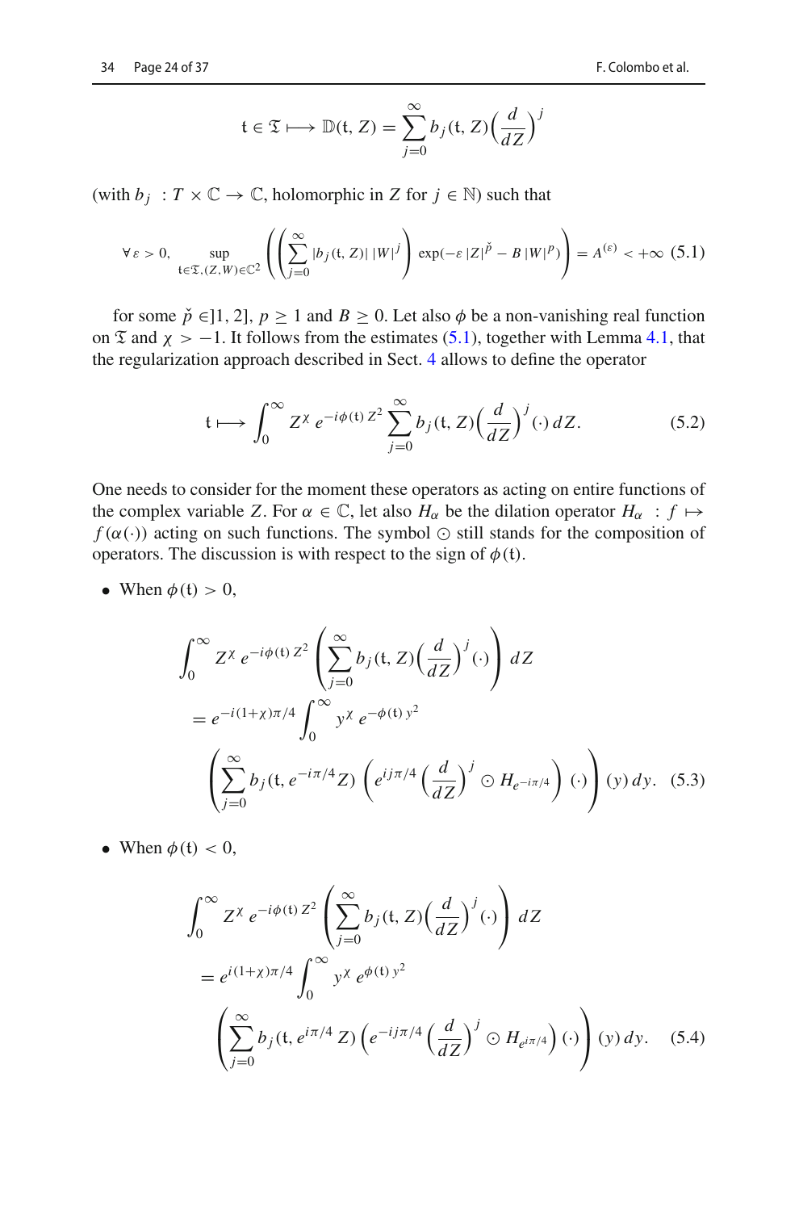$$\mathfrak{t} \in \mathfrak{T} \longmapsto \mathbb{D}(\mathfrak{t}, Z) = \sum_{j=0}^{\infty} b_j(\mathfrak{t}, Z)\Big(\frac{d}{dZ}\Big)^j$$

(with $b_j : T \times \mathbb{C} \to \mathbb{C}$, holomorphic in $Z$ for $j \in \mathbb{N}$) such that

$$\forall\, \varepsilon > 0, \sup_{\mathfrak{t}\in\mathfrak{T},(Z,W)\in\mathbb{C}^2} \left(\left(\sum_{j=0}^{\infty} |b_j(\mathfrak{t}, Z)|\,|W|^j\right) \exp(-\varepsilon\,|Z|^{\check{p}} - B\,|W|^p)\right) = A^{(\varepsilon)} < +\infty \quad (5.1)$$

for some $\check{p} \in ]1, 2]$, $p \geq 1$ and $B \geq 0$. Let also $\phi$ be a non-vanishing real function on $\mathfrak{T}$ and $\chi > -1$. It follows from the estimates (5.1), together with Lemma 4.1, that the regularization approach described in Sect. 4 allows to define the operator

$$\mathfrak{t} \longmapsto \int_0^{\infty} Z^{\chi}\, e^{-i\phi(\mathfrak{t})\,Z^2} \sum_{j=0}^{\infty} b_j(\mathfrak{t}, Z)\Big(\frac{d}{dZ}\Big)^j(\cdot)\, dZ. \quad (5.2)$$

One needs to consider for the moment these operators as acting on entire functions of the complex variable $Z$. For $\alpha \in \mathbb{C}$, let also $H_\alpha$ be the dilation operator $H_\alpha : f \mapsto f(\alpha(\cdot))$ acting on such functions. The symbol $\odot$ still stands for the composition of operators. The discussion is with respect to the sign of $\phi(\mathfrak{t})$.

- When $\phi(\mathfrak{t}) > 0$,

$$\begin{aligned}
&\int_0^{\infty} Z^{\chi}\, e^{-i\phi(\mathfrak{t})\,Z^2} \left(\sum_{j=0}^{\infty} b_j(\mathfrak{t}, Z)\Big(\frac{d}{dZ}\Big)^j(\cdot)\right) dZ \\
&= e^{-i(1+\chi)\pi/4} \int_0^{\infty} y^{\chi}\, e^{-\phi(\mathfrak{t})\,y^2} \\
&\quad \left(\sum_{j=0}^{\infty} b_j(\mathfrak{t}, e^{-i\pi/4} Z)\left(e^{ij\pi/4}\Big(\frac{d}{dZ}\Big)^j \odot H_{e^{-i\pi/4}}\right)(\cdot)\right)(y)\, dy. \quad (5.3)
\end{aligned}$$

- When $\phi(\mathfrak{t}) < 0$,

$$\begin{aligned}
&\int_0^{\infty} Z^{\chi}\, e^{-i\phi(\mathfrak{t})\,Z^2} \left(\sum_{j=0}^{\infty} b_j(\mathfrak{t}, Z)\Big(\frac{d}{dZ}\Big)^j(\cdot)\right) dZ \\
&= e^{i(1+\chi)\pi/4} \int_0^{\infty} y^{\chi}\, e^{\phi(\mathfrak{t})\,y^2} \\
&\quad \left(\sum_{j=0}^{\infty} b_j(\mathfrak{t}, e^{i\pi/4} Z)\left(e^{-ij\pi/4}\Big(\frac{d}{dZ}\Big)^j \odot H_{e^{i\pi/4}}\right)(\cdot)\right)(y)\, dy. \quad (5.4)
\end{aligned}$$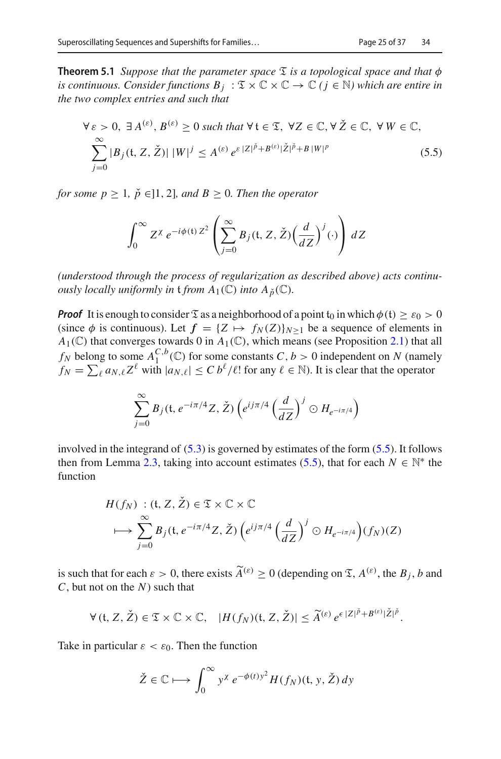**Theorem 5.1** *Suppose that the parameter space $\mathfrak{T}$ is a topological space and that $\phi$ is continuous. Consider functions $B_j : \mathfrak{T} \times \mathbb{C} \times \mathbb{C} \to \mathbb{C}$ ($j \in \mathbb{N}$) which are entire in the two complex entries and such that*

$$\forall\, \varepsilon > 0,\ \exists\, A^{(\varepsilon)}, B^{(\varepsilon)} \geq 0 \text{ such that } \forall\, \mathfrak{t} \in \mathfrak{T},\ \forall Z \in \mathbb{C}, \forall\, \check{Z} \in \mathbb{C},\ \forall\, W \in \mathbb{C},$$
$$\sum_{j=0}^{\infty} |B_j(\mathfrak{t}, Z, \check{Z})|\, |W|^j \leq A^{(\varepsilon)}\, e^{\varepsilon\, |Z|^{\check{p}} + B^{(\varepsilon)} |\check{Z}|^{\check{p}} + B\, |W|^p} \tag{5.5}$$

*for some $p \geq 1$, $\check{p} \in ]1, 2]$, and $B \geq 0$. Then the operator*

$$\int_0^{\infty} Z^{\chi}\, e^{-i\phi(\mathfrak{t})\, Z^2} \left( \sum_{j=0}^{\infty} B_j(\mathfrak{t}, Z, \check{Z}) \Big(\frac{d}{dZ}\Big)^j (\cdot) \right) dZ$$

*(understood through the process of regularization as described above) acts continuously locally uniformly in $\mathfrak{t}$ from $A_1(\mathbb{C})$ into $A_{\check{p}}(\mathbb{C})$.*

***Proof*** It is enough to consider $\mathfrak{T}$ as a neighborhood of a point $\mathfrak{t}_0$ in which $\phi(\mathfrak{t}) \geq \varepsilon_0 > 0$ (since $\phi$ is continuous). Let $\boldsymbol{f} = \{Z \mapsto f_N(Z)\}_{N \geq 1}$ be a sequence of elements in $A_1(\mathbb{C})$ that converges towards 0 in $A_1(\mathbb{C})$, which means (see Proposition 2.1) that all $f_N$ belong to some $A_1^{C,b}(\mathbb{C})$ for some constants $C, b > 0$ independent on $N$ (namely $f_N = \sum_{\ell} a_{N,\ell} Z^{\ell}$ with $|a_{N,\ell}| \leq C\, b^{\ell}/\ell!$ for any $\ell \in \mathbb{N}$). It is clear that the operator

$$\sum_{j=0}^{\infty} B_j(\mathfrak{t}, e^{-i\pi/4} Z, \check{Z}) \left( e^{ij\pi/4} \Big(\frac{d}{dZ}\Big)^j \odot H_{e^{-i\pi/4}} \right)$$

involved in the integrand of (5.3) is governed by estimates of the form (5.5). It follows then from Lemma 2.3, taking into account estimates (5.5), that for each $N \in \mathbb{N}^*$ the function

$$\begin{aligned} H(f_N)\ &: (\mathfrak{t}, Z, \check{Z}) \in \mathfrak{T} \times \mathbb{C} \times \mathbb{C} \\ &\longmapsto \sum_{j=0}^{\infty} B_j(\mathfrak{t}, e^{-i\pi/4} Z, \check{Z}) \left( e^{ij\pi/4} \Big(\frac{d}{dZ}\Big)^j \odot H_{e^{-i\pi/4}} \right)(f_N)(Z) \end{aligned}$$

is such that for each $\varepsilon > 0$, there exists $\widetilde{A}^{(\varepsilon)} \geq 0$ (depending on $\mathfrak{T}$, $A^{(\varepsilon)}$, the $B_j$, $b$ and $C$, but not on the $N$) such that

$$\forall\, (\mathfrak{t}, Z, \check{Z}) \in \mathfrak{T} \times \mathbb{C} \times \mathbb{C}, \quad |H(f_N)(\mathfrak{t}, Z, \check{Z})| \leq \widetilde{A}^{(\varepsilon)}\, e^{\epsilon\, |Z|^{\check{p}} + B^{(\varepsilon)} |\check{Z}|^{\check{p}}}.$$

Take in particular $\varepsilon < \varepsilon_0$. Then the function

$$\check{Z} \in \mathbb{C} \longmapsto \int_0^{\infty} y^{\chi}\, e^{-\phi(t) y^2} H(f_N)(\mathfrak{t}, y, \check{Z})\, dy$$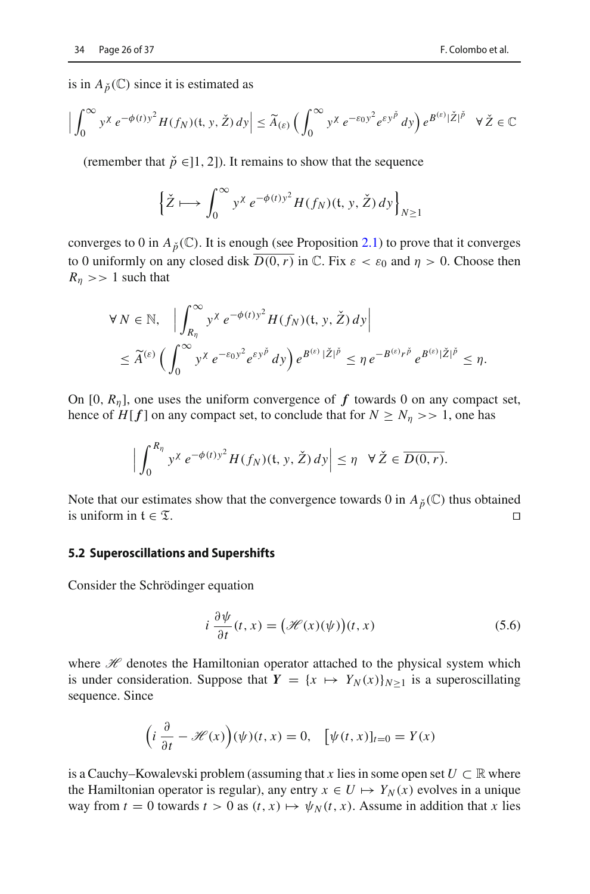is in $A_{\check{p}}(\mathbb{C})$ since it is estimated as

$$\Big| \int_0^\infty y^\chi \, e^{-\phi(t) y^2} H(f_N)(\mathfrak{t}, y, \check{Z}) \, dy \Big| \le \widetilde{A}_{(\varepsilon)} \Big( \int_0^\infty y^\chi \, e^{-\varepsilon_0 y^2} e^{\varepsilon y^{\check{p}}} \, dy \Big) e^{B^{(\varepsilon)} |\check{Z}|^{\check{p}}} \quad \forall \, \check{Z} \in \mathbb{C}$$

(remember that $\check{p} \in ]1, 2]$). It remains to show that the sequence

$$\Big\{ \check{Z} \longmapsto \int_0^\infty y^\chi \, e^{-\phi(t) y^2} H(f_N)(\mathfrak{t}, y, \check{Z}) \, dy \Big\}_{N \ge 1}$$

converges to 0 in $A_{\check{p}}(\mathbb{C})$. It is enough (see Proposition 2.1) to prove that it converges to 0 uniformly on any closed disk $\overline{D(0, r)}$ in $\mathbb{C}$. Fix $\varepsilon < \varepsilon_0$ and $\eta > 0$. Choose then $R_\eta >> 1$ such that

$$\begin{aligned} \forall \, N \in \mathbb{N}, \quad & \Big| \int_{R_\eta}^\infty y^\chi \, e^{-\phi(t) y^2} H(f_N)(\mathfrak{t}, y, \check{Z}) \, dy \Big| \\ & \le \widetilde{A}^{(\varepsilon)} \Big( \int_0^\infty y^\chi \, e^{-\varepsilon_0 y^2} e^{\varepsilon y^{\check{p}}} \, dy \Big) e^{B^{(\varepsilon)} |\check{Z}|^{\check{p}}} \le \eta \, e^{-B^{(\varepsilon)} r^{\check{p}}} \, e^{B^{(\varepsilon)} |\check{Z}|^{\check{p}}} \le \eta. \end{aligned}$$

On $[0, R_\eta]$, one uses the uniform convergence of $\boldsymbol{f}$ towards 0 on any compact set, hence of $H[\boldsymbol{f}]$ on any compact set, to conclude that for $N \ge N_\eta >> 1$, one has

$$\Big| \int_0^{R_\eta} y^\chi \, e^{-\phi(t) y^2} H(f_N)(\mathfrak{t}, y, \check{Z}) \, dy \Big| \le \eta \quad \forall \, \check{Z} \in \overline{D(0, r)}.$$

Note that our estimates show that the convergence towards 0 in $A_{\check{p}}(\mathbb{C})$ thus obtained is uniform in $\mathfrak{t} \in \mathfrak{T}$. □

## 5.2 Superoscillations and Supershifts

Consider the Schrödinger equation

$$i \, \frac{\partial \psi}{\partial t}(t, x) = \big( \mathscr{H}(x)(\psi) \big)(t, x) \tag{5.6}$$

where $\mathscr{H}$ denotes the Hamiltonian operator attached to the physical system which is under consideration. Suppose that $\boldsymbol{Y} = \{x \mapsto Y_N(x)\}_{N \ge 1}$ is a superoscillating sequence. Since

$$\Big( i \, \frac{\partial}{\partial t} - \mathscr{H}(x) \Big)(\psi)(t, x) = 0, \quad \big[ \psi(t, x) \big]_{t=0} = Y(x)$$

is a Cauchy–Kowalevski problem (assuming that $x$ lies in some open set $U \subset \mathbb{R}$ where the Hamiltonian operator is regular), any entry $x \in U \mapsto Y_N(x)$ evolves in a unique way from $t = 0$ towards $t > 0$ as $(t, x) \mapsto \psi_N(t, x)$. Assume in addition that $x$ lies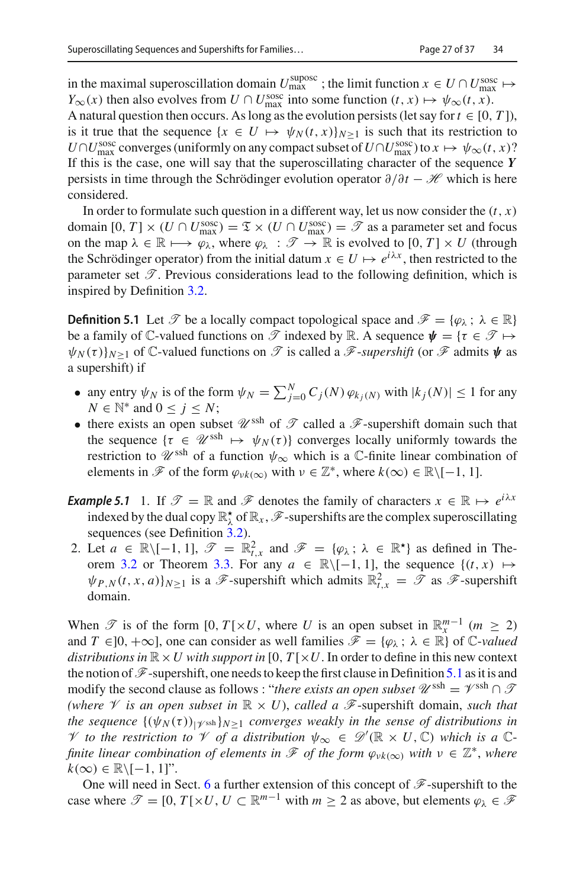in the maximal superoscillation domain $U_{\max}^{\text{suposc}}$ ; the limit function $x \in U \cap U_{\max}^{\text{sosc}} \mapsto Y_\infty(x)$ then also evolves from $U \cap U_{\max}^{\text{sosc}}$ into some function $(t, x) \mapsto \psi_\infty(t, x)$.
A natural question then occurs. As long as the evolution persists (let say for $t \in [0, T]$), is it true that the sequence $\{x \in U \mapsto \psi_N(t, x)\}_{N \geq 1}$ is such that its restriction to $U \cap U_{\max}^{\text{sosc}}$ converges (uniformly on any compact subset of $U \cap U_{\max}^{\text{sosc}}$) to $x \mapsto \psi_\infty(t, x)$? If this is the case, one will say that the superoscillating character of the sequence $\boldsymbol{Y}$ persists in time through the Schrödinger evolution operator $\partial/\partial t - \mathscr{H}$ which is here considered.

In order to formulate such question in a different way, let us now consider the $(t, x)$ domain $[0, T] \times (U \cap U_{\max}^{\text{sosc}}) = \mathfrak{T} \times (U \cap U_{\max}^{\text{sosc}}) = \mathscr{T}$ as a parameter set and focus on the map $\lambda \in \mathbb{R} \longmapsto \varphi_\lambda$, where $\varphi_\lambda : \mathscr{T} \to \mathbb{R}$ is evolved to $[0, T] \times U$ (through the Schrödinger operator) from the initial datum $x \in U \mapsto e^{i\lambda x}$, then restricted to the parameter set $\mathscr{T}$. Previous considerations lead to the following definition, which is inspired by Definition 3.2.

**Definition 5.1** Let $\mathscr{T}$ be a locally compact topological space and $\mathscr{F} = \{\varphi_\lambda \,;\, \lambda \in \mathbb{R}\}$ be a family of $\mathbb{C}$-valued functions on $\mathscr{T}$ indexed by $\mathbb{R}$. A sequence $\boldsymbol{\psi} = \{\tau \in \mathscr{T} \mapsto \psi_N(\tau)\}_{N \geq 1}$ of $\mathbb{C}$-valued functions on $\mathscr{T}$ is called a $\mathscr{F}$*-supershift* (or $\mathscr{F}$ admits $\boldsymbol{\psi}$ as a supershift) if

- any entry $\psi_N$ is of the form $\psi_N = \sum_{j=0}^{N} C_j(N)\, \varphi_{k_j(N)}$ with $|k_j(N)| \leq 1$ for any $N \in \mathbb{N}^*$ and $0 \leq j \leq N$;
- there exists an open subset $\mathscr{U}^{\text{ssh}}$ of $\mathscr{T}$ called a $\mathscr{F}$-supershift domain such that the sequence $\{\tau \in \mathscr{U}^{\text{ssh}} \mapsto \psi_N(\tau)\}$ converges locally uniformly towards the restriction to $\mathscr{U}^{\text{ssh}}$ of a function $\psi_\infty$ which is a $\mathbb{C}$-finite linear combination of elements in $\mathscr{F}$ of the form $\varphi_{\nu k(\infty)}$ with $\nu \in \mathbb{Z}^*$, where $k(\infty) \in \mathbb{R} \setminus [-1, 1]$.

***Example 5.1*** 1. If $\mathscr{T} = \mathbb{R}$ and $\mathscr{F}$ denotes the family of characters $x \in \mathbb{R} \mapsto e^{i\lambda x}$ indexed by the dual copy $\mathbb{R}_\lambda^\star$ of $\mathbb{R}_x$, $\mathscr{F}$-supershifts are the complex superoscillating sequences (see Definition 3.2).
2. Let $a \in \mathbb{R} \setminus [-1, 1]$, $\mathscr{T} = \mathbb{R}_{t,x}^2$ and $\mathscr{F} = \{\varphi_\lambda \,;\, \lambda \in \mathbb{R}^\star\}$ as defined in Theorem 3.2 or Theorem 3.3. For any $a \in \mathbb{R} \setminus [-1, 1]$, the sequence $\{(t, x) \mapsto \psi_{P,N}(t, x, a)\}_{N \geq 1}$ is a $\mathscr{F}$-supershift which admits $\mathbb{R}_{t,x}^2 = \mathscr{T}$ as $\mathscr{F}$-supershift domain.

When $\mathscr{T}$ is of the form $[0, T[\times U$, where $U$ is an open subset in $\mathbb{R}_x^{m-1}$ ($m \geq 2$) and $T \in ]0, +\infty]$, one can consider as well families $\mathscr{F} = \{\varphi_\lambda \,;\, \lambda \in \mathbb{R}\}$ of $\mathbb{C}$*-valued distributions in* $\mathbb{R} \times U$ *with support in* $[0, T[\times U$. In order to define in this new context the notion of $\mathscr{F}$-supershift, one needs to keep the first clause in Definition 5.1 as it is and modify the second clause as follows : "*there exists an open subset* $\mathscr{U}^{\text{ssh}} = \mathscr{V}^{\text{ssh}} \cap \mathscr{T}$ *(where* $\mathscr{V}$ *is an open subset in* $\mathbb{R} \times U$*), called a* $\mathscr{F}$-supershift domain, *such that the sequence* $\{(\psi_N(\tau))_{|\mathscr{V}^{\text{ssh}}}\}_{N \geq 1}$ *converges weakly in the sense of distributions in* $\mathscr{V}$ *to the restriction to* $\mathscr{V}$ *of a distribution* $\psi_\infty \in \mathscr{D}'(\mathbb{R} \times U, \mathbb{C})$ *which is a* $\mathbb{C}$*-finite linear combination of elements in* $\mathscr{F}$ *of the form* $\varphi_{\nu k(\infty)}$ *with* $\nu \in \mathbb{Z}^*$*, where* $k(\infty) \in \mathbb{R} \setminus [-1, 1]$".

One will need in Sect. 6 a further extension of this concept of $\mathscr{F}$-supershift to the case where $\mathscr{T} = [0, T[\times U$, $U \subset \mathbb{R}^{m-1}$ with $m \geq 2$ as above, but elements $\varphi_\lambda \in \mathscr{F}$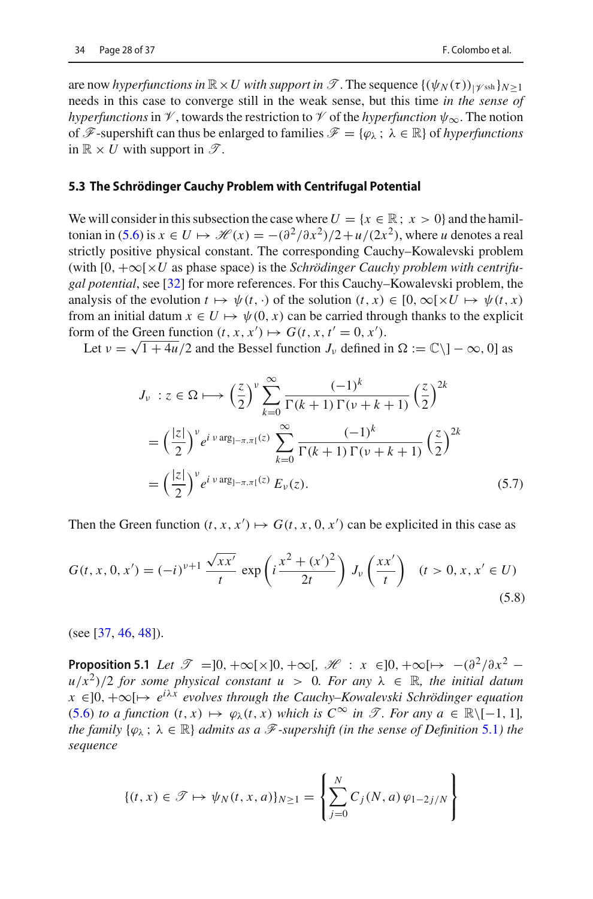are now *hyperfunctions in* $\mathbb{R}\times U$ *with support in* $\mathscr{T}$. The sequence $\{(\psi_N(\tau))_{|\mathscr{V}^{\rm ssh}}\}_{N\geq 1}$ needs in this case to converge still in the weak sense, but this time *in the sense of hyperfunctions* in $\mathscr{V}$, towards the restriction to $\mathscr{V}$ of the *hyperfunction* $\psi_\infty$. The notion of $\mathscr{F}$-supershift can thus be enlarged to families $\mathscr{F} = \{\varphi_\lambda\,;\ \lambda\in\mathbb{R}\}$ of *hyperfunctions* in $\mathbb{R}\times U$ with support in $\mathscr{T}$.

### 5.3 The Schrödinger Cauchy Problem with Centrifugal Potential

We will consider in this subsection the case where $U = \{x\in\mathbb{R}\,;\ x>0\}$ and the hamiltonian in (5.6) is $x\in U\mapsto \mathscr{H}(x) = -(\partial^2/\partial x^2)/2 + u/(2x^2)$, where $u$ denotes a real strictly positive physical constant. The corresponding Cauchy–Kowalevski problem (with $[0,+\infty[\times U$ as phase space) is the *Schrödinger Cauchy problem with centrifugal potential*, see [32] for more references. For this Cauchy–Kowalevski problem, the analysis of the evolution $t\mapsto\psi(t,\cdot)$ of the solution $(t,x)\in[0,\infty[\times U\mapsto\psi(t,x)$ from an initial datum $x\in U\mapsto\psi(0,x)$ can be carried through thanks to the explicit form of the Green function $(t,x,x')\mapsto G(t,x,t'=0,x')$.

Let $\nu = \sqrt{1+4u}/2$ and the Bessel function $J_\nu$ defined in $\Omega := \mathbb{C}\setminus]-\infty,0]$ as

$$
\begin{aligned}
J_\nu\ : z\in\Omega \longmapsto &\left(\frac{z}{2}\right)^{\nu}\sum_{k=0}^{\infty}\frac{(-1)^k}{\Gamma(k+1)\,\Gamma(\nu+k+1)}\left(\frac{z}{2}\right)^{2k}\\
&= \left(\frac{|z|}{2}\right)^{\nu} e^{i\,\nu\,\arg_{]-\pi,\pi[}(z)}\sum_{k=0}^{\infty}\frac{(-1)^k}{\Gamma(k+1)\,\Gamma(\nu+k+1)}\left(\frac{z}{2}\right)^{2k}\\
&= \left(\frac{|z|}{2}\right)^{\nu} e^{i\,\nu\,\arg_{]-\pi,\pi[}(z)}\,E_\nu(z).
\end{aligned}
\tag{5.7}
$$

Then the Green function $(t,x,x')\mapsto G(t,x,0,x')$ can be explicited in this case as

$$
G(t,x,0,x') = (-i)^{\nu+1}\,\frac{\sqrt{xx'}}{t}\,\exp\left(i\,\frac{x^2+(x')^2}{2t}\right)\,J_\nu\left(\frac{xx'}{t}\right)\quad (t>0,\ x,x'\in U)
\tag{5.8}
$$

(see [37, 46, 48]).

**Proposition 5.1** *Let* $\mathscr{T} = ]0,+\infty[\times]0,+\infty[$, $\mathscr{H}\ :\ x\in]0,+\infty[\mapsto -(\partial^2/\partial x^2 - u/x^2)/2$ *for some physical constant* $u>0$. *For any* $\lambda\in\mathbb{R}$, *the initial datum* $x\in]0,+\infty[\mapsto e^{i\lambda x}$ *evolves through the Cauchy–Kowalevski Schrödinger equation* (5.6) *to a function* $(t,x)\mapsto\varphi_\lambda(t,x)$ *which is* $C^\infty$ *in* $\mathscr{T}$. *For any* $a\in\mathbb{R}\setminus[-1,1]$, *the family* $\{\varphi_\lambda\,;\ \lambda\in\mathbb{R}\}$ *admits as a* $\mathscr{F}$*-supershift (in the sense of Definition* 5.1*) the sequence*

$$
\{(t,x)\in\mathscr{T}\mapsto\psi_N(t,x,a)\}_{N\geq 1} = \left\{\sum_{j=0}^{N} C_j(N,a)\,\varphi_{1-2j/N}\right\}
$$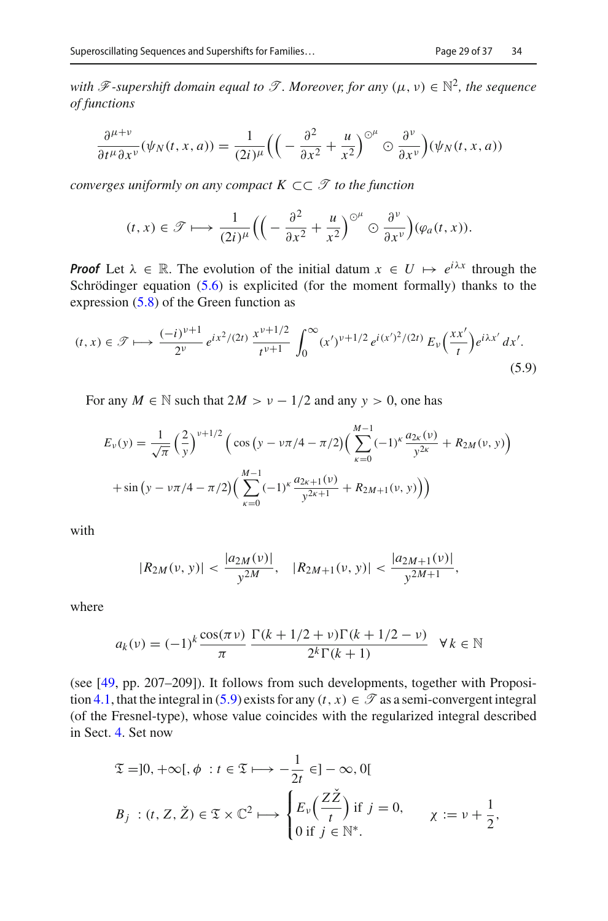*with $\mathscr{F}$-supershift domain equal to $\mathscr{T}$. Moreover, for any $(\mu, \nu) \in \mathbb{N}^2$, the sequence of functions*

$$\frac{\partial^{\mu+\nu}}{\partial t^\mu \partial x^\nu}(\psi_N(t,x,a)) = \frac{1}{(2i)^\mu}\Big(\Big(-\frac{\partial^2}{\partial x^2}+\frac{u}{x^2}\Big)^{\odot^\mu} \odot \frac{\partial^\nu}{\partial x^\nu}\Big)(\psi_N(t,x,a))$$

*converges uniformly on any compact $K \subset\subset \mathscr{T}$ to the function*

$$(t,x) \in \mathscr{T} \longmapsto \frac{1}{(2i)^\mu}\Big(\Big(-\frac{\partial^2}{\partial x^2}+\frac{u}{x^2}\Big)^{\odot^\mu} \odot \frac{\partial^\nu}{\partial x^\nu}\Big)(\varphi_a(t,x)).$$

***Proof*** Let $\lambda \in \mathbb{R}$. The evolution of the initial datum $x \in U \mapsto e^{i\lambda x}$ through the Schrödinger equation (5.6) is explicited (for the moment formally) thanks to the expression (5.8) of the Green function as

$$(t,x) \in \mathscr{T} \longmapsto \frac{(-i)^{\nu+1}}{2^\nu}\, e^{ix^2/(2t)}\, \frac{x^{\nu+1/2}}{t^{\nu+1}} \int_0^\infty (x')^{\nu+1/2}\, e^{i(x')^2/(2t)}\, E_\nu\Big(\frac{xx'}{t}\Big) e^{i\lambda x'}\, dx'. \tag{5.9}$$

For any $M \in \mathbb{N}$ such that $2M > \nu - 1/2$ and any $y > 0$, one has

$$E_\nu(y) = \frac{1}{\sqrt{\pi}}\Big(\frac{2}{y}\Big)^{\nu+1/2}\Big(\cos\big(y-\nu\pi/4-\pi/2\big)\Big(\sum_{\kappa=0}^{M-1}(-1)^\kappa\frac{a_{2\kappa}(\nu)}{y^{2\kappa}} + R_{2M}(\nu,y)\Big)$$
$$+\sin\big(y-\nu\pi/4-\pi/2\big)\Big(\sum_{\kappa=0}^{M-1}(-1)^\kappa\frac{a_{2\kappa+1}(\nu)}{y^{2\kappa+1}} + R_{2M+1}(\nu,y)\Big)\Big)$$

with

$$|R_{2M}(\nu,y)| < \frac{|a_{2M}(\nu)|}{y^{2M}}, \quad |R_{2M+1}(\nu,y)| < \frac{|a_{2M+1}(\nu)|}{y^{2M+1}},$$

where

$$a_k(\nu) = (-1)^k\frac{\cos(\pi\nu)}{\pi}\,\frac{\Gamma(k+1/2+\nu)\Gamma(k+1/2-\nu)}{2^k\Gamma(k+1)} \quad \forall k \in \mathbb{N}$$

(see [49, pp. 207–209]). It follows from such developments, together with Proposition 4.1, that the integral in (5.9) exists for any $(t,x) \in \mathscr{T}$ as a semi-convergent integral (of the Fresnel-type), whose value coincides with the regularized integral described in Sect. 4. Set now

$$\mathfrak{T} = ]0,+\infty[,\ \phi\ : t \in \mathfrak{T} \longmapsto -\frac{1}{2t} \in ]-\infty, 0[$$

$$B_j\ : (t, Z, \check{Z}) \in \mathfrak{T}\times\mathbb{C}^2 \longmapsto \begin{cases} E_\nu\Big(\dfrac{Z\check{Z}}{t}\Big) \text{ if } j = 0,\\ 0 \text{ if } j \in \mathbb{N}^*. \end{cases} \qquad \chi := \nu + \frac{1}{2},$$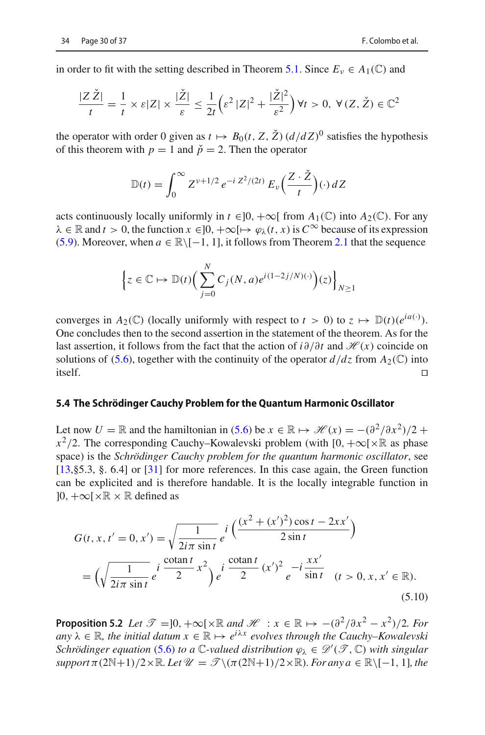in order to fit with the setting described in Theorem 5.1. Since $E_\nu \in A_1(\mathbb{C})$ and

$$\frac{|Z\,\check{Z}|}{t} = \frac{1}{t} \times \varepsilon |Z| \times \frac{|\check{Z}|}{\varepsilon} \leq \frac{1}{2t}\Big(\varepsilon^2\,|Z|^2 + \frac{|\check{Z}|^2}{\varepsilon^2}\Big)\;\forall t > 0,\ \forall\,(Z, \check{Z}) \in \mathbb{C}^2$$

the operator with order 0 given as $t \mapsto B_0(t, Z, \check{Z})\,(d/dZ)^0$ satisfies the hypothesis of this theorem with $p = 1$ and $\check{p} = 2$. Then the operator

$$\mathbb{D}(t) = \int_0^\infty Z^{\nu+1/2}\, e^{-i\,Z^2/(2t)}\, E_\nu\Big(\frac{Z \cdot \check{Z}}{t}\Big)(\cdot)\, dZ$$

acts continuously locally uniformly in $t \in ]0, +\infty[$ from $A_1(\mathbb{C})$ into $A_2(\mathbb{C})$. For any $\lambda \in \mathbb{R}$ and $t > 0$, the function $x \in ]0, +\infty[ \mapsto \varphi_\lambda(t, x)$ is $C^\infty$ because of its expression (5.9). Moreover, when $a \in \mathbb{R}\setminus[-1, 1]$, it follows from Theorem 2.1 that the sequence

$$\Big\{z \in \mathbb{C} \mapsto \mathbb{D}(t)\Big(\sum_{j=0}^{N} C_j(N, a)e^{i(1-2j/N)(\cdot)}\Big)(z)\Big\}_{N\geq 1}$$

converges in $A_2(\mathbb{C})$ (locally uniformly with respect to $t > 0$) to $z \mapsto \mathbb{D}(t)(e^{ia(\cdot)})$. One concludes then to the second assertion in the statement of the theorem. As for the last assertion, it follows from the fact that the action of $i\partial/\partial t$ and $\mathscr{H}(x)$ coincide on solutions of (5.6), together with the continuity of the operator $d/dz$ from $A_2(\mathbb{C})$ into itself. □

### 5.4 The Schrödinger Cauchy Problem for the Quantum Harmonic Oscillator

Let now $U = \mathbb{R}$ and the hamiltonian in (5.6) be $x \in \mathbb{R} \mapsto \mathscr{H}(x) = -(\partial^2/\partial x^2)/2 + x^2/2$. The corresponding Cauchy–Kowalevski problem (with $[0, +\infty[\times\mathbb{R}$ as phase space) is the *Schrödinger Cauchy problem for the quantum harmonic oscillator*, see [13,§5.3, §. 6.4] or [31] for more references. In this case again, the Green function can be explicited and is therefore handable. It is the locally integrable function in $]0, +\infty[\times\mathbb{R}\times\mathbb{R}$ defined as

$$\begin{aligned} G(t, x, t' = 0, x') &= \sqrt{\frac{1}{2i\pi\,\sin t}}\; e^{i\,\Big(\dfrac{(x^2 + (x')^2)\cos t - 2xx'}{2\sin t}\Big)} \\ &= \Big(\sqrt{\frac{1}{2i\pi\,\sin t}}\; e^{i\,\dfrac{\operatorname{cotan} t}{2}\,x^2}\Big)\, e^{i\,\dfrac{\operatorname{cotan} t}{2}\,(x')^2}\, e^{-i\,\dfrac{xx'}{\sin t}} \quad (t > 0, x, x' \in \mathbb{R}). \end{aligned} \tag{5.10}$$

**Proposition 5.2** *Let $\mathscr{T} = ]0, +\infty[\times\mathbb{R}$ and $\mathscr{H}\;: x \in \mathbb{R} \mapsto -(\partial^2/\partial x^2 - x^2)/2$. For any $\lambda \in \mathbb{R}$, the initial datum $x \in \mathbb{R} \mapsto e^{i\lambda x}$ evolves through the Cauchy–Kowalevski Schrödinger equation* (5.6) *to a $\mathbb{C}$-valued distribution $\varphi_\lambda \in \mathscr{D}'(\mathscr{T}, \mathbb{C})$ with singular support $\pi(2\mathbb{N}+1)/2\times\mathbb{R}$. Let $\mathscr{U} = \mathscr{T}\setminus(\pi(2\mathbb{N}+1)/2\times\mathbb{R})$. For any $a \in \mathbb{R}\setminus[-1, 1]$, the*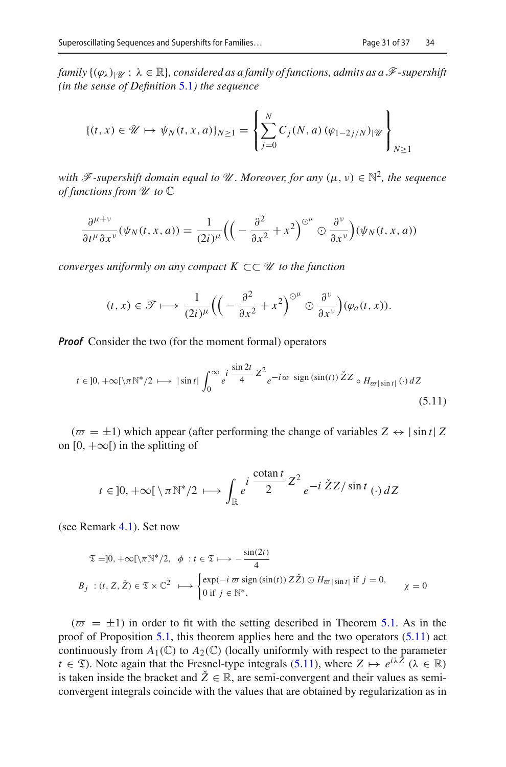*family* $\{(\varphi_\lambda)_{|\mathscr{U}}\ ;\ \lambda \in \mathbb{R}\}$*, considered as a family of functions, admits as a* $\mathscr{F}$*-supershift (in the sense of Definition 5.1) the sequence*

$$\{(t,x) \in \mathscr{U} \mapsto \psi_N(t,x,a)\}_{N\geq 1} = \left\{ \sum_{j=0}^{N} C_j(N,a)\, (\varphi_{1-2j/N})_{|\mathscr{U}} \right\}_{N\geq 1}$$

*with* $\mathscr{F}$*-supershift domain equal to* $\mathscr{U}$*. Moreover, for any* $(\mu,\nu) \in \mathbb{N}^2$*, the sequence of functions from* $\mathscr{U}$ *to* $\mathbb{C}$

$$\frac{\partial^{\mu+\nu}}{\partial t^\mu \partial x^\nu}(\psi_N(t,x,a)) = \frac{1}{(2i)^\mu}\Big(\Big(-\frac{\partial^2}{\partial x^2}+x^2\Big)^{\odot^\mu} \odot \frac{\partial^\nu}{\partial x^\nu}\Big)(\psi_N(t,x,a))$$

*converges uniformly on any compact* $K \subset\subset \mathscr{U}$ *to the function*

$$(t,x) \in \mathscr{T} \longmapsto \frac{1}{(2i)^\mu}\Big(\Big(-\frac{\partial^2}{\partial x^2}+x^2\Big)^{\odot^\mu} \odot \frac{\partial^\nu}{\partial x^\nu}\Big)(\varphi_a(t,x)).$$

***Proof*** Consider the two (for the moment formal) operators

$$t \in ]0,+\infty[\setminus \pi\mathbb{N}^*/2 \longmapsto |\sin t| \int_0^\infty e^{i\frac{\sin 2t}{4}Z^2} e^{-i\varpi\ \mathrm{sign}\,(\sin(t))\ \check{Z}Z} \circ H_{\varpi|\sin t|}(\cdot)\, dZ \tag{5.11}$$

($\varpi = \pm 1$) which appear (after performing the change of variables $Z \leftrightarrow |\sin t|\, Z$ on $[0,+\infty[$) in the splitting of

$$t \in ]0,+\infty[\setminus \pi\mathbb{N}^*/2 \longmapsto \int_{\mathbb{R}} e^{i\frac{\mathrm{cotan}\, t}{2}Z^2} e^{-i\,\check{Z}Z/\sin t}(\cdot)\, dZ$$

(see Remark 4.1). Set now

$$\mathfrak{T} = ]0,+\infty[\setminus \pi\mathbb{N}^*/2, \quad \phi\ : t \in \mathfrak{T} \longmapsto -\frac{\sin(2t)}{4}$$

$$B_j\ : (t,Z,\check{Z}) \in \mathfrak{T} \times \mathbb{C}^2 \ \longmapsto \begin{cases} \exp(-i\,\varpi\ \mathrm{sign}\,(\sin(t))\ Z\check{Z}) \odot H_{\varpi|\sin t|} \text{ if } j=0, \\ 0 \text{ if } j \in \mathbb{N}^*. \end{cases} \qquad \chi = 0$$

($\varpi = \pm 1$) in order to fit with the setting described in Theorem 5.1. As in the proof of Proposition 5.1, this theorem applies here and the two operators (5.11) act continuously from $A_1(\mathbb{C})$ to $A_2(\mathbb{C})$ (locally uniformly with respect to the parameter $t \in \mathfrak{T}$). Note again that the Fresnel-type integrals (5.11), where $Z \mapsto e^{i\lambda Z}$ ($\lambda \in \mathbb{R}$) is taken inside the bracket and $\check{Z} \in \mathbb{R}$, are semi-convergent and their values as semi-convergent integrals coincide with the values that are obtained by regularization as in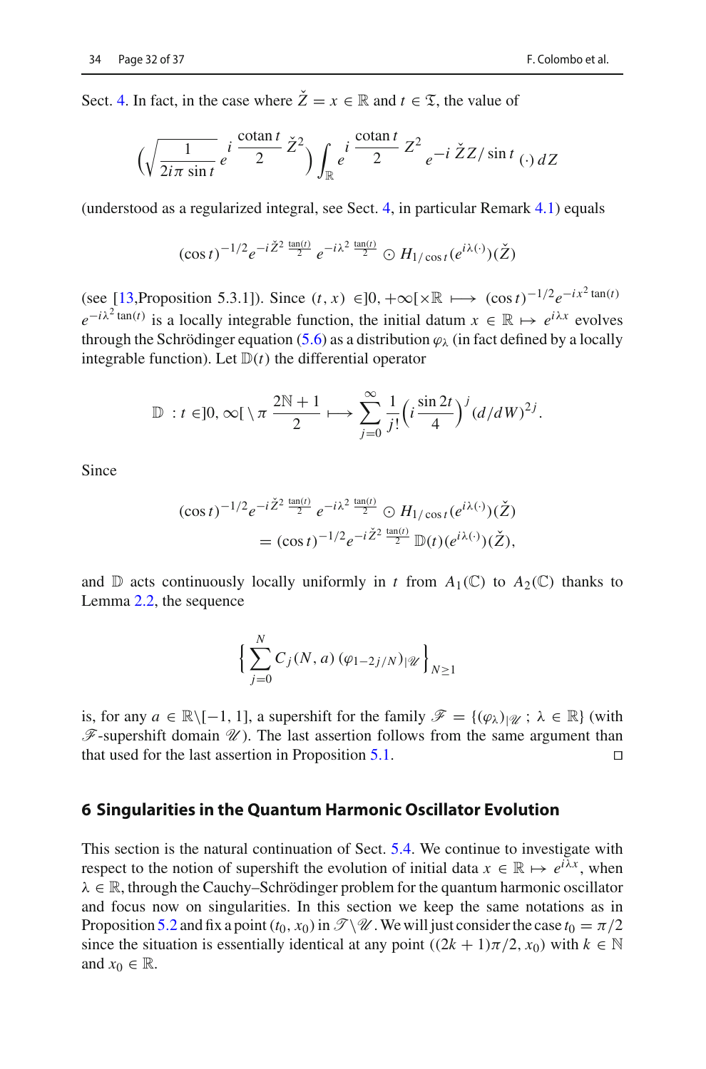Sect. 4. In fact, in the case where $\check{Z} = x \in \mathbb{R}$ and $t \in \mathfrak{T}$, the value of

$$\Big(\sqrt{\frac{1}{2i\pi \sin t}}\, e^{i\,\dfrac{\mathrm{cotan}\, t}{2}\,\check{Z}^2}\Big) \int_{\mathbb{R}} e^{i\,\dfrac{\mathrm{cotan}\, t}{2}\,Z^2}\, e^{-i\,\check{Z}Z/\sin t}\,(\cdot)\,dZ$$

(understood as a regularized integral, see Sect. 4, in particular Remark 4.1) equals

$$(\cos t)^{-1/2} e^{-i\check{Z}^2\,\frac{\tan(t)}{2}}\, e^{-i\lambda^2\,\frac{\tan(t)}{2}} \odot H_{1/\cos t}(e^{i\lambda(\cdot)})(\check{Z})$$

(see [13,Proposition 5.3.1]). Since $(t, x) \in ]0, +\infty[\times\mathbb{R} \longmapsto (\cos t)^{-1/2} e^{-ix^2\tan(t)}\, e^{-i\lambda^2\tan(t)}$ is a locally integrable function, the initial datum $x \in \mathbb{R} \mapsto e^{i\lambda x}$ evolves through the Schrödinger equation (5.6) as a distribution $\varphi_\lambda$ (in fact defined by a locally integrable function). Let $\mathbb{D}(t)$ the differential operator

$$\mathbb{D}\,:\, t \in ]0, \infty[\,\setminus \pi\,\frac{2\mathbb{N}+1}{2} \longmapsto \sum_{j=0}^{\infty} \frac{1}{j!}\Big(i\,\frac{\sin 2t}{4}\Big)^j (d/dW)^{2j}.$$

Since

$$\begin{aligned}
&(\cos t)^{-1/2} e^{-i\check{Z}^2\,\frac{\tan(t)}{2}}\, e^{-i\lambda^2\,\frac{\tan(t)}{2}} \odot H_{1/\cos t}(e^{i\lambda(\cdot)})(\check{Z}) \\
&\quad = (\cos t)^{-1/2} e^{-i\check{Z}^2\,\frac{\tan(t)}{2}}\, \mathbb{D}(t)(e^{i\lambda(\cdot)})(\check{Z}),
\end{aligned}$$

and $\mathbb{D}$ acts continuously locally uniformly in $t$ from $A_1(\mathbb{C})$ to $A_2(\mathbb{C})$ thanks to Lemma 2.2, the sequence

$$\Big\{\sum_{j=0}^{N} C_j(N, a)\,(\varphi_{1-2j/N})_{|\mathscr{U}}\Big\}_{N\geq 1}$$

is, for any $a \in \mathbb{R}\setminus[-1, 1]$, a supershift for the family $\mathscr{F} = \{(\varphi_\lambda)_{|\mathscr{U}}\,;\, \lambda \in \mathbb{R}\}$ (with $\mathscr{F}$-supershift domain $\mathscr{U}$). The last assertion follows from the same argument than that used for the last assertion in Proposition 5.1. □

## 6 Singularities in the Quantum Harmonic Oscillator Evolution

This section is the natural continuation of Sect. 5.4. We continue to investigate with respect to the notion of supershift the evolution of initial data $x \in \mathbb{R} \mapsto e^{i\lambda x}$, when $\lambda \in \mathbb{R}$, through the Cauchy–Schrödinger problem for the quantum harmonic oscillator and focus now on singularities. In this section we keep the same notations as in Proposition 5.2 and fix a point $(t_0, x_0)$ in $\mathscr{T}\setminus\mathscr{U}$. We will just consider the case $t_0 = \pi/2$ since the situation is essentially identical at any point $((2k+1)\pi/2, x_0)$ with $k \in \mathbb{N}$ and $x_0 \in \mathbb{R}$.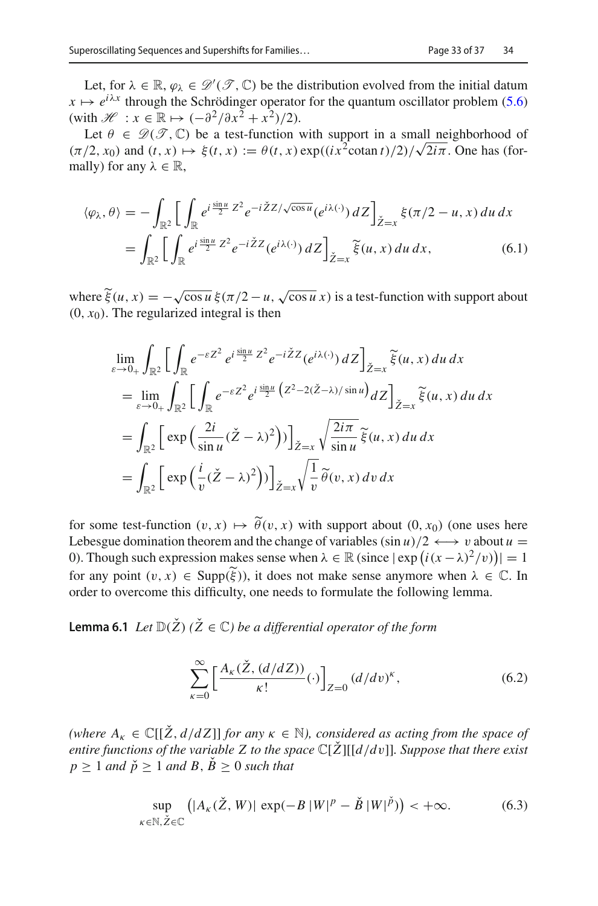Let, for $\lambda \in \mathbb{R}$, $\varphi_\lambda \in \mathscr{D}'(\mathscr{T}, \mathbb{C})$ be the distribution evolved from the initial datum $x \mapsto e^{i\lambda x}$ through the Schrödinger operator for the quantum oscillator problem (5.6) (with $\mathscr{H} : x \in \mathbb{R} \mapsto (-\partial^2/\partial x^2 + x^2)/2$).

Let $\theta \in \mathscr{D}(\mathscr{T}, \mathbb{C})$ be a test-function with support in a small neighborhood of $(\pi/2, x_0)$ and $(t, x) \mapsto \xi(t, x) := \theta(t, x) \exp((i x^2 \mathrm{cotan}\, t)/2)/\sqrt{2i\pi}$. One has (formally) for any $\lambda \in \mathbb{R}$,

$$
\begin{aligned}
\langle \varphi_\lambda, \theta \rangle &= -\int_{\mathbb{R}^2} \Big[ \int_{\mathbb{R}} e^{i \frac{\sin u}{2} Z^2} e^{-i \check{Z} Z/\sqrt{\cos u}} (e^{i\lambda(\cdot)})\, dZ \Big]_{\check{Z}=x} \xi(\pi/2 - u, x)\, du\, dx \\
&= \int_{\mathbb{R}^2} \Big[ \int_{\mathbb{R}} e^{i \frac{\sin u}{2} Z^2} e^{-i \check{Z} Z} (e^{i\lambda(\cdot)})\, dZ \Big]_{\check{Z}=x} \widetilde{\xi}(u, x)\, du\, dx,
\end{aligned}
\tag{6.1}
$$

where $\widetilde{\xi}(u, x) = -\sqrt{\cos u}\, \xi(\pi/2 - u, \sqrt{\cos u}\, x)$ is a test-function with support about $(0, x_0)$. The regularized integral is then

$$
\begin{aligned}
&\lim_{\varepsilon \to 0_+} \int_{\mathbb{R}^2} \Big[ \int_{\mathbb{R}} e^{-\varepsilon Z^2} e^{i \frac{\sin u}{2} Z^2} e^{-i \check{Z} Z} (e^{i\lambda(\cdot)})\, dZ \Big]_{\check{Z}=x} \widetilde{\xi}(u, x)\, du\, dx \\
&= \lim_{\varepsilon \to 0_+} \int_{\mathbb{R}^2} \Big[ \int_{\mathbb{R}} e^{-\varepsilon Z^2} e^{i \frac{\sin u}{2} \left( Z^2 - 2(\check{Z} - \lambda)/\sin u \right)} dZ \Big]_{\check{Z}=x} \widetilde{\xi}(u, x)\, du\, dx \\
&= \int_{\mathbb{R}^2} \Big[ \exp\Big( \frac{2i}{\sin u} (\check{Z} - \lambda)^2 \Big) \Big) \Big]_{\check{Z}=x} \sqrt{\frac{2i\pi}{\sin u}}\, \widetilde{\xi}(u, x)\, du\, dx \\
&= \int_{\mathbb{R}^2} \Big[ \exp\Big( \frac{i}{v} (\check{Z} - \lambda)^2 \Big) \Big) \Big]_{\check{Z}=x} \sqrt{\frac{1}{v}}\, \widetilde{\theta}(v, x)\, dv\, dx
\end{aligned}
$$

for some test-function $(v, x) \mapsto \widetilde{\theta}(v, x)$ with support about $(0, x_0)$ (one uses here Lebesgue domination theorem and the change of variables $(\sin u)/2 \longleftrightarrow v$ about $u = 0$). Though such expression makes sense when $\lambda \in \mathbb{R}$ (since $|\exp\big(i(x - \lambda)^2/v\big)| = 1$ for any point $(v, x) \in \mathrm{Supp}(\widetilde{\xi})$), it does not make sense anymore when $\lambda \in \mathbb{C}$. In order to overcome this difficulty, one needs to formulate the following lemma.

**Lemma 6.1** *Let $\mathbb{D}(\check{Z})$ ($\check{Z} \in \mathbb{C}$) be a differential operator of the form*

$$
\sum_{\kappa=0}^{\infty} \Big[ \frac{A_\kappa(\check{Z}, (d/dZ))}{\kappa!} (\cdot) \Big]_{Z=0} (d/dv)^\kappa,
\tag{6.2}
$$

*(where $A_\kappa \in \mathbb{C}[[\check{Z}, d/dZ]]$ for any $\kappa \in \mathbb{N}$), considered as acting from the space of entire functions of the variable $Z$ to the space $\mathbb{C}[\check{Z}][[d/dv]]$. Suppose that there exist $p \geq 1$ and $\check{p} \geq 1$ and $B, \check{B} \geq 0$ such that*

$$
\sup_{\kappa \in \mathbb{N}, \check{Z} \in \mathbb{C}} \big( |A_\kappa(\check{Z}, W)| \exp(-B\,|W|^p - \check{B}\,|W|^{\check{p}}) \big) < +\infty.
\tag{6.3}
$$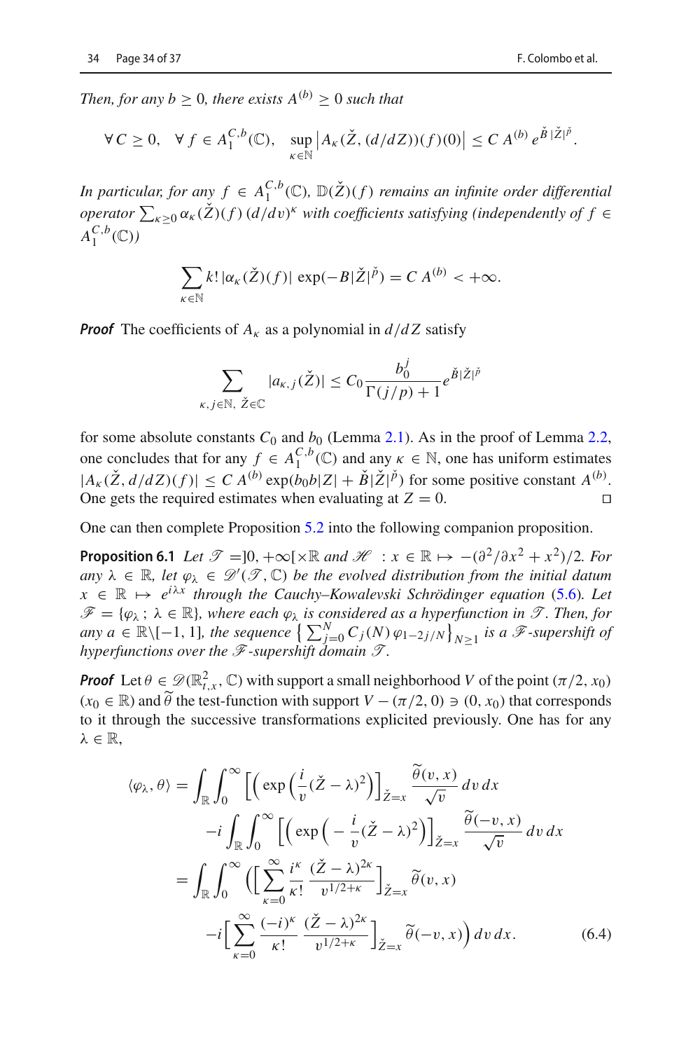*Then, for any $b \geq 0$, there exists $A^{(b)} \geq 0$ such that*

$$\forall\, C \geq 0, \quad \forall\, f \in A_1^{C,b}(\mathbb{C}), \quad \sup_{\kappa \in \mathbb{N}} \left| A_\kappa(\check{Z}, (d/dZ))(f)(0) \right| \leq C\, A^{(b)}\, e^{\check{B}\,|\check{Z}|^{\check{p}}}.$$

*In particular, for any $f \in A_1^{C,b}(\mathbb{C})$, $\mathbb{D}(\check{Z})(f)$ remains an infinite order differential operator $\sum_{\kappa \geq 0} \alpha_\kappa(\check{Z})(f)\,(d/dv)^\kappa$ with coefficients satisfying (independently of $f \in A_1^{C,b}(\mathbb{C})$)*

$$\sum_{\kappa \in \mathbb{N}} k!\, |\alpha_\kappa(\check{Z})(f)|\, \exp(-B|\check{Z}|^{\check{p}}) = C\, A^{(b)} < +\infty.$$

***Proof*** The coefficients of $A_\kappa$ as a polynomial in $d/dZ$ satisfy

$$\sum_{\kappa, j \in \mathbb{N},\ \check{Z} \in \mathbb{C}} |a_{\kappa,j}(\check{Z})| \leq C_0 \frac{b_0^j}{\Gamma(j/p) + 1} e^{\check{B}|\check{Z}|^{\check{p}}}$$

for some absolute constants $C_0$ and $b_0$ (Lemma 2.1). As in the proof of Lemma 2.2, one concludes that for any $f \in A_1^{C,b}(\mathbb{C})$ and any $\kappa \in \mathbb{N}$, one has uniform estimates $|A_\kappa(\check{Z}, d/dZ)(f)| \leq C\, A^{(b)} \exp(b_0 b|Z| + \check{B}|\check{Z}|^{\check{p}})$ for some positive constant $A^{(b)}$. One gets the required estimates when evaluating at $Z = 0$. ◻

One can then complete Proposition 5.2 into the following companion proposition.

**Proposition 6.1** *Let $\mathscr{T} = ]0, +\infty[ \times \mathbb{R}$ and $\mathscr{H} : x \in \mathbb{R} \mapsto -(\partial^2/\partial x^2 + x^2)/2$. For any $\lambda \in \mathbb{R}$, let $\varphi_\lambda \in \mathscr{D}'(\mathscr{T}, \mathbb{C})$ be the evolved distribution from the initial datum $x \in \mathbb{R} \mapsto e^{i\lambda x}$ through the Cauchy–Kowalevski Schrödinger equation (5.6). Let $\mathscr{F} = \{\varphi_\lambda\,;\, \lambda \in \mathbb{R}\}$, where each $\varphi_\lambda$ is considered as a hyperfunction in $\mathscr{T}$. Then, for any $a \in \mathbb{R} \setminus [-1, 1]$, the sequence $\left\{ \sum_{j=0}^N C_j(N)\, \varphi_{1-2j/N} \right\}_{N \geq 1}$ is a $\mathscr{F}$-supershift of hyperfunctions over the $\mathscr{F}$-supershift domain $\mathscr{T}$.*

***Proof*** Let $\theta \in \mathscr{D}(\mathbb{R}^2_{t,x}, \mathbb{C})$ with support a small neighborhood $V$ of the point $(\pi/2, x_0)$ ($x_0 \in \mathbb{R}$) and $\widetilde{\theta}$ the test-function with support $V - (\pi/2, 0) \ni (0, x_0)$ that corresponds to it through the successive transformations explicited previously. One has for any $\lambda \in \mathbb{R}$,

$$\begin{aligned}
\langle \varphi_\lambda, \theta \rangle &= \int_{\mathbb{R}} \int_0^\infty \Big[ \Big( \exp\Big( \frac{i}{v} (\check{Z} - \lambda)^2 \Big) \Big]_{\check{Z} = x} \frac{\widetilde{\theta}(v, x)}{\sqrt{v}}\, dv\, dx \\
&\quad - i \int_{\mathbb{R}} \int_0^\infty \Big[ \Big( \exp\Big( -\frac{i}{v} (\check{Z} - \lambda)^2 \Big) \Big]_{\check{Z} = x} \frac{\widetilde{\theta}(-v, x)}{\sqrt{v}}\, dv\, dx \\
&= \int_{\mathbb{R}} \int_0^\infty \Big( \Big[ \sum_{\kappa=0}^\infty \frac{i^\kappa}{\kappa!} \frac{(\check{Z} - \lambda)^{2\kappa}}{v^{1/2+\kappa}} \Big]_{\check{Z} = x} \widetilde{\theta}(v, x) \\
&\quad - i \Big[ \sum_{\kappa=0}^\infty \frac{(-i)^\kappa}{\kappa!} \frac{(\check{Z} - \lambda)^{2\kappa}}{v^{1/2+\kappa}} \Big]_{\check{Z} = x} \widetilde{\theta}(-v, x) \Big)\, dv\, dx.
\end{aligned} \tag{6.4}$$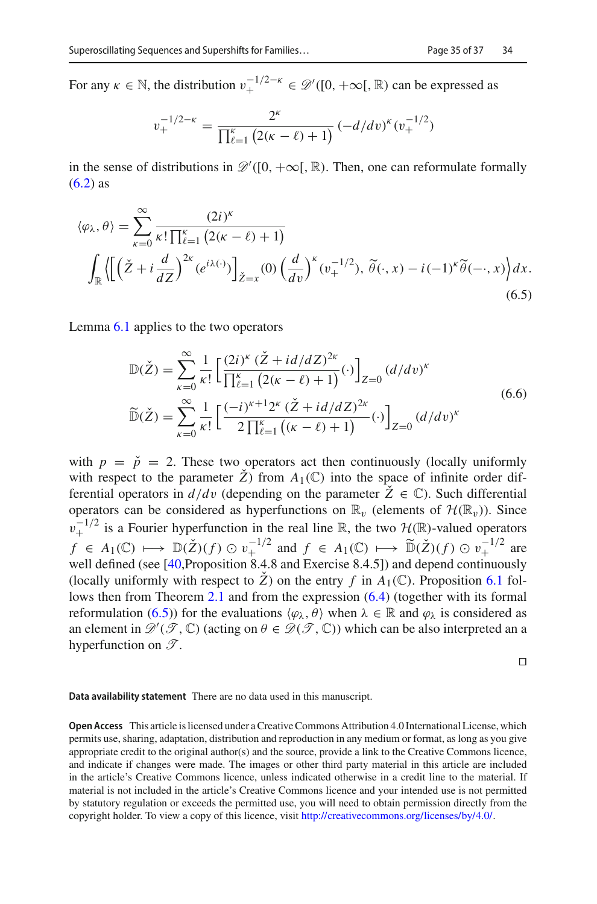For any $\kappa \in \mathbb{N}$, the distribution $v_+^{-1/2-\kappa} \in \mathscr{D}'([0, +\infty[, \mathbb{R})$ can be expressed as

$$v_+^{-1/2-\kappa} = \frac{2^\kappa}{\prod_{\ell=1}^{\kappa} \left(2(\kappa-\ell)+1\right)} (-d/dv)^\kappa (v_+^{-1/2})$$

in the sense of distributions in $\mathscr{D}'([0, +\infty[, \mathbb{R})$. Then, one can reformulate formally (6.2) as

$$\langle \varphi_\lambda, \theta \rangle = \sum_{\kappa=0}^{\infty} \frac{(2i)^\kappa}{\kappa! \prod_{\ell=1}^{\kappa} \left(2(\kappa-\ell)+1\right)} \int_{\mathbb{R}} \Big\langle \Big[ \Big( \check{Z} + i \frac{d}{dZ} \Big)^{2\kappa} (e^{i\lambda(\cdot)}) \Big]_{\check{Z}=x} (0) \Big( \frac{d}{dv} \Big)^\kappa (v_+^{-1/2}),\ \widetilde{\theta}(\cdot, x) - i(-1)^\kappa \widetilde{\theta}(-\cdot, x) \Big\rangle dx. \tag{6.5}$$

Lemma 6.1 applies to the two operators

$$\begin{aligned}
\mathbb{D}(\check{Z}) &= \sum_{\kappa=0}^{\infty} \frac{1}{\kappa!} \Big[ \frac{(2i)^\kappa \, (\check{Z} + i\, d/dZ)^{2\kappa}}{\prod_{\ell=1}^{\kappa} \left(2(\kappa-\ell)+1\right)} (\cdot) \Big]_{Z=0} (d/dv)^\kappa \\
\widetilde{\mathbb{D}}(\check{Z}) &= \sum_{\kappa=0}^{\infty} \frac{1}{\kappa!} \Big[ \frac{(-i)^{\kappa+1} 2^\kappa \, (\check{Z} + i\, d/dZ)^{2\kappa}}{2 \prod_{\ell=1}^{\kappa} \left((\kappa-\ell)+1\right)} (\cdot) \Big]_{Z=0} (d/dv)^\kappa
\end{aligned} \tag{6.6}$$

with $p = \check{p} = 2$. These two operators act then continuously (locally uniformly with respect to the parameter $\check{Z}$) from $A_1(\mathbb{C})$ into the space of infinite order differential operators in $d/dv$ (depending on the parameter $\check{Z} \in \mathbb{C}$). Such differential operators can be considered as hyperfunctions on $\mathbb{R}_v$ (elements of $\mathcal{H}(\mathbb{R}_v)$). Since $v_+^{-1/2}$ is a Fourier hyperfunction in the real line $\mathbb{R}$, the two $\mathcal{H}(\mathbb{R})$-valued operators $f \in A_1(\mathbb{C}) \longmapsto \mathbb{D}(\check{Z})(f) \odot v_+^{-1/2}$ and $f \in A_1(\mathbb{C}) \longmapsto \widetilde{\mathbb{D}}(\check{Z})(f) \odot v_+^{-1/2}$ are well defined (see [40,Proposition 8.4.8 and Exercise 8.4.5]) and depend continuously (locally uniformly with respect to $\check{Z}$) on the entry $f$ in $A_1(\mathbb{C})$. Proposition 6.1 follows then from Theorem 2.1 and from the expression (6.4) (together with its formal reformulation (6.5)) for the evaluations $\langle \varphi_\lambda, \theta \rangle$ when $\lambda \in \mathbb{R}$ and $\varphi_\lambda$ is considered as an element in $\mathscr{D}'(\mathscr{T}, \mathbb{C})$ (acting on $\theta \in \mathscr{D}(\mathscr{T}, \mathbb{C})$) which can be also interpreted an a hyperfunction on $\mathscr{T}$.

□

**Data availability statement** There are no data used in this manuscript.

**Open Access** This article is licensed under a Creative Commons Attribution 4.0 International License, which permits use, sharing, adaptation, distribution and reproduction in any medium or format, as long as you give appropriate credit to the original author(s) and the source, provide a link to the Creative Commons licence, and indicate if changes were made. The images or other third party material in this article are included in the article's Creative Commons licence, unless indicated otherwise in a credit line to the material. If material is not included in the article's Creative Commons licence and your intended use is not permitted by statutory regulation or exceeds the permitted use, you will need to obtain permission directly from the copyright holder. To view a copy of this licence, visit http://creativecommons.org/licenses/by/4.0/.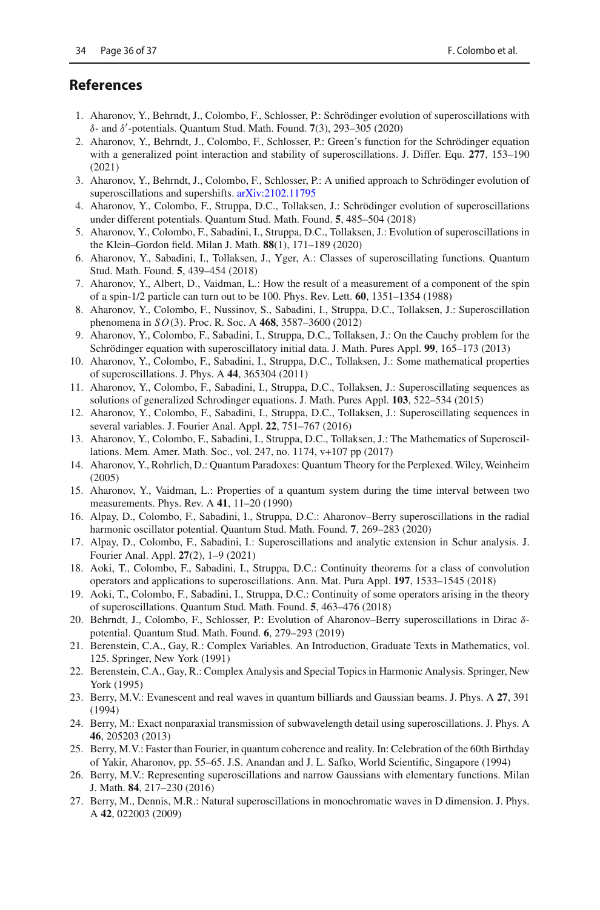## References

1. Aharonov, Y., Behrndt, J., Colombo, F., Schlosser, P.: Schrödinger evolution of superoscillations with $\delta$- and $\delta'$-potentials. Quantum Stud. Math. Found. **7**(3), 293–305 (2020)
2. Aharonov, Y., Behrndt, J., Colombo, F., Schlosser, P.: Green's function for the Schrödinger equation with a generalized point interaction and stability of superoscillations. J. Differ. Equ. **277**, 153–190 (2021)
3. Aharonov, Y., Behrndt, J., Colombo, F., Schlosser, P.: A unified approach to Schrödinger evolution of superoscillations and supershifts. arXiv:2102.11795
4. Aharonov, Y., Colombo, F., Struppa, D.C., Tollaksen, J.: Schrödinger evolution of superoscillations under different potentials. Quantum Stud. Math. Found. **5**, 485–504 (2018)
5. Aharonov, Y., Colombo, F., Sabadini, I., Struppa, D.C., Tollaksen, J.: Evolution of superoscillations in the Klein–Gordon field. Milan J. Math. **88**(1), 171–189 (2020)
6. Aharonov, Y., Sabadini, I., Tollaksen, J., Yger, A.: Classes of superoscillating functions. Quantum Stud. Math. Found. **5**, 439–454 (2018)
7. Aharonov, Y., Albert, D., Vaidman, L.: How the result of a measurement of a component of the spin of a spin-1/2 particle can turn out to be 100. Phys. Rev. Lett. **60**, 1351–1354 (1988)
8. Aharonov, Y., Colombo, F., Nussinov, S., Sabadini, I., Struppa, D.C., Tollaksen, J.: Superoscillation phenomena in $SO(3)$. Proc. R. Soc. A **468**, 3587–3600 (2012)
9. Aharonov, Y., Colombo, F., Sabadini, I., Struppa, D.C., Tollaksen, J.: On the Cauchy problem for the Schrödinger equation with superoscillatory initial data. J. Math. Pures Appl. **99**, 165–173 (2013)
10. Aharonov, Y., Colombo, F., Sabadini, I., Struppa, D.C., Tollaksen, J.: Some mathematical properties of superoscillations. J. Phys. A **44**, 365304 (2011)
11. Aharonov, Y., Colombo, F., Sabadini, I., Struppa, D.C., Tollaksen, J.: Superoscillating sequences as solutions of generalized Schrodinger equations. J. Math. Pures Appl. **103**, 522–534 (2015)
12. Aharonov, Y., Colombo, F., Sabadini, I., Struppa, D.C., Tollaksen, J.: Superoscillating sequences in several variables. J. Fourier Anal. Appl. **22**, 751–767 (2016)
13. Aharonov, Y., Colombo, F., Sabadini, I., Struppa, D.C., Tollaksen, J.: The Mathematics of Superoscillations. Mem. Amer. Math. Soc., vol. 247, no. 1174, v+107 pp (2017)
14. Aharonov, Y., Rohrlich, D.: Quantum Paradoxes: Quantum Theory for the Perplexed. Wiley, Weinheim (2005)
15. Aharonov, Y., Vaidman, L.: Properties of a quantum system during the time interval between two measurements. Phys. Rev. A **41**, 11–20 (1990)
16. Alpay, D., Colombo, F., Sabadini, I., Struppa, D.C.: Aharonov–Berry superoscillations in the radial harmonic oscillator potential. Quantum Stud. Math. Found. **7**, 269–283 (2020)
17. Alpay, D., Colombo, F., Sabadini, I.: Superoscillations and analytic extension in Schur analysis. J. Fourier Anal. Appl. **27**(2), 1–9 (2021)
18. Aoki, T., Colombo, F., Sabadini, I., Struppa, D.C.: Continuity theorems for a class of convolution operators and applications to superoscillations. Ann. Mat. Pura Appl. **197**, 1533–1545 (2018)
19. Aoki, T., Colombo, F., Sabadini, I., Struppa, D.C.: Continuity of some operators arising in the theory of superoscillations. Quantum Stud. Math. Found. **5**, 463–476 (2018)
20. Behrndt, J., Colombo, F., Schlosser, P.: Evolution of Aharonov–Berry superoscillations in Dirac $\delta$-potential. Quantum Stud. Math. Found. **6**, 279–293 (2019)
21. Berenstein, C.A., Gay, R.: Complex Variables. An Introduction, Graduate Texts in Mathematics, vol. 125. Springer, New York (1991)
22. Berenstein, C.A., Gay, R.: Complex Analysis and Special Topics in Harmonic Analysis. Springer, New York (1995)
23. Berry, M.V.: Evanescent and real waves in quantum billiards and Gaussian beams. J. Phys. A **27**, 391 (1994)
24. Berry, M.: Exact nonparaxial transmission of subwavelength detail using superoscillations. J. Phys. A **46**, 205203 (2013)
25. Berry, M.V.: Faster than Fourier, in quantum coherence and reality. In: Celebration of the 60th Birthday of Yakir, Aharonov, pp. 55–65. J.S. Anandan and J. L. Safko, World Scientific, Singapore (1994)
26. Berry, M.V.: Representing superoscillations and narrow Gaussians with elementary functions. Milan J. Math. **84**, 217–230 (2016)
27. Berry, M., Dennis, M.R.: Natural superoscillations in monochromatic waves in D dimension. J. Phys. A **42**, 022003 (2009)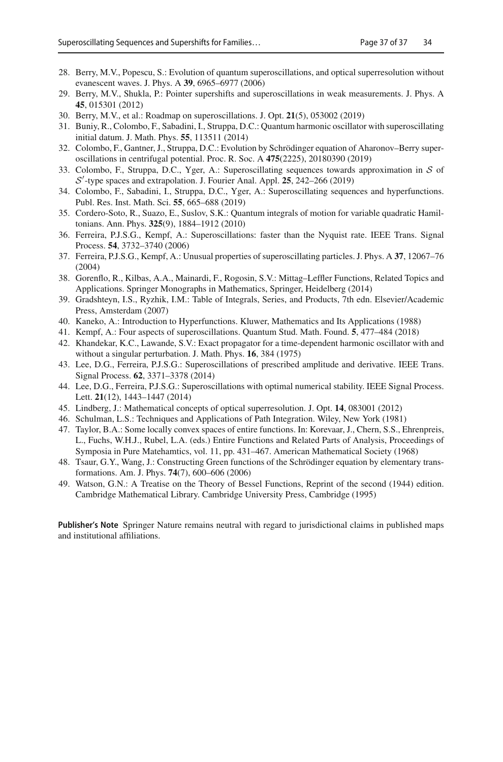28. Berry, M.V., Popescu, S.: Evolution of quantum superoscillations, and optical superresolution without evanescent waves. J. Phys. A **39**, 6965–6977 (2006)
29. Berry, M.V., Shukla, P.: Pointer supershifts and superoscillations in weak measurements. J. Phys. A **45**, 015301 (2012)
30. Berry, M.V., et al.: Roadmap on superoscillations. J. Opt. **21**(5), 053002 (2019)
31. Buniy, R., Colombo, F., Sabadini, I., Struppa, D.C.: Quantum harmonic oscillator with superoscillating initial datum. J. Math. Phys. **55**, 113511 (2014)
32. Colombo, F., Gantner, J., Struppa, D.C.: Evolution by Schrödinger equation of Aharonov–Berry superoscillations in centrifugal potential. Proc. R. Soc. A **475**(2225), 20180390 (2019)
33. Colombo, F., Struppa, D.C., Yger, A.: Superoscillating sequences towards approximation in $\mathcal{S}$ of $\mathcal{S}'$-type spaces and extrapolation. J. Fourier Anal. Appl. **25**, 242–266 (2019)
34. Colombo, F., Sabadini, I., Struppa, D.C., Yger, A.: Superoscillating sequences and hyperfunctions. Publ. Res. Inst. Math. Sci. **55**, 665–688 (2019)
35. Cordero-Soto, R., Suazo, E., Suslov, S.K.: Quantum integrals of motion for variable quadratic Hamiltonians. Ann. Phys. **325**(9), 1884–1912 (2010)
36. Ferreira, P.J.S.G., Kempf, A.: Superoscillations: faster than the Nyquist rate. IEEE Trans. Signal Process. **54**, 3732–3740 (2006)
37. Ferreira, P.J.S.G., Kempf, A.: Unusual properties of superoscillating particles. J. Phys. A **37**, 12067–76 (2004)
38. Gorenflo, R., Kilbas, A.A., Mainardi, F., Rogosin, S.V.: Mittag–Leffler Functions, Related Topics and Applications. Springer Monographs in Mathematics, Springer, Heidelberg (2014)
39. Gradshteyn, I.S., Ryzhik, I.M.: Table of Integrals, Series, and Products, 7th edn. Elsevier/Academic Press, Amsterdam (2007)
40. Kaneko, A.: Introduction to Hyperfunctions. Kluwer, Mathematics and Its Applications (1988)
41. Kempf, A.: Four aspects of superoscillations. Quantum Stud. Math. Found. **5**, 477–484 (2018)
42. Khandekar, K.C., Lawande, S.V.: Exact propagator for a time-dependent harmonic oscillator with and without a singular perturbation. J. Math. Phys. **16**, 384 (1975)
43. Lee, D.G., Ferreira, P.J.S.G.: Superoscillations of prescribed amplitude and derivative. IEEE Trans. Signal Process. **62**, 3371–3378 (2014)
44. Lee, D.G., Ferreira, P.J.S.G.: Superoscillations with optimal numerical stability. IEEE Signal Process. Lett. **21**(12), 1443–1447 (2014)
45. Lindberg, J.: Mathematical concepts of optical superresolution. J. Opt. **14**, 083001 (2012)
46. Schulman, L.S.: Techniques and Applications of Path Integration. Wiley, New York (1981)
47. Taylor, B.A.: Some locally convex spaces of entire functions. In: Korevaar, J., Chern, S.S., Ehrenpreis, L., Fuchs, W.H.J., Rubel, L.A. (eds.) Entire Functions and Related Parts of Analysis, Proceedings of Symposia in Pure Matehamtics, vol. 11, pp. 431–467. American Mathematical Society (1968)
48. Tsaur, G.Y., Wang, J.: Constructing Green functions of the Schrödinger equation by elementary transformations. Am. J. Phys. **74**(7), 600–606 (2006)
49. Watson, G.N.: A Treatise on the Theory of Bessel Functions, Reprint of the second (1944) edition. Cambridge Mathematical Library. Cambridge University Press, Cambridge (1995)

**Publisher's Note** Springer Nature remains neutral with regard to jurisdictional claims in published maps and institutional affiliations.